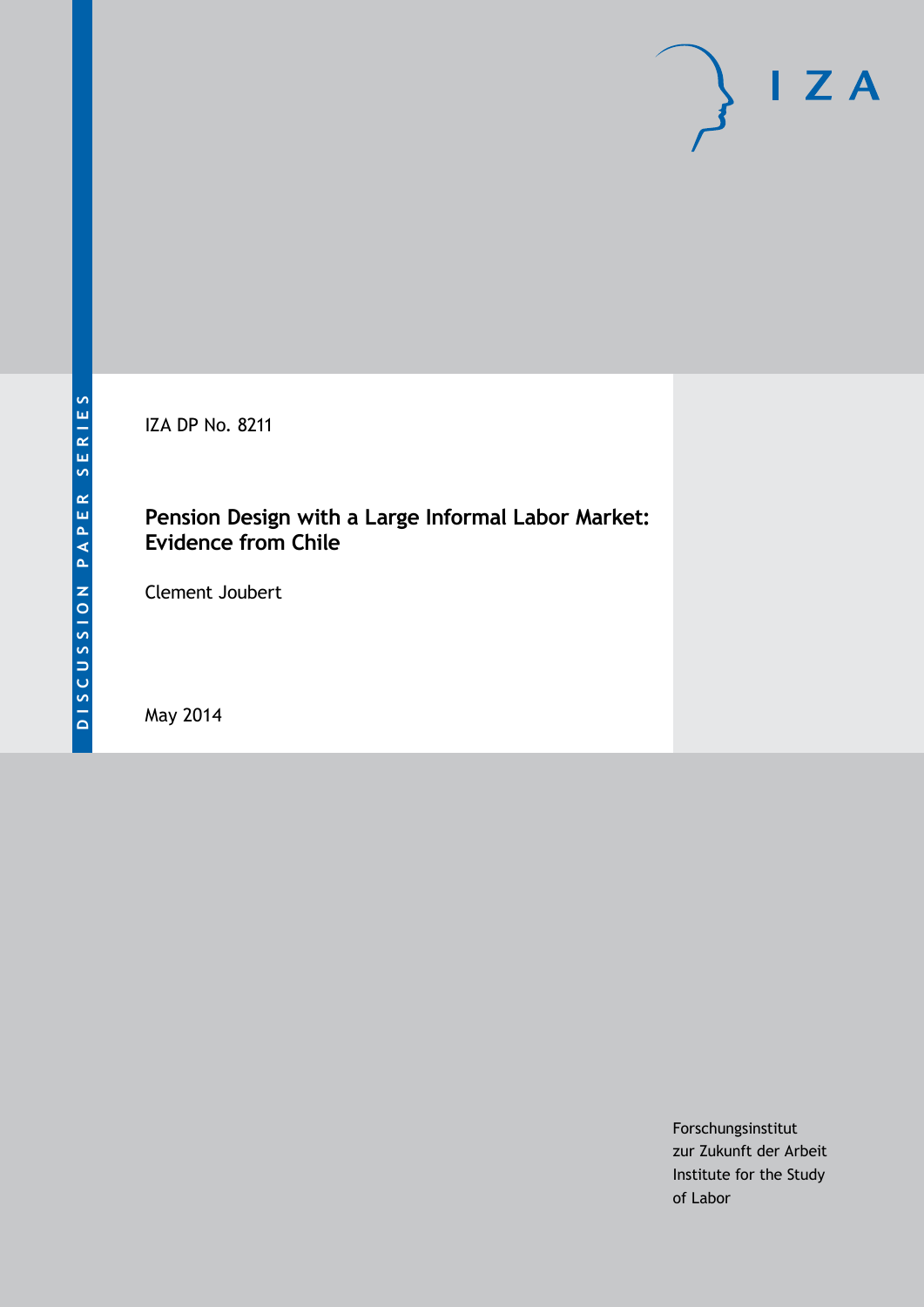DISCUSSION PAPER SERIES

IZA DP No. 8211

# Pension Design with a Large Informal Labor Market: Evidence from Chile

Clement Joubert

May 2014

Forschungsinstitut
zur Zukunft der Arbeit
Institute for the Study
of Labor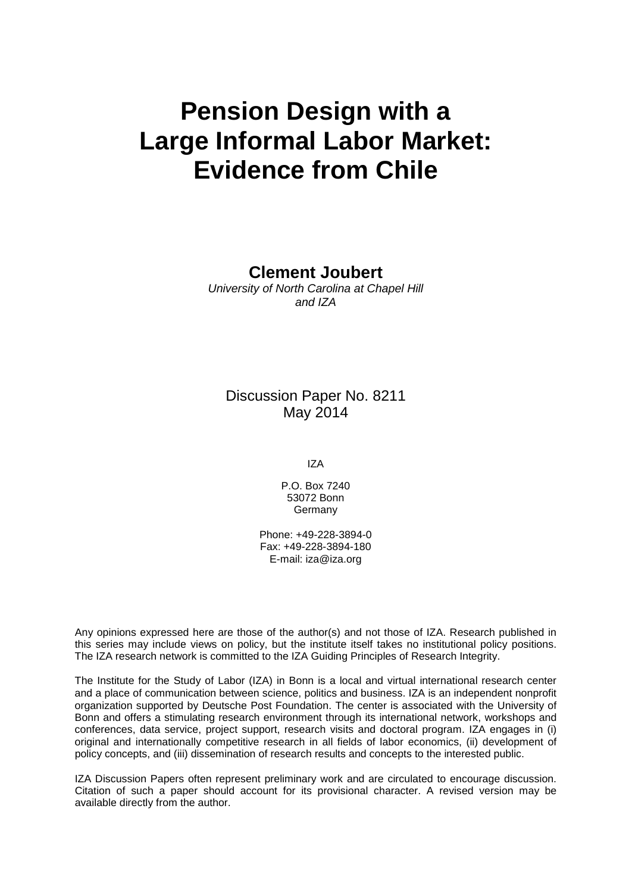# Pension Design with a Large Informal Labor Market: Evidence from Chile

**Clement Joubert**
*University of North Carolina at Chapel Hill and IZA*

Discussion Paper No. 8211
May 2014

IZA

P.O. Box 7240
53072 Bonn
Germany

Phone: +49-228-3894-0
Fax: +49-228-3894-180
E-mail: iza@iza.org

Any opinions expressed here are those of the author(s) and not those of IZA. Research published in this series may include views on policy, but the institute itself takes no institutional policy positions. The IZA research network is committed to the IZA Guiding Principles of Research Integrity.

The Institute for the Study of Labor (IZA) in Bonn is a local and virtual international research center and a place of communication between science, politics and business. IZA is an independent nonprofit organization supported by Deutsche Post Foundation. The center is associated with the University of Bonn and offers a stimulating research environment through its international network, workshops and conferences, data service, project support, research visits and doctoral program. IZA engages in (i) original and internationally competitive research in all fields of labor economics, (ii) development of policy concepts, and (iii) dissemination of research results and concepts to the interested public.

IZA Discussion Papers often represent preliminary work and are circulated to encourage discussion. Citation of such a paper should account for its provisional character. A revised version may be available directly from the author.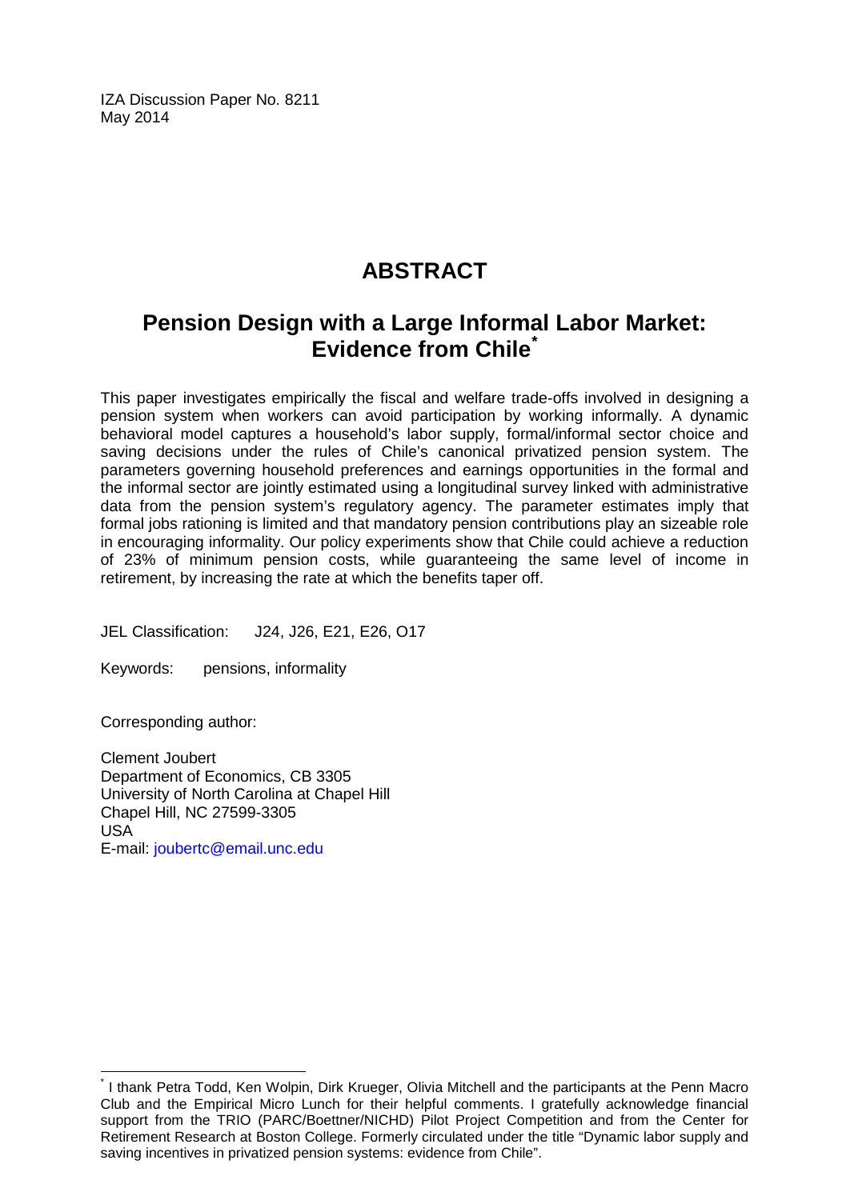IZA Discussion Paper No. 8211
May 2014

# ABSTRACT

## Pension Design with a Large Informal Labor Market: Evidence from Chile[*]

This paper investigates empirically the fiscal and welfare trade-offs involved in designing a pension system when workers can avoid participation by working informally. A dynamic behavioral model captures a household's labor supply, formal/informal sector choice and saving decisions under the rules of Chile's canonical privatized pension system. The parameters governing household preferences and earnings opportunities in the formal and the informal sector are jointly estimated using a longitudinal survey linked with administrative data from the pension system's regulatory agency. The parameter estimates imply that formal jobs rationing is limited and that mandatory pension contributions play an sizeable role in encouraging informality. Our policy experiments show that Chile could achieve a reduction of 23% of minimum pension costs, while guaranteeing the same level of income in retirement, by increasing the rate at which the benefits taper off.

JEL Classification: J24, J26, E21, E26, O17

Keywords: pensions, informality

Corresponding author:

Clement Joubert
Department of Economics, CB 3305
University of North Carolina at Chapel Hill
Chapel Hill, NC 27599-3305
USA
E-mail: joubertc@email.unc.edu

[*] I thank Petra Todd, Ken Wolpin, Dirk Krueger, Olivia Mitchell and the participants at the Penn Macro Club and the Empirical Micro Lunch for their helpful comments. I gratefully acknowledge financial support from the TRIO (PARC/Boettner/NICHD) Pilot Project Competition and from the Center for Retirement Research at Boston College. Formerly circulated under the title "Dynamic labor supply and saving incentives in privatized pension systems: evidence from Chile".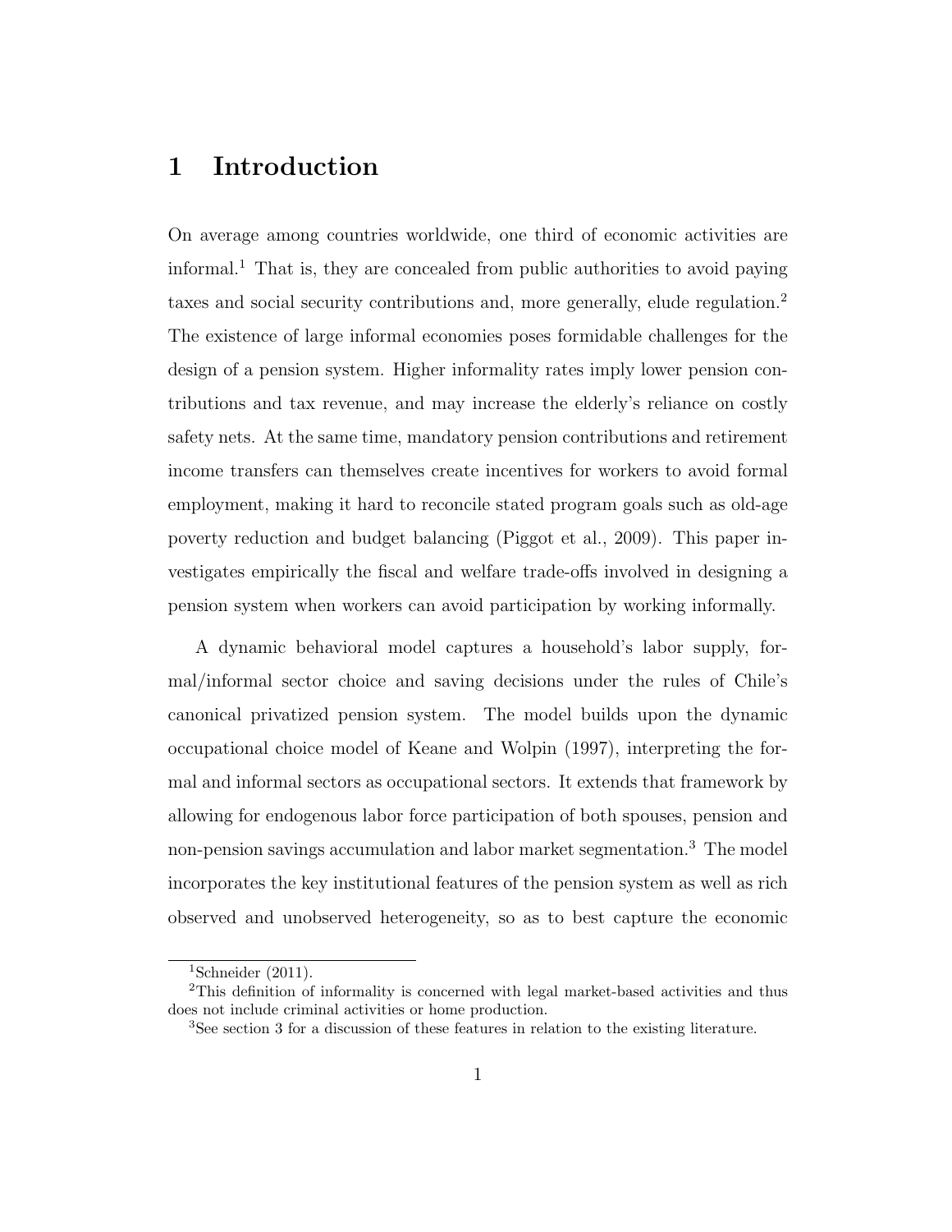# 1 Introduction

On average among countries worldwide, one third of economic activities are informal.[1] That is, they are concealed from public authorities to avoid paying taxes and social security contributions and, more generally, elude regulation.[2] The existence of large informal economies poses formidable challenges for the design of a pension system. Higher informality rates imply lower pension contributions and tax revenue, and may increase the elderly's reliance on costly safety nets. At the same time, mandatory pension contributions and retirement income transfers can themselves create incentives for workers to avoid formal employment, making it hard to reconcile stated program goals such as old-age poverty reduction and budget balancing (Piggot et al., 2009). This paper investigates empirically the fiscal and welfare trade-offs involved in designing a pension system when workers can avoid participation by working informally.

A dynamic behavioral model captures a household's labor supply, formal/informal sector choice and saving decisions under the rules of Chile's canonical privatized pension system. The model builds upon the dynamic occupational choice model of Keane and Wolpin (1997), interpreting the formal and informal sectors as occupational sectors. It extends that framework by allowing for endogenous labor force participation of both spouses, pension and non-pension savings accumulation and labor market segmentation.[3] The model incorporates the key institutional features of the pension system as well as rich observed and unobserved heterogeneity, so as to best capture the economic

[1] Schneider (2011).

[2] This definition of informality is concerned with legal market-based activities and thus does not include criminal activities or home production.

[3] See section 3 for a discussion of these features in relation to the existing literature.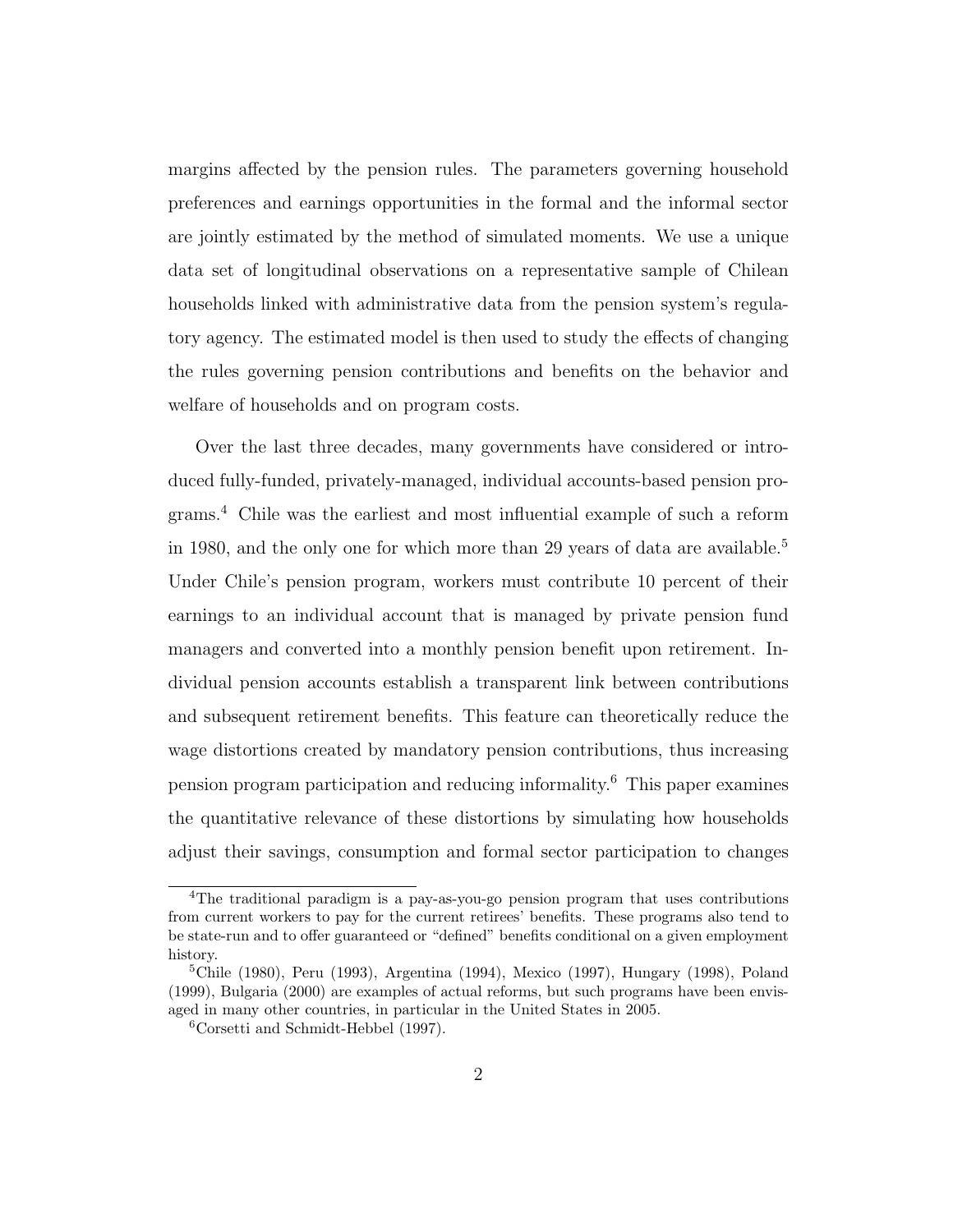margins affected by the pension rules. The parameters governing household preferences and earnings opportunities in the formal and the informal sector are jointly estimated by the method of simulated moments. We use a unique data set of longitudinal observations on a representative sample of Chilean households linked with administrative data from the pension system's regulatory agency. The estimated model is then used to study the effects of changing the rules governing pension contributions and benefits on the behavior and welfare of households and on program costs.

Over the last three decades, many governments have considered or introduced fully-funded, privately-managed, individual accounts-based pension programs.[4] Chile was the earliest and most influential example of such a reform in 1980, and the only one for which more than 29 years of data are available.[5] Under Chile's pension program, workers must contribute 10 percent of their earnings to an individual account that is managed by private pension fund managers and converted into a monthly pension benefit upon retirement. Individual pension accounts establish a transparent link between contributions and subsequent retirement benefits. This feature can theoretically reduce the wage distortions created by mandatory pension contributions, thus increasing pension program participation and reducing informality.[6] This paper examines the quantitative relevance of these distortions by simulating how households adjust their savings, consumption and formal sector participation to changes

[4] The traditional paradigm is a pay-as-you-go pension program that uses contributions from current workers to pay for the current retirees' benefits. These programs also tend to be state-run and to offer guaranteed or "defined" benefits conditional on a given employment history.

[5] Chile (1980), Peru (1993), Argentina (1994), Mexico (1997), Hungary (1998), Poland (1999), Bulgaria (2000) are examples of actual reforms, but such programs have been envisaged in many other countries, in particular in the United States in 2005.

[6] Corsetti and Schmidt-Hebbel (1997).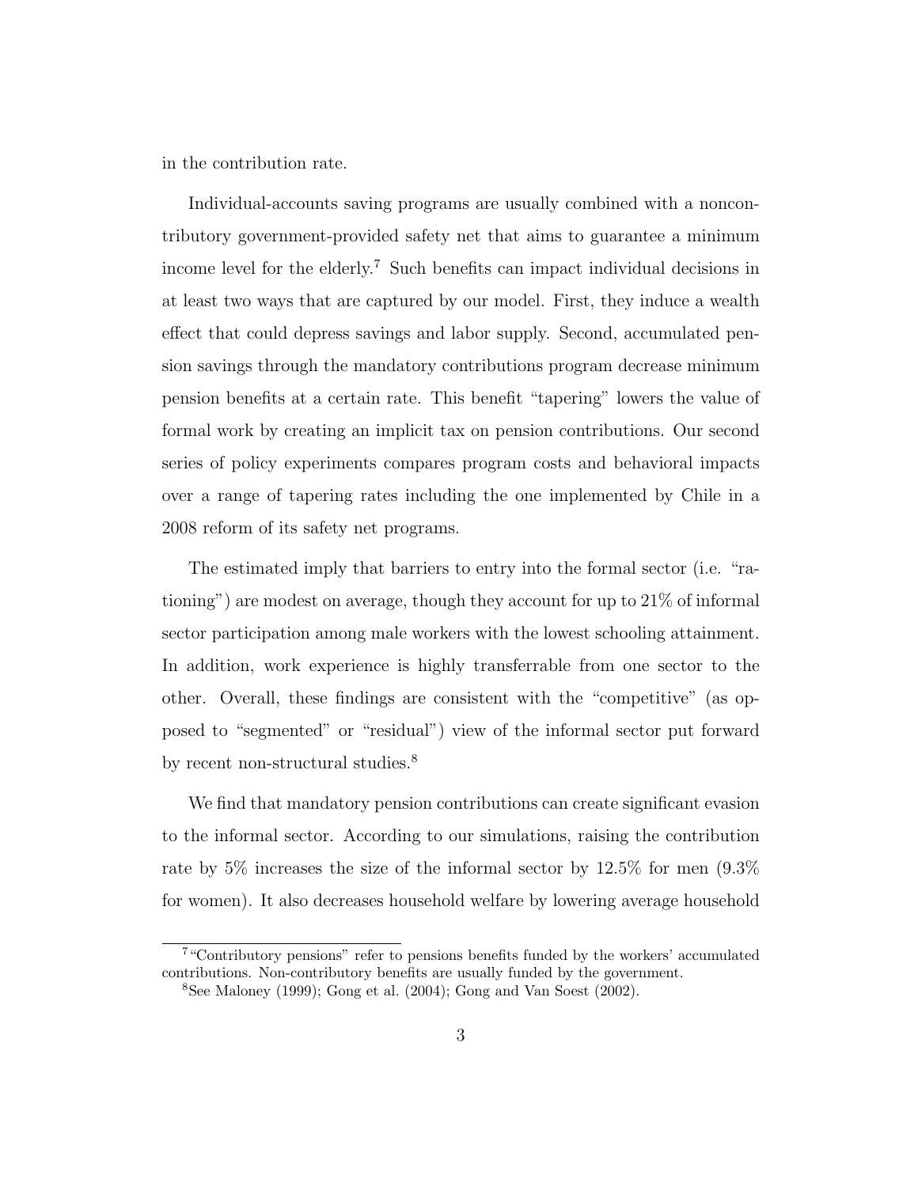in the contribution rate.

Individual-accounts saving programs are usually combined with a noncontributory government-provided safety net that aims to guarantee a minimum income level for the elderly.[7] Such benefits can impact individual decisions in at least two ways that are captured by our model. First, they induce a wealth effect that could depress savings and labor supply. Second, accumulated pension savings through the mandatory contributions program decrease minimum pension benefits at a certain rate. This benefit "tapering" lowers the value of formal work by creating an implicit tax on pension contributions. Our second series of policy experiments compares program costs and behavioral impacts over a range of tapering rates including the one implemented by Chile in a 2008 reform of its safety net programs.

The estimated imply that barriers to entry into the formal sector (i.e. "rationing") are modest on average, though they account for up to 21% of informal sector participation among male workers with the lowest schooling attainment. In addition, work experience is highly transferrable from one sector to the other. Overall, these findings are consistent with the "competitive" (as opposed to "segmented" or "residual") view of the informal sector put forward by recent non-structural studies.[8]

We find that mandatory pension contributions can create significant evasion to the informal sector. According to our simulations, raising the contribution rate by 5% increases the size of the informal sector by 12.5% for men (9.3% for women). It also decreases household welfare by lowering average household

---

[7] "Contributory pensions" refer to pensions benefits funded by the workers' accumulated contributions. Non-contributory benefits are usually funded by the government.

[8] See Maloney (1999); Gong et al. (2004); Gong and Van Soest (2002).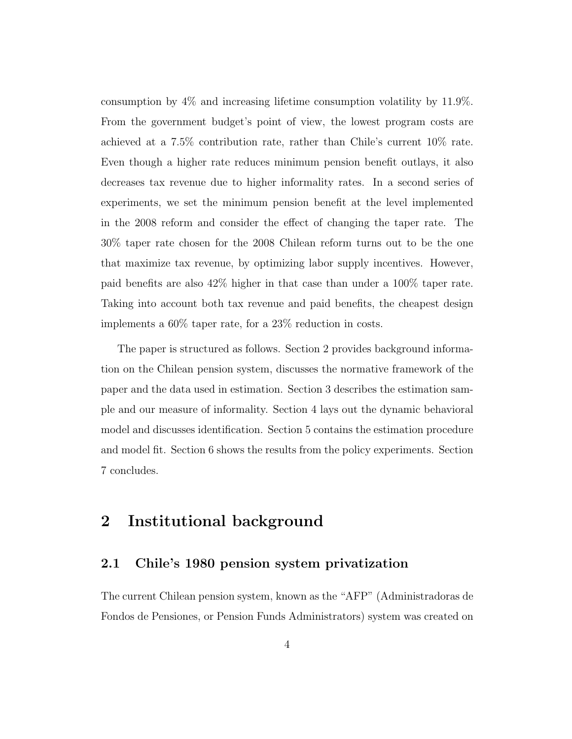consumption by 4% and increasing lifetime consumption volatility by 11.9%. From the government budget's point of view, the lowest program costs are achieved at a 7.5% contribution rate, rather than Chile's current 10% rate. Even though a higher rate reduces minimum pension benefit outlays, it also decreases tax revenue due to higher informality rates. In a second series of experiments, we set the minimum pension benefit at the level implemented in the 2008 reform and consider the effect of changing the taper rate. The 30% taper rate chosen for the 2008 Chilean reform turns out to be the one that maximize tax revenue, by optimizing labor supply incentives. However, paid benefits are also 42% higher in that case than under a 100% taper rate. Taking into account both tax revenue and paid benefits, the cheapest design implements a 60% taper rate, for a 23% reduction in costs.

The paper is structured as follows. Section 2 provides background information on the Chilean pension system, discusses the normative framework of the paper and the data used in estimation. Section 3 describes the estimation sample and our measure of informality. Section 4 lays out the dynamic behavioral model and discusses identification. Section 5 contains the estimation procedure and model fit. Section 6 shows the results from the policy experiments. Section 7 concludes.

# 2 Institutional background

## 2.1 Chile's 1980 pension system privatization

The current Chilean pension system, known as the "AFP" (Administradoras de Fondos de Pensiones, or Pension Funds Administrators) system was created on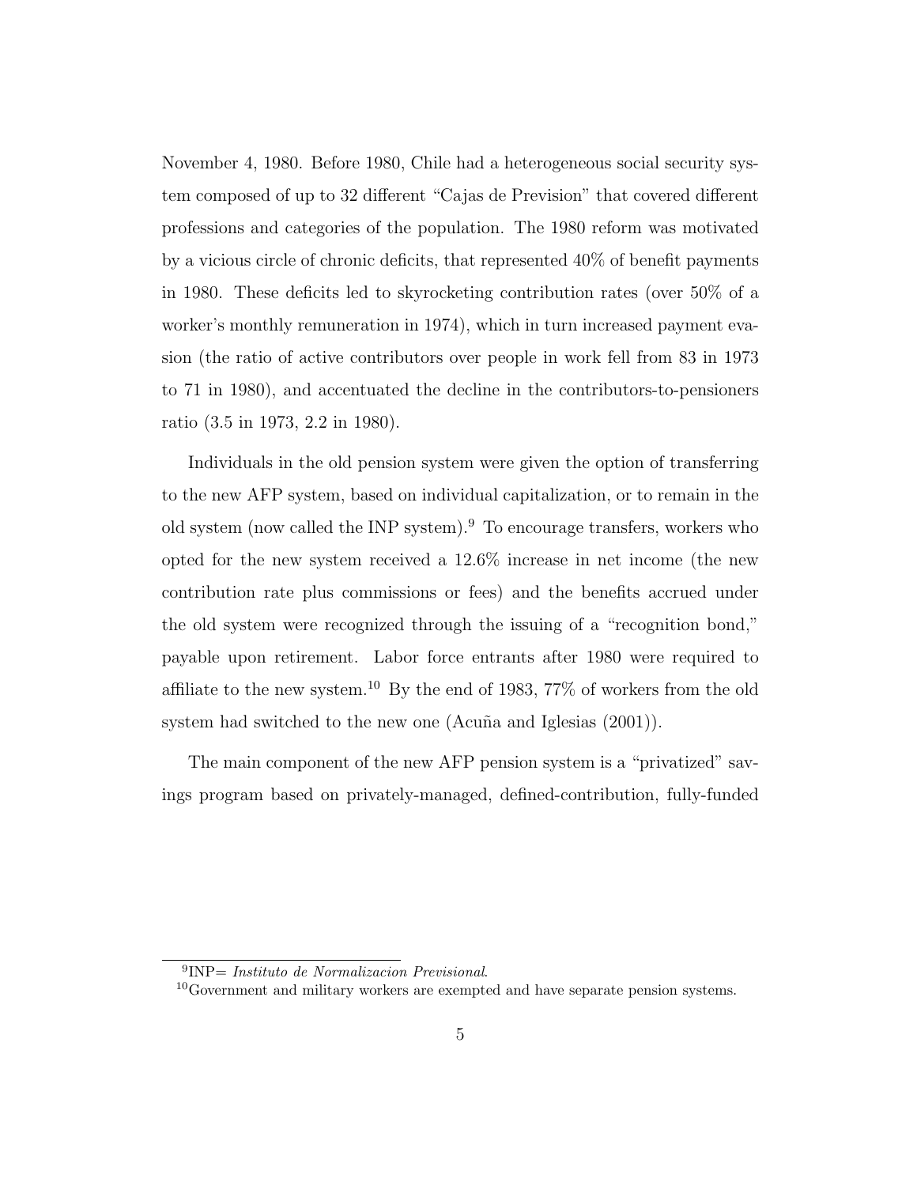November 4, 1980. Before 1980, Chile had a heterogeneous social security system composed of up to 32 different "Cajas de Prevision" that covered different professions and categories of the population. The 1980 reform was motivated by a vicious circle of chronic deficits, that represented 40% of benefit payments in 1980. These deficits led to skyrocketing contribution rates (over 50% of a worker's monthly remuneration in 1974), which in turn increased payment evasion (the ratio of active contributors over people in work fell from 83 in 1973 to 71 in 1980), and accentuated the decline in the contributors-to-pensioners ratio (3.5 in 1973, 2.2 in 1980).

Individuals in the old pension system were given the option of transferring to the new AFP system, based on individual capitalization, or to remain in the old system (now called the INP system).[9] To encourage transfers, workers who opted for the new system received a 12.6% increase in net income (the new contribution rate plus commissions or fees) and the benefits accrued under the old system were recognized through the issuing of a "recognition bond," payable upon retirement. Labor force entrants after 1980 were required to affiliate to the new system.[10] By the end of 1983, 77% of workers from the old system had switched to the new one (Acuña and Iglesias (2001)).

The main component of the new AFP pension system is a "privatized" savings program based on privately-managed, defined-contribution, fully-funded

[9] INP= *Instituto de Normalizacion Previsional*.

[10] Government and military workers are exempted and have separate pension systems.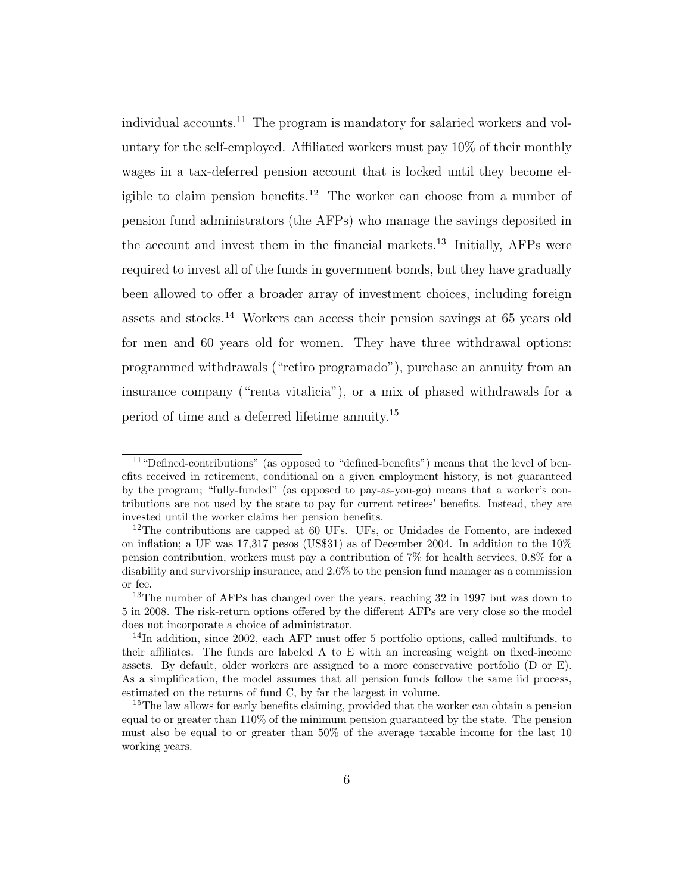individual accounts.[11] The program is mandatory for salaried workers and voluntary for the self-employed. Affiliated workers must pay 10% of their monthly wages in a tax-deferred pension account that is locked until they become eligible to claim pension benefits.[12] The worker can choose from a number of pension fund administrators (the AFPs) who manage the savings deposited in the account and invest them in the financial markets.[13] Initially, AFPs were required to invest all of the funds in government bonds, but they have gradually been allowed to offer a broader array of investment choices, including foreign assets and stocks.[14] Workers can access their pension savings at 65 years old for men and 60 years old for women. They have three withdrawal options: programmed withdrawals ("retiro programado"), purchase an annuity from an insurance company ("renta vitalicia"), or a mix of phased withdrawals for a period of time and a deferred lifetime annuity.[15]

---

[11] "Defined-contributions" (as opposed to "defined-benefits") means that the level of benefits received in retirement, conditional on a given employment history, is not guaranteed by the program; "fully-funded" (as opposed to pay-as-you-go) means that a worker's contributions are not used by the state to pay for current retirees' benefits. Instead, they are invested until the worker claims her pension benefits.

[12] The contributions are capped at 60 UFs. UFs, or Unidades de Fomento, are indexed on inflation; a UF was 17,317 pesos (US$31) as of December 2004. In addition to the 10% pension contribution, workers must pay a contribution of 7% for health services, 0.8% for a disability and survivorship insurance, and 2.6% to the pension fund manager as a commission or fee.

[13] The number of AFPs has changed over the years, reaching 32 in 1997 but was down to 5 in 2008. The risk-return options offered by the different AFPs are very close so the model does not incorporate a choice of administrator.

[14] In addition, since 2002, each AFP must offer 5 portfolio options, called multifunds, to their affiliates. The funds are labeled A to E with an increasing weight on fixed-income assets. By default, older workers are assigned to a more conservative portfolio (D or E). As a simplification, the model assumes that all pension funds follow the same iid process, estimated on the returns of fund C, by far the largest in volume.

[15] The law allows for early benefits claiming, provided that the worker can obtain a pension equal to or greater than 110% of the minimum pension guaranteed by the state. The pension must also be equal to or greater than 50% of the average taxable income for the last 10 working years.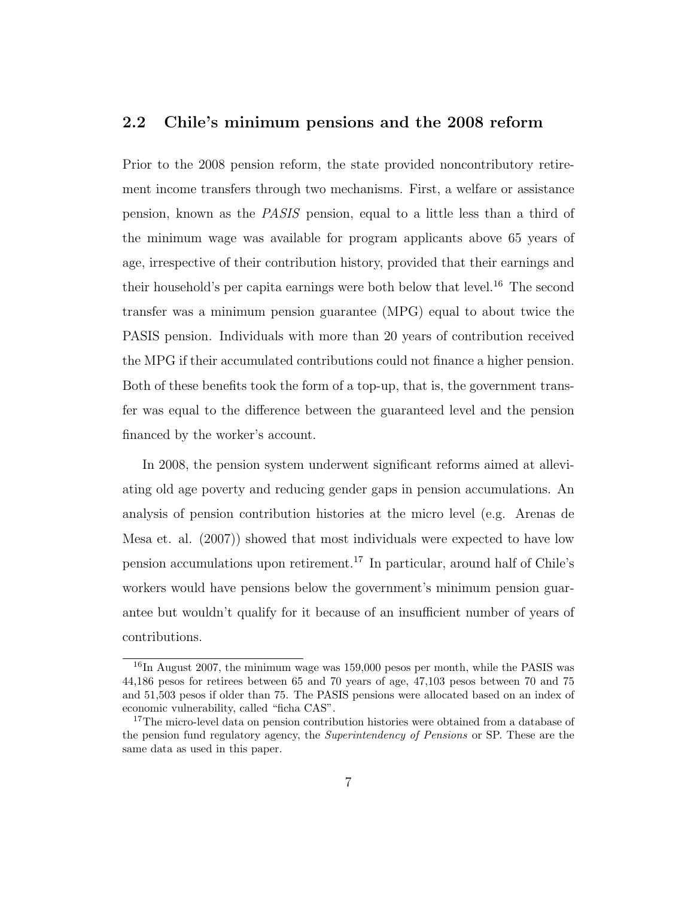## 2.2 Chile's minimum pensions and the 2008 reform

Prior to the 2008 pension reform, the state provided noncontributory retirement income transfers through two mechanisms. First, a welfare or assistance pension, known as the *PASIS* pension, equal to a little less than a third of the minimum wage was available for program applicants above 65 years of age, irrespective of their contribution history, provided that their earnings and their household's per capita earnings were both below that level.[16] The second transfer was a minimum pension guarantee (MPG) equal to about twice the PASIS pension. Individuals with more than 20 years of contribution received the MPG if their accumulated contributions could not finance a higher pension. Both of these benefits took the form of a top-up, that is, the government transfer was equal to the difference between the guaranteed level and the pension financed by the worker's account.

In 2008, the pension system underwent significant reforms aimed at alleviating old age poverty and reducing gender gaps in pension accumulations. An analysis of pension contribution histories at the micro level (e.g. Arenas de Mesa et. al. (2007)) showed that most individuals were expected to have low pension accumulations upon retirement.[17] In particular, around half of Chile's workers would have pensions below the government's minimum pension guarantee but wouldn't qualify for it because of an insufficient number of years of contributions.

---

[16] In August 2007, the minimum wage was 159,000 pesos per month, while the PASIS was 44,186 pesos for retirees between 65 and 70 years of age, 47,103 pesos between 70 and 75 and 51,503 pesos if older than 75. The PASIS pensions were allocated based on an index of economic vulnerability, called "ficha CAS".

[17] The micro-level data on pension contribution histories were obtained from a database of the pension fund regulatory agency, the *Superintendency of Pensions* or SP. These are the same data as used in this paper.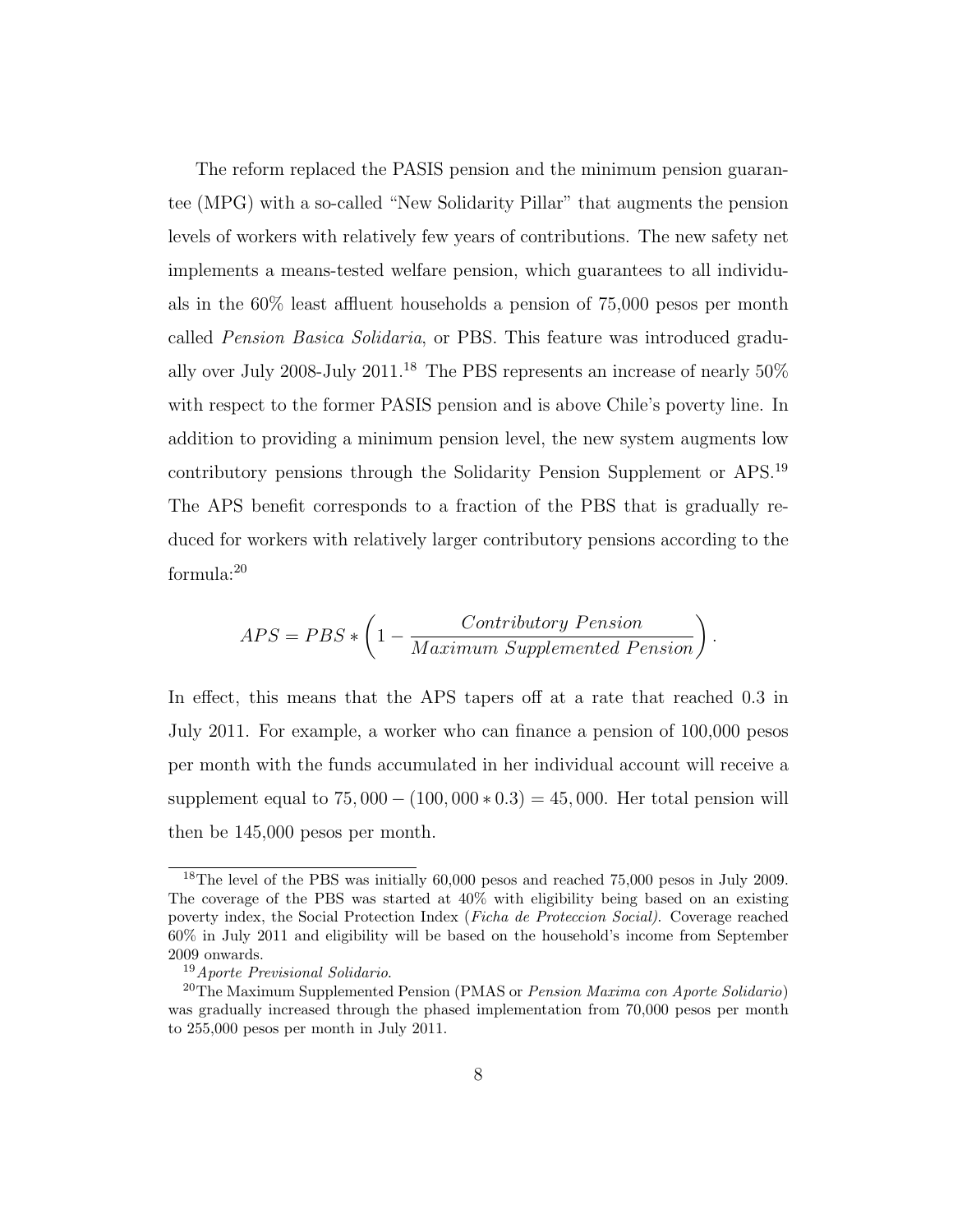The reform replaced the PASIS pension and the minimum pension guarantee (MPG) with a so-called "New Solidarity Pillar" that augments the pension levels of workers with relatively few years of contributions. The new safety net implements a means-tested welfare pension, which guarantees to all individuals in the 60% least affluent households a pension of 75,000 pesos per month called *Pension Basica Solidaria*, or PBS. This feature was introduced gradually over July 2008-July 2011.[18] The PBS represents an increase of nearly 50% with respect to the former PASIS pension and is above Chile's poverty line. In addition to providing a minimum pension level, the new system augments low contributory pensions through the Solidarity Pension Supplement or APS.[19] The APS benefit corresponds to a fraction of the PBS that is gradually reduced for workers with relatively larger contributory pensions according to the formula:[20]

$$APS = PBS * \left(1 - \frac{Contributory\ Pension}{Maximum\ Supplemented\ Pension}\right).$$

In effect, this means that the APS tapers off at a rate that reached 0.3 in July 2011. For example, a worker who can finance a pension of 100,000 pesos per month with the funds accumulated in her individual account will receive a supplement equal to $75,000 - (100,000 * 0.3) = 45,000$. Her total pension will then be 145,000 pesos per month.

---

[18] The level of the PBS was initially 60,000 pesos and reached 75,000 pesos in July 2009. The coverage of the PBS was started at 40% with eligibility being based on an existing poverty index, the Social Protection Index (*Ficha de Proteccion Social)*. Coverage reached 60% in July 2011 and eligibility will be based on the household's income from September 2009 onwards.

[19] *Aporte Previsional Solidario.*

[20] The Maximum Supplemented Pension (PMAS or *Pension Maxima con Aporte Solidario*) was gradually increased through the phased implementation from 70,000 pesos per month to 255,000 pesos per month in July 2011.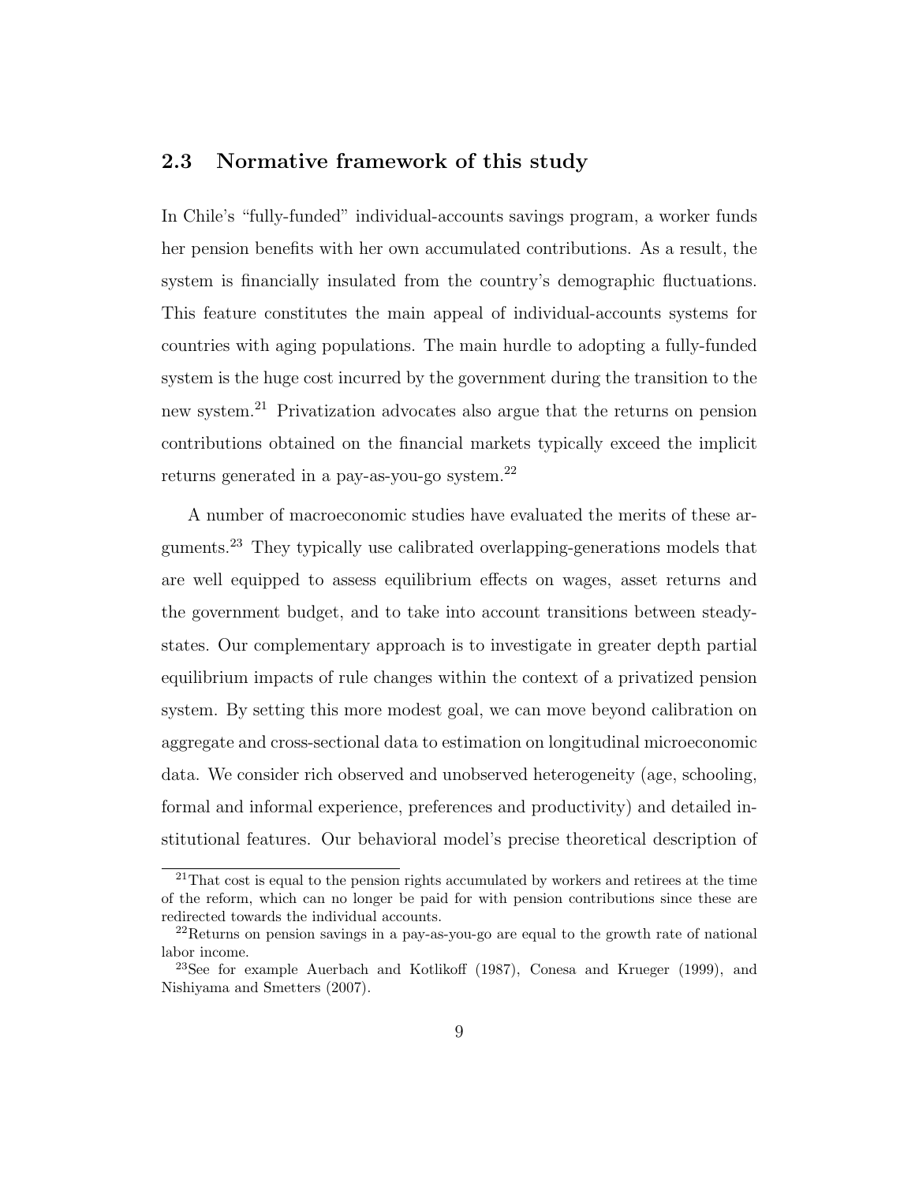## 2.3 Normative framework of this study

In Chile's "fully-funded" individual-accounts savings program, a worker funds her pension benefits with her own accumulated contributions. As a result, the system is financially insulated from the country's demographic fluctuations. This feature constitutes the main appeal of individual-accounts systems for countries with aging populations. The main hurdle to adopting a fully-funded system is the huge cost incurred by the government during the transition to the new system.[21] Privatization advocates also argue that the returns on pension contributions obtained on the financial markets typically exceed the implicit returns generated in a pay-as-you-go system.[22]

A number of macroeconomic studies have evaluated the merits of these arguments.[23] They typically use calibrated overlapping-generations models that are well equipped to assess equilibrium effects on wages, asset returns and the government budget, and to take into account transitions between steady-states. Our complementary approach is to investigate in greater depth partial equilibrium impacts of rule changes within the context of a privatized pension system. By setting this more modest goal, we can move beyond calibration on aggregate and cross-sectional data to estimation on longitudinal microeconomic data. We consider rich observed and unobserved heterogeneity (age, schooling, formal and informal experience, preferences and productivity) and detailed institutional features. Our behavioral model's precise theoretical description of

[21] That cost is equal to the pension rights accumulated by workers and retirees at the time of the reform, which can no longer be paid for with pension contributions since these are redirected towards the individual accounts.

[22] Returns on pension savings in a pay-as-you-go are equal to the growth rate of national labor income.

[23] See for example Auerbach and Kotlikoff (1987), Conesa and Krueger (1999), and Nishiyama and Smetters (2007).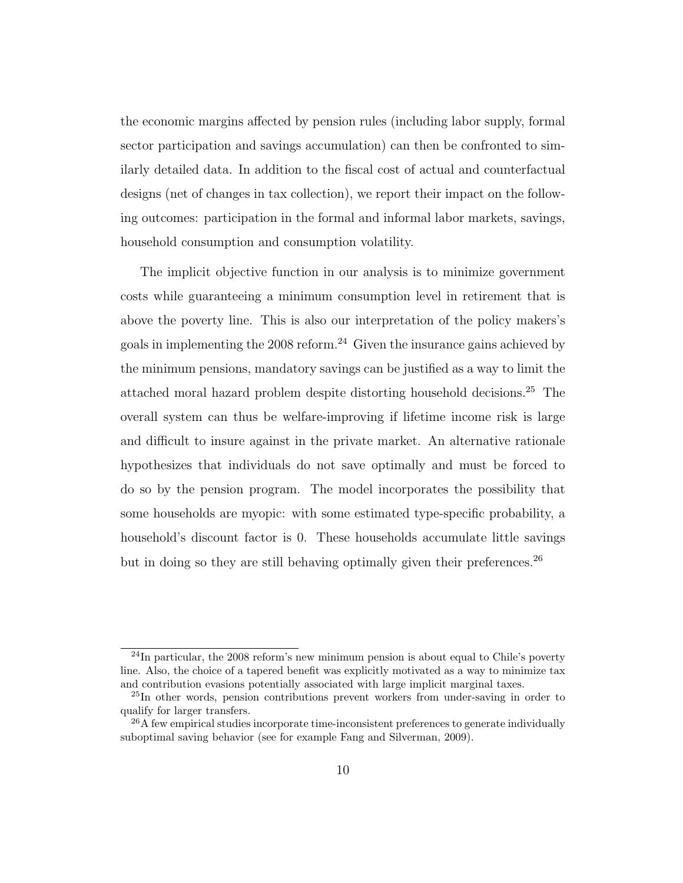the economic margins affected by pension rules (including labor supply, formal sector participation and savings accumulation) can then be confronted to similarly detailed data. In addition to the fiscal cost of actual and counterfactual designs (net of changes in tax collection), we report their impact on the following outcomes: participation in the formal and informal labor markets, savings, household consumption and consumption volatility.

The implicit objective function in our analysis is to minimize government costs while guaranteeing a minimum consumption level in retirement that is above the poverty line. This is also our interpretation of the policy makers's goals in implementing the 2008 reform.[24] Given the insurance gains achieved by the minimum pensions, mandatory savings can be justified as a way to limit the attached moral hazard problem despite distorting household decisions.[25] The overall system can thus be welfare-improving if lifetime income risk is large and difficult to insure against in the private market. An alternative rationale hypothesizes that individuals do not save optimally and must be forced to do so by the pension program. The model incorporates the possibility that some households are myopic: with some estimated type-specific probability, a household's discount factor is 0. These households accumulate little savings but in doing so they are still behaving optimally given their preferences.[26]

[24]In particular, the 2008 reform's new minimum pension is about equal to Chile's poverty line. Also, the choice of a tapered benefit was explicitly motivated as a way to minimize tax and contribution evasions potentially associated with large implicit marginal taxes.

[25]In other words, pension contributions prevent workers from under-saving in order to qualify for larger transfers.

[26]A few empirical studies incorporate time-inconsistent preferences to generate individually suboptimal saving behavior (see for example Fang and Silverman, 2009).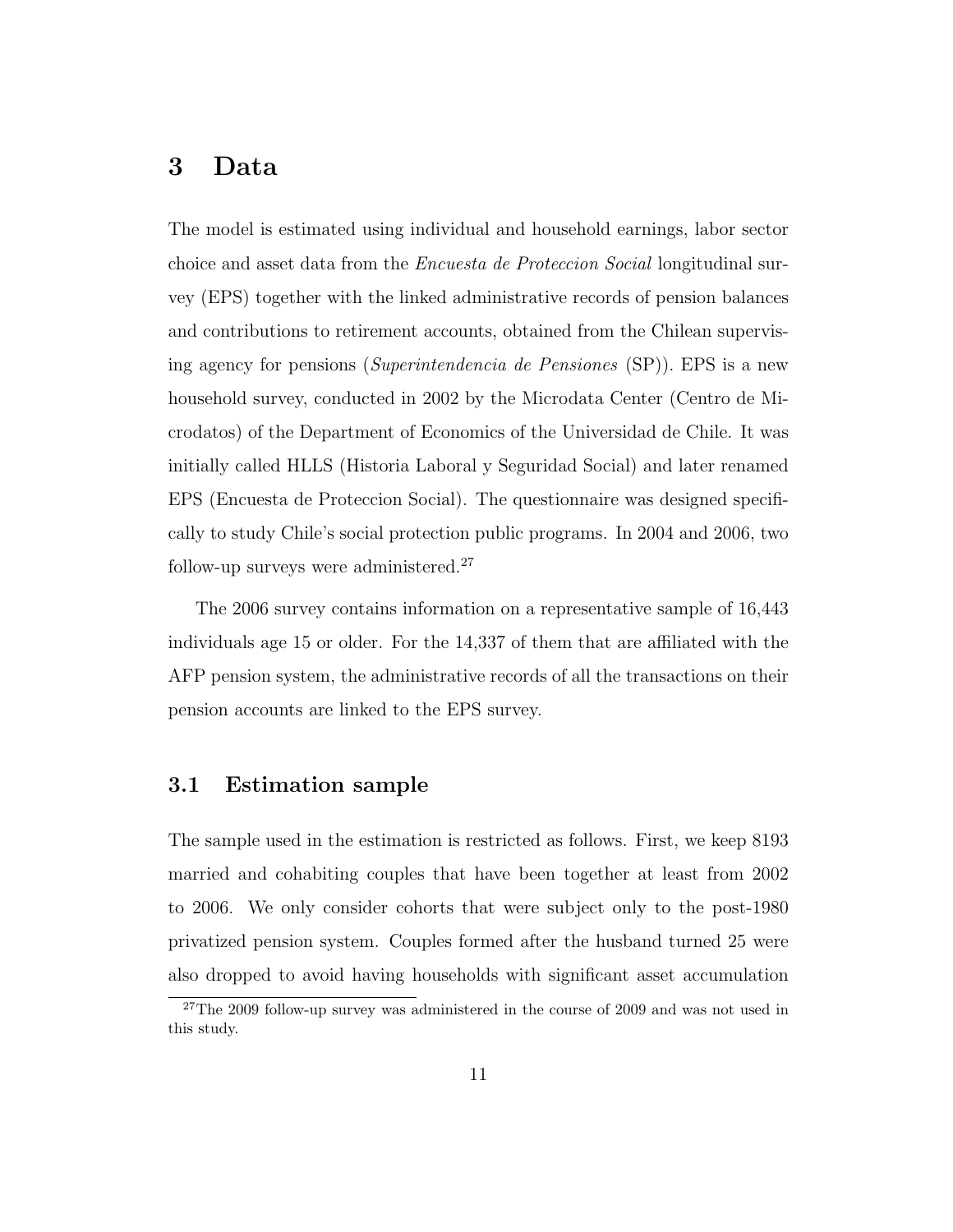# 3 Data

The model is estimated using individual and household earnings, labor sector choice and asset data from the *Encuesta de Proteccion Social* longitudinal survey (EPS) together with the linked administrative records of pension balances and contributions to retirement accounts, obtained from the Chilean supervising agency for pensions (*Superintendencia de Pensiones* (SP)). EPS is a new household survey, conducted in 2002 by the Microdata Center (Centro de Microdatos) of the Department of Economics of the Universidad de Chile. It was initially called HLLS (Historia Laboral y Seguridad Social) and later renamed EPS (Encuesta de Proteccion Social). The questionnaire was designed specifically to study Chile's social protection public programs. In 2004 and 2006, two follow-up surveys were administered.[27]

The 2006 survey contains information on a representative sample of 16,443 individuals age 15 or older. For the 14,337 of them that are affiliated with the AFP pension system, the administrative records of all the transactions on their pension accounts are linked to the EPS survey.

## 3.1 Estimation sample

The sample used in the estimation is restricted as follows. First, we keep 8193 married and cohabiting couples that have been together at least from 2002 to 2006. We only consider cohorts that were subject only to the post-1980 privatized pension system. Couples formed after the husband turned 25 were also dropped to avoid having households with significant asset accumulation

[27] The 2009 follow-up survey was administered in the course of 2009 and was not used in this study.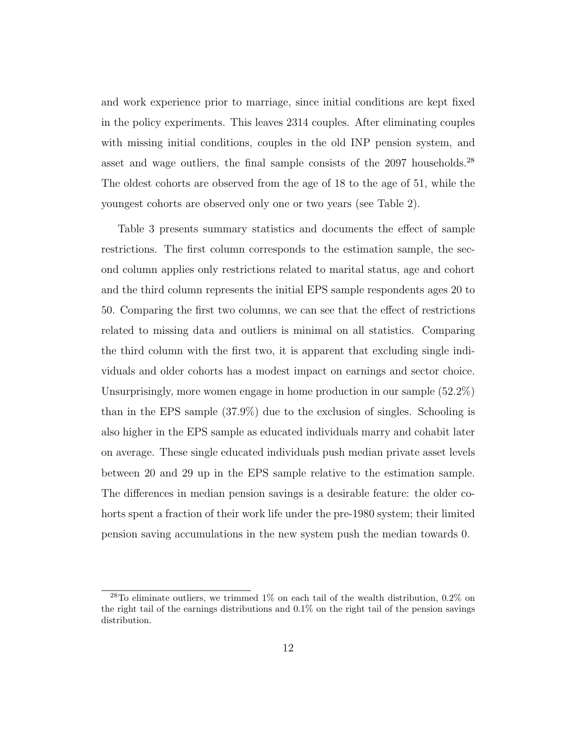and work experience prior to marriage, since initial conditions are kept fixed in the policy experiments. This leaves 2314 couples. After eliminating couples with missing initial conditions, couples in the old INP pension system, and asset and wage outliers, the final sample consists of the 2097 households.[28] The oldest cohorts are observed from the age of 18 to the age of 51, while the youngest cohorts are observed only one or two years (see Table 2).

Table 3 presents summary statistics and documents the effect of sample restrictions. The first column corresponds to the estimation sample, the second column applies only restrictions related to marital status, age and cohort and the third column represents the initial EPS sample respondents ages 20 to 50. Comparing the first two columns, we can see that the effect of restrictions related to missing data and outliers is minimal on all statistics. Comparing the third column with the first two, it is apparent that excluding single individuals and older cohorts has a modest impact on earnings and sector choice. Unsurprisingly, more women engage in home production in our sample (52.2%) than in the EPS sample (37.9%) due to the exclusion of singles. Schooling is also higher in the EPS sample as educated individuals marry and cohabit later on average. These single educated individuals push median private asset levels between 20 and 29 up in the EPS sample relative to the estimation sample. The differences in median pension savings is a desirable feature: the older cohorts spent a fraction of their work life under the pre-1980 system; their limited pension saving accumulations in the new system push the median towards 0.

[28] To eliminate outliers, we trimmed 1% on each tail of the wealth distribution, 0.2% on the right tail of the earnings distributions and 0.1% on the right tail of the pension savings distribution.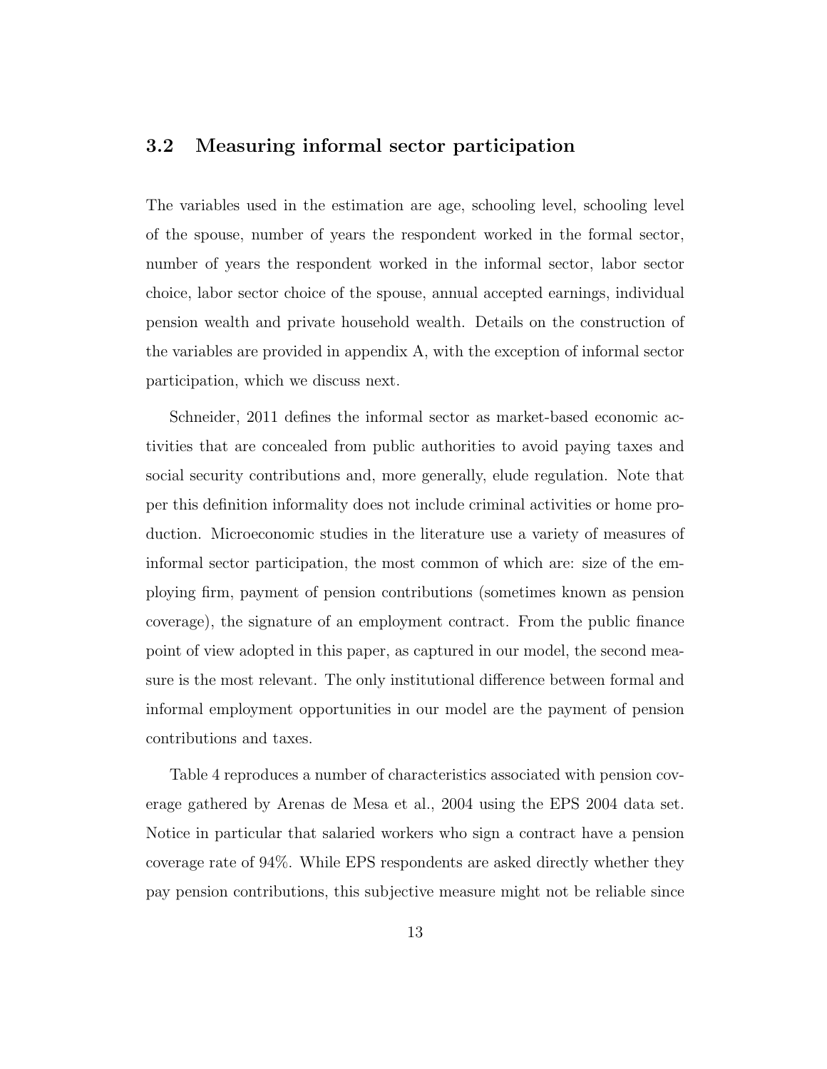### 3.2 Measuring informal sector participation

The variables used in the estimation are age, schooling level, schooling level of the spouse, number of years the respondent worked in the formal sector, number of years the respondent worked in the informal sector, labor sector choice, labor sector choice of the spouse, annual accepted earnings, individual pension wealth and private household wealth. Details on the construction of the variables are provided in appendix A, with the exception of informal sector participation, which we discuss next.

Schneider, 2011 defines the informal sector as market-based economic activities that are concealed from public authorities to avoid paying taxes and social security contributions and, more generally, elude regulation. Note that per this definition informality does not include criminal activities or home production. Microeconomic studies in the literature use a variety of measures of informal sector participation, the most common of which are: size of the employing firm, payment of pension contributions (sometimes known as pension coverage), the signature of an employment contract. From the public finance point of view adopted in this paper, as captured in our model, the second measure is the most relevant. The only institutional difference between formal and informal employment opportunities in our model are the payment of pension contributions and taxes.

Table 4 reproduces a number of characteristics associated with pension coverage gathered by Arenas de Mesa et al., 2004 using the EPS 2004 data set. Notice in particular that salaried workers who sign a contract have a pension coverage rate of 94%. While EPS respondents are asked directly whether they pay pension contributions, this subjective measure might not be reliable since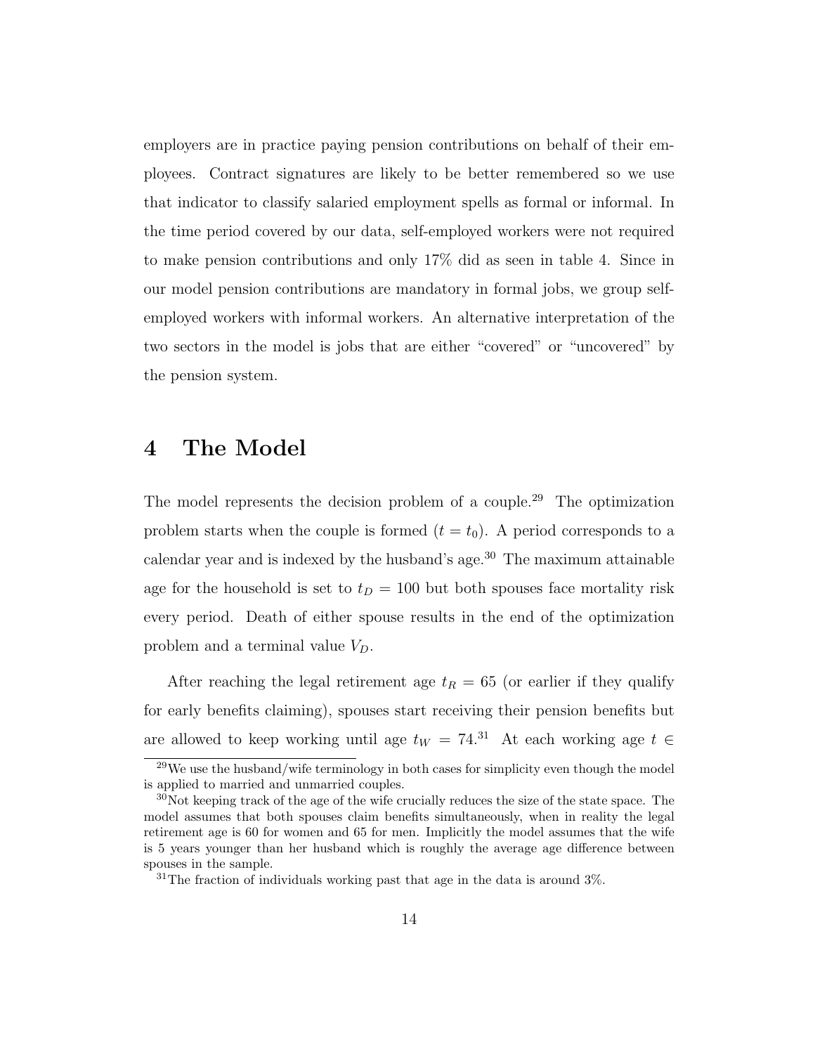employers are in practice paying pension contributions on behalf of their employees. Contract signatures are likely to be better remembered so we use that indicator to classify salaried employment spells as formal or informal. In the time period covered by our data, self-employed workers were not required to make pension contributions and only 17% did as seen in table 4. Since in our model pension contributions are mandatory in formal jobs, we group self-employed workers with informal workers. An alternative interpretation of the two sectors in the model is jobs that are either "covered" or "uncovered" by the pension system.

# 4 The Model

The model represents the decision problem of a couple.[29] The optimization problem starts when the couple is formed ($t = t_0$). A period corresponds to a calendar year and is indexed by the husband's age.[30] The maximum attainable age for the household is set to $t_D = 100$ but both spouses face mortality risk every period. Death of either spouse results in the end of the optimization problem and a terminal value $V_D$.

After reaching the legal retirement age $t_R = 65$ (or earlier if they qualify for early benefits claiming), spouses start receiving their pension benefits but are allowed to keep working until age $t_W = 74$.[31] At each working age $t \in$

[29] We use the husband/wife terminology in both cases for simplicity even though the model is applied to married and unmarried couples.

[30] Not keeping track of the age of the wife crucially reduces the size of the state space. The model assumes that both spouses claim benefits simultaneously, when in reality the legal retirement age is 60 for women and 65 for men. Implicitly the model assumes that the wife is 5 years younger than her husband which is roughly the average age difference between spouses in the sample.

[31] The fraction of individuals working past that age in the data is around 3%.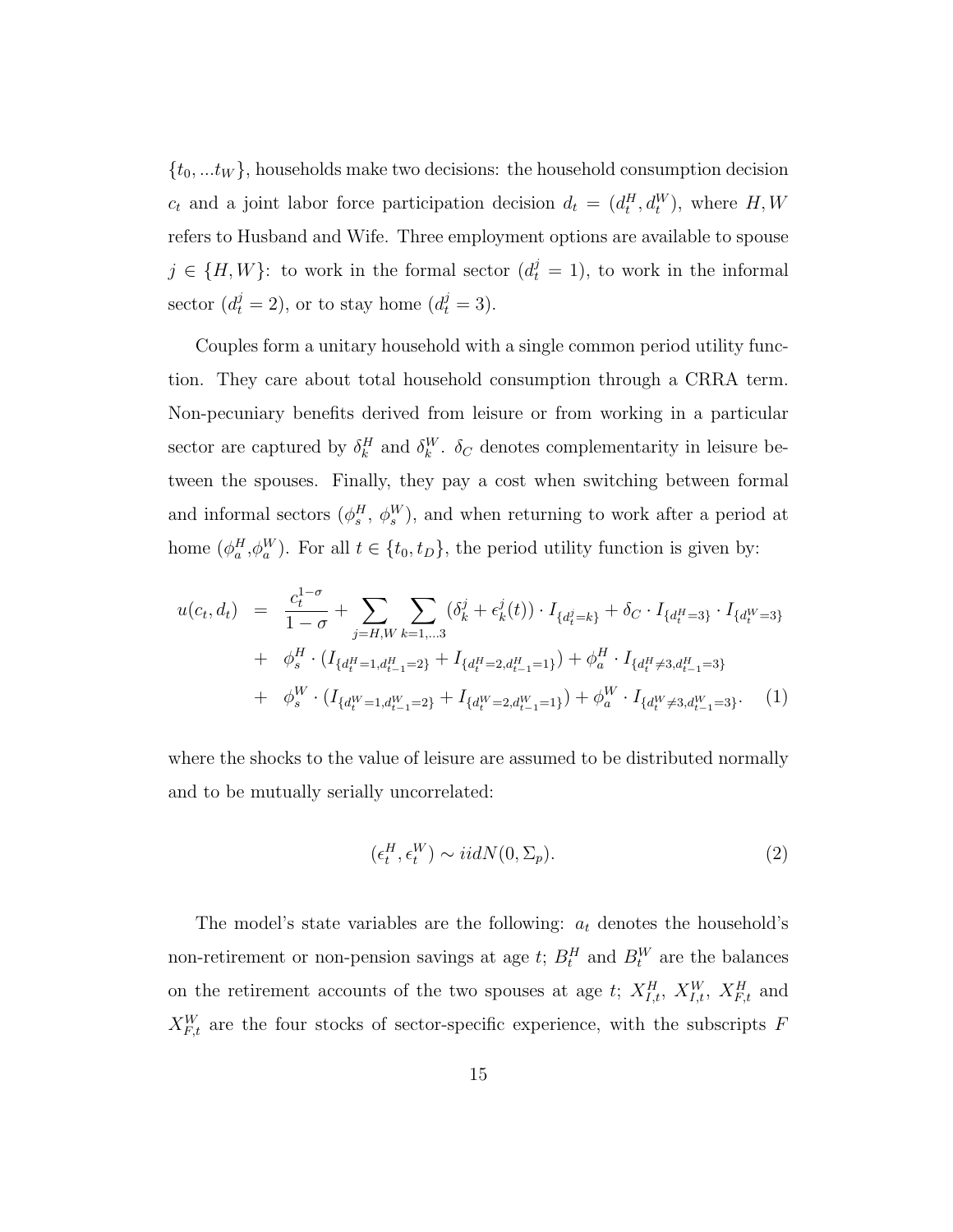$\{t_0, ...t_W\}$, households make two decisions: the household consumption decision $c_t$ and a joint labor force participation decision $d_t = (d_t^H, d_t^W)$, where $H, W$ refers to Husband and Wife. Three employment options are available to spouse $j \in \{H, W\}$: to work in the formal sector ($d_t^j = 1$), to work in the informal sector ($d_t^j = 2$), or to stay home ($d_t^j = 3$).

Couples form a unitary household with a single common period utility function. They care about total household consumption through a CRRA term. Non-pecuniary benefits derived from leisure or from working in a particular sector are captured by $\delta_k^H$ and $\delta_k^W$. $\delta_C$ denotes complementarity in leisure between the spouses. Finally, they pay a cost when switching between formal and informal sectors ($\phi_s^H$, $\phi_s^W$), and when returning to work after a period at home ($\phi_a^H$,$\phi_a^W$). For all $t \in \{t_0, t_D\}$, the period utility function is given by:

$$
\begin{aligned}
u(c_t, d_t) &= \frac{c_t^{1-\sigma}}{1-\sigma} + \sum_{j=H,W} \sum_{k=1,...3} (\delta_k^j + \epsilon_k^j(t)) \cdot I_{\{d_t^j = k\}} + \delta_C \cdot I_{\{d_t^H = 3\}} \cdot I_{\{d_t^W = 3\}} \\
&+ \phi_s^H \cdot (I_{\{d_t^H = 1, d_{t-1}^H = 2\}} + I_{\{d_t^H = 2, d_{t-1}^H = 1\}}) + \phi_a^H \cdot I_{\{d_t^H \neq 3, d_{t-1}^H = 3\}} \\
&+ \phi_s^W \cdot (I_{\{d_t^W = 1, d_{t-1}^W = 2\}} + I_{\{d_t^W = 2, d_{t-1}^W = 1\}}) + \phi_a^W \cdot I_{\{d_t^W \neq 3, d_{t-1}^W = 3\}}. \qquad (1)
\end{aligned}
$$

where the shocks to the value of leisure are assumed to be distributed normally and to be mutually serially uncorrelated:

$$
(\epsilon_t^H, \epsilon_t^W) \sim iidN(0, \Sigma_p). \qquad (2)
$$

The model's state variables are the following: $a_t$ denotes the household's non-retirement or non-pension savings at age $t$; $B_t^H$ and $B_t^W$ are the balances on the retirement accounts of the two spouses at age $t$; $X_{I,t}^H$, $X_{I,t}^W$, $X_{F,t}^H$ and $X_{F,t}^W$ are the four stocks of sector-specific experience, with the subscripts $F$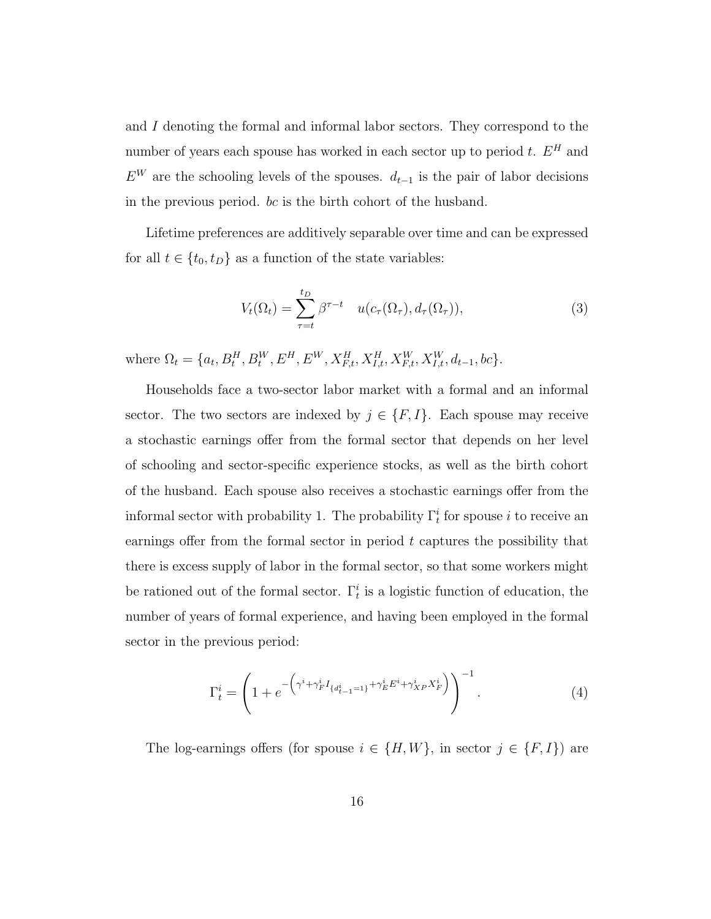and $I$ denoting the formal and informal labor sectors. They correspond to the number of years each spouse has worked in each sector up to period $t$. $E^H$ and $E^W$ are the schooling levels of the spouses. $d_{t-1}$ is the pair of labor decisions in the previous period. $bc$ is the birth cohort of the husband.

Lifetime preferences are additively separable over time and can be expressed for all $t \in \{t_0, t_D\}$ as a function of the state variables:

$$V_t(\Omega_t) = \sum_{\tau=t}^{t_D} \beta^{\tau-t} \quad u(c_\tau(\Omega_\tau), d_\tau(\Omega_\tau)), \tag{3}$$

where $\Omega_t = \{a_t, B_t^H, B_t^W, E^H, E^W, X_{F,t}^H, X_{I,t}^H, X_{F,t}^W, X_{I,t}^W, d_{t-1}, bc\}$.

Households face a two-sector labor market with a formal and an informal sector. The two sectors are indexed by $j \in \{F, I\}$. Each spouse may receive a stochastic earnings offer from the formal sector that depends on her level of schooling and sector-specific experience stocks, as well as the birth cohort of the husband. Each spouse also receives a stochastic earnings offer from the informal sector with probability 1. The probability $\Gamma_t^i$ for spouse $i$ to receive an earnings offer from the formal sector in period $t$ captures the possibility that there is excess supply of labor in the formal sector, so that some workers might be rationed out of the formal sector. $\Gamma_t^i$ is a logistic function of education, the number of years of formal experience, and having been employed in the formal sector in the previous period:

$$\Gamma_t^i = \left(1 + e^{-\left(\gamma^i + \gamma_F^i I_{\{d_{t-1}^i=1\}} + \gamma_E^i E^i + \gamma_{XP}^i X_F^i\right)}\right)^{-1}. \tag{4}$$

The log-earnings offers (for spouse $i \in \{H, W\}$, in sector $j \in \{F, I\}$) are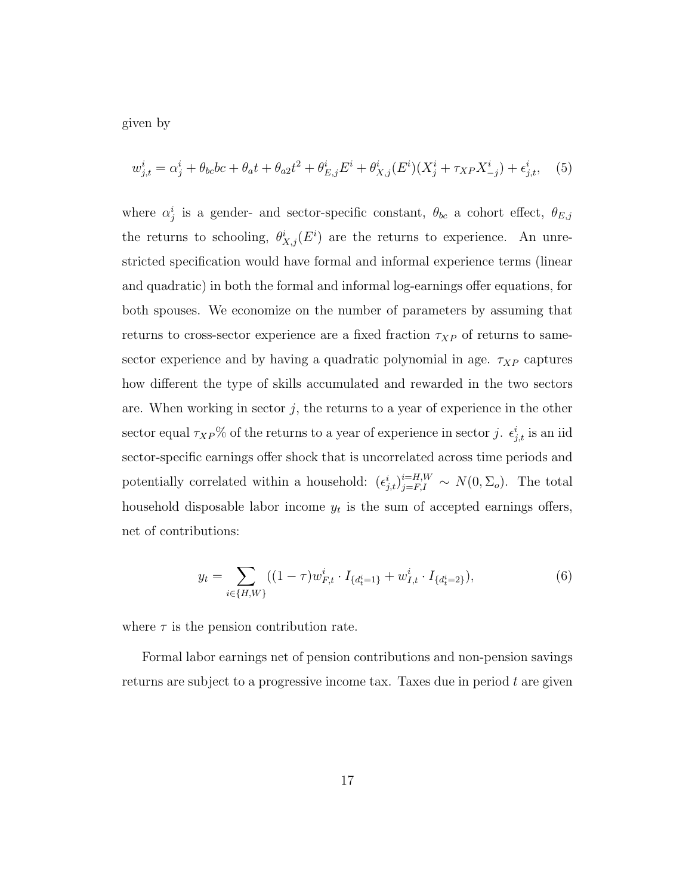given by

$$w^i_{j,t} = \alpha^i_j + \theta_{bc} bc + \theta_a t + \theta_{a2} t^2 + \theta^i_{E,j} E^i + \theta^i_{X,j}(E^i)(X^i_j + \tau_{XP} X^i_{-j}) + \epsilon^i_{j,t}, \quad (5)$$

where $\alpha^i_j$ is a gender- and sector-specific constant, $\theta_{bc}$ a cohort effect, $\theta_{E,j}$ the returns to schooling, $\theta^i_{X,j}(E^i)$ are the returns to experience. An unrestricted specification would have formal and informal experience terms (linear and quadratic) in both the formal and informal log-earnings offer equations, for both spouses. We economize on the number of parameters by assuming that returns to cross-sector experience are a fixed fraction $\tau_{XP}$ of returns to same-sector experience and by having a quadratic polynomial in age. $\tau_{XP}$ captures how different the type of skills accumulated and rewarded in the two sectors are. When working in sector $j$, the returns to a year of experience in the other sector equal $\tau_{XP}$% of the returns to a year of experience in sector $j$. $\epsilon^i_{j,t}$ is an iid sector-specific earnings offer shock that is uncorrelated across time periods and potentially correlated within a household: $(\epsilon^i_{j,t})^{i=H,W}_{j=F,I} \sim N(0, \Sigma_o)$. The total household disposable labor income $y_t$ is the sum of accepted earnings offers, net of contributions:

$$y_t = \sum_{i \in \{H,W\}} ((1-\tau) w^i_{F,t} \cdot I_{\{d^i_t = 1\}} + w^i_{I,t} \cdot I_{\{d^i_t = 2\}}), \quad (6)$$

where $\tau$ is the pension contribution rate.

Formal labor earnings net of pension contributions and non-pension savings returns are subject to a progressive income tax. Taxes due in period $t$ are given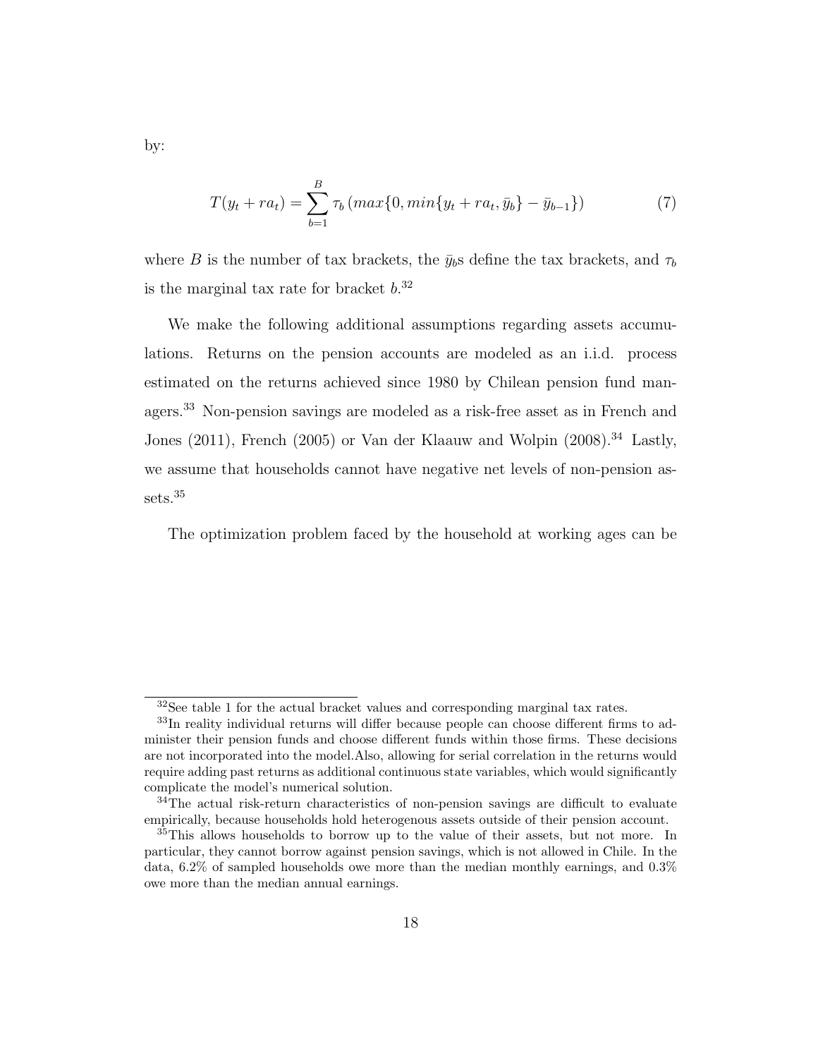by:

$$T(y_t + ra_t) = \sum_{b=1}^{B} \tau_b \left( max\{0, min\{y_t + ra_t, \bar{y}_b\} - \bar{y}_{b-1}\} \right) \tag{7}$$

where $B$ is the number of tax brackets, the $\bar{y}_b$s define the tax brackets, and $\tau_b$ is the marginal tax rate for bracket $b$.[32]

We make the following additional assumptions regarding assets accumulations. Returns on the pension accounts are modeled as an i.i.d. process estimated on the returns achieved since 1980 by Chilean pension fund managers.[33] Non-pension savings are modeled as a risk-free asset as in French and Jones (2011), French (2005) or Van der Klaauw and Wolpin (2008).[34] Lastly, we assume that households cannot have negative net levels of non-pension assets.[35]

The optimization problem faced by the household at working ages can be

---

[32] See table 1 for the actual bracket values and corresponding marginal tax rates.

[33] In reality individual returns will differ because people can choose different firms to administer their pension funds and choose different funds within those firms. These decisions are not incorporated into the model.Also, allowing for serial correlation in the returns would require adding past returns as additional continuous state variables, which would significantly complicate the model's numerical solution.

[34] The actual risk-return characteristics of non-pension savings are difficult to evaluate empirically, because households hold heterogenous assets outside of their pension account.

[35] This allows households to borrow up to the value of their assets, but not more. In particular, they cannot borrow against pension savings, which is not allowed in Chile. In the data, 6.2% of sampled households owe more than the median monthly earnings, and 0.3% owe more than the median annual earnings.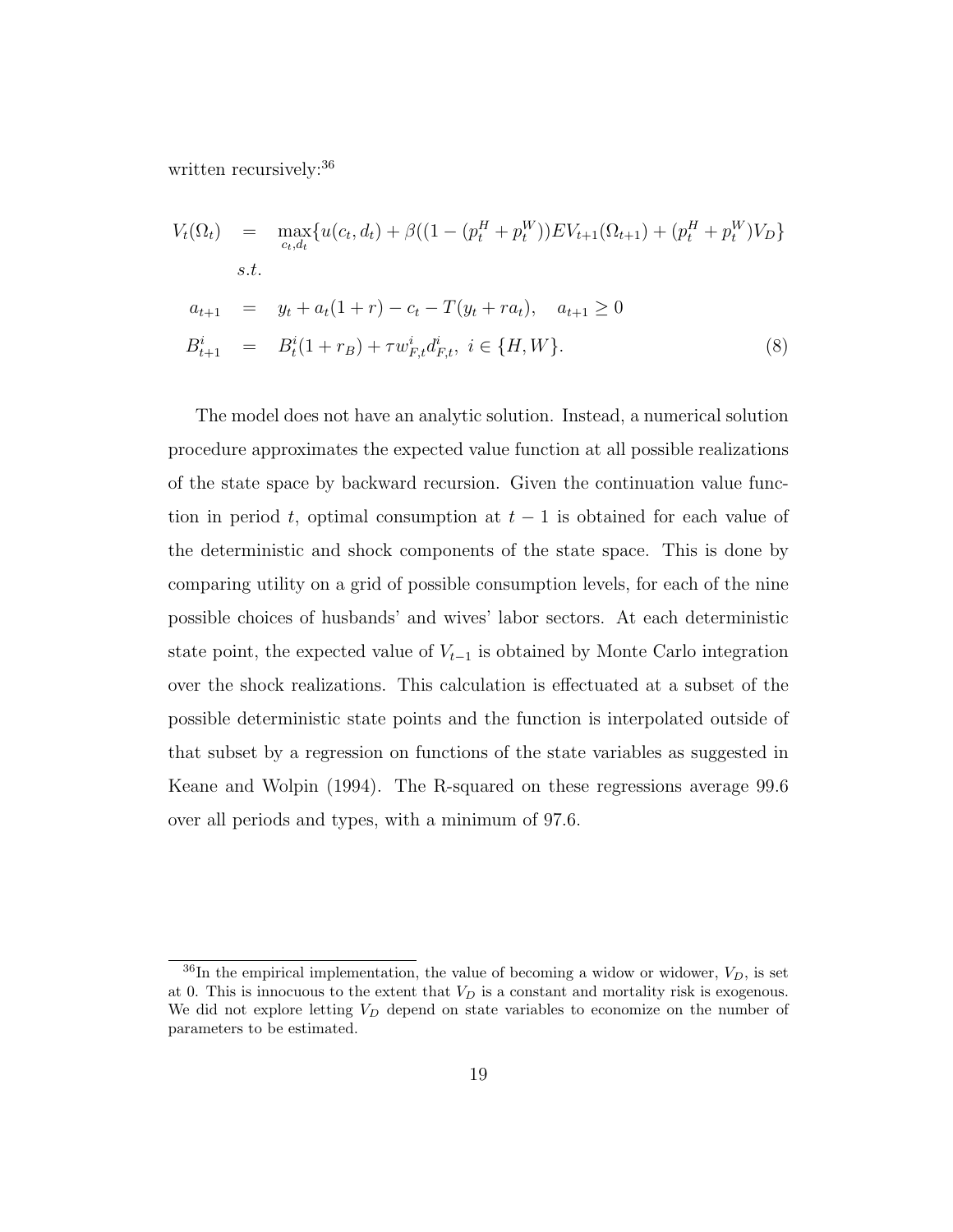written recursively:[36]

$$
\begin{aligned}
V_t(\Omega_t) &= \max_{c_t, d_t} \{u(c_t, d_t) + \beta((1 - (p_t^H + p_t^W)) EV_{t+1}(\Omega_{t+1}) + (p_t^H + p_t^W) V_D\} \\
& \quad s.t. \\
a_{t+1} &= y_t + a_t(1+r) - c_t - T(y_t + r a_t), \quad a_{t+1} \geq 0 \\
B_{t+1}^i &= B_t^i(1 + r_B) + \tau w_{F,t}^i d_{F,t}^i, \ i \in \{H, W\}.
\end{aligned} \tag{8}
$$

The model does not have an analytic solution. Instead, a numerical solution procedure approximates the expected value function at all possible realizations of the state space by backward recursion. Given the continuation value function in period $t$, optimal consumption at $t-1$ is obtained for each value of the deterministic and shock components of the state space. This is done by comparing utility on a grid of possible consumption levels, for each of the nine possible choices of husbands' and wives' labor sectors. At each deterministic state point, the expected value of $V_{t-1}$ is obtained by Monte Carlo integration over the shock realizations. This calculation is effectuated at a subset of the possible deterministic state points and the function is interpolated outside of that subset by a regression on functions of the state variables as suggested in Keane and Wolpin (1994). The R-squared on these regressions average 99.6 over all periods and types, with a minimum of 97.6.

[36] In the empirical implementation, the value of becoming a widow or widower, $V_D$, is set at 0. This is innocuous to the extent that $V_D$ is a constant and mortality risk is exogenous. We did not explore letting $V_D$ depend on state variables to economize on the number of parameters to be estimated.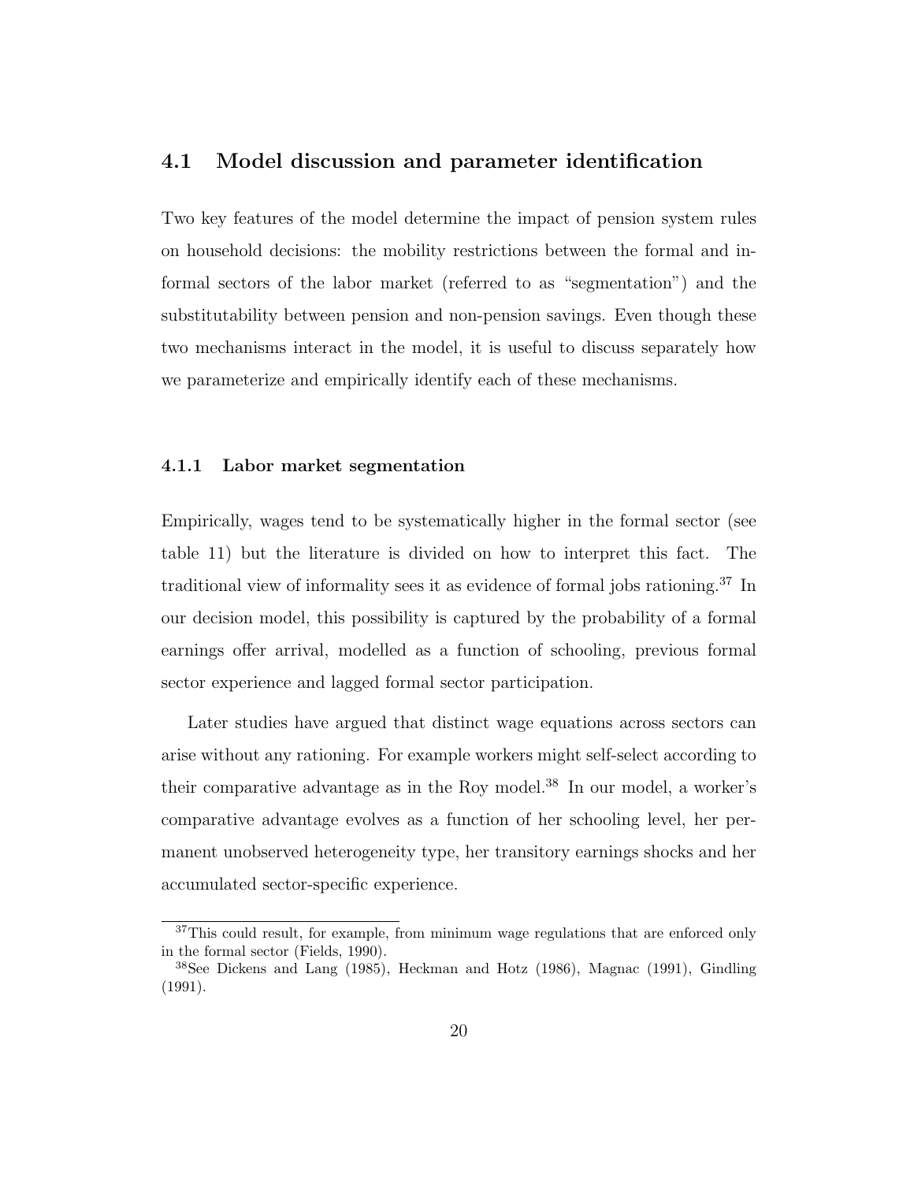## 4.1 Model discussion and parameter identification

Two key features of the model determine the impact of pension system rules on household decisions: the mobility restrictions between the formal and informal sectors of the labor market (referred to as "segmentation") and the substitutability between pension and non-pension savings. Even though these two mechanisms interact in the model, it is useful to discuss separately how we parameterize and empirically identify each of these mechanisms.

### 4.1.1 Labor market segmentation

Empirically, wages tend to be systematically higher in the formal sector (see table 11) but the literature is divided on how to interpret this fact. The traditional view of informality sees it as evidence of formal jobs rationing.[37] In our decision model, this possibility is captured by the probability of a formal earnings offer arrival, modelled as a function of schooling, previous formal sector experience and lagged formal sector participation.

Later studies have argued that distinct wage equations across sectors can arise without any rationing. For example workers might self-select according to their comparative advantage as in the Roy model.[38] In our model, a worker's comparative advantage evolves as a function of her schooling level, her permanent unobserved heterogeneity type, her transitory earnings shocks and her accumulated sector-specific experience.

[37] This could result, for example, from minimum wage regulations that are enforced only in the formal sector (Fields, 1990).

[38] See Dickens and Lang (1985), Heckman and Hotz (1986), Magnac (1991), Gindling (1991).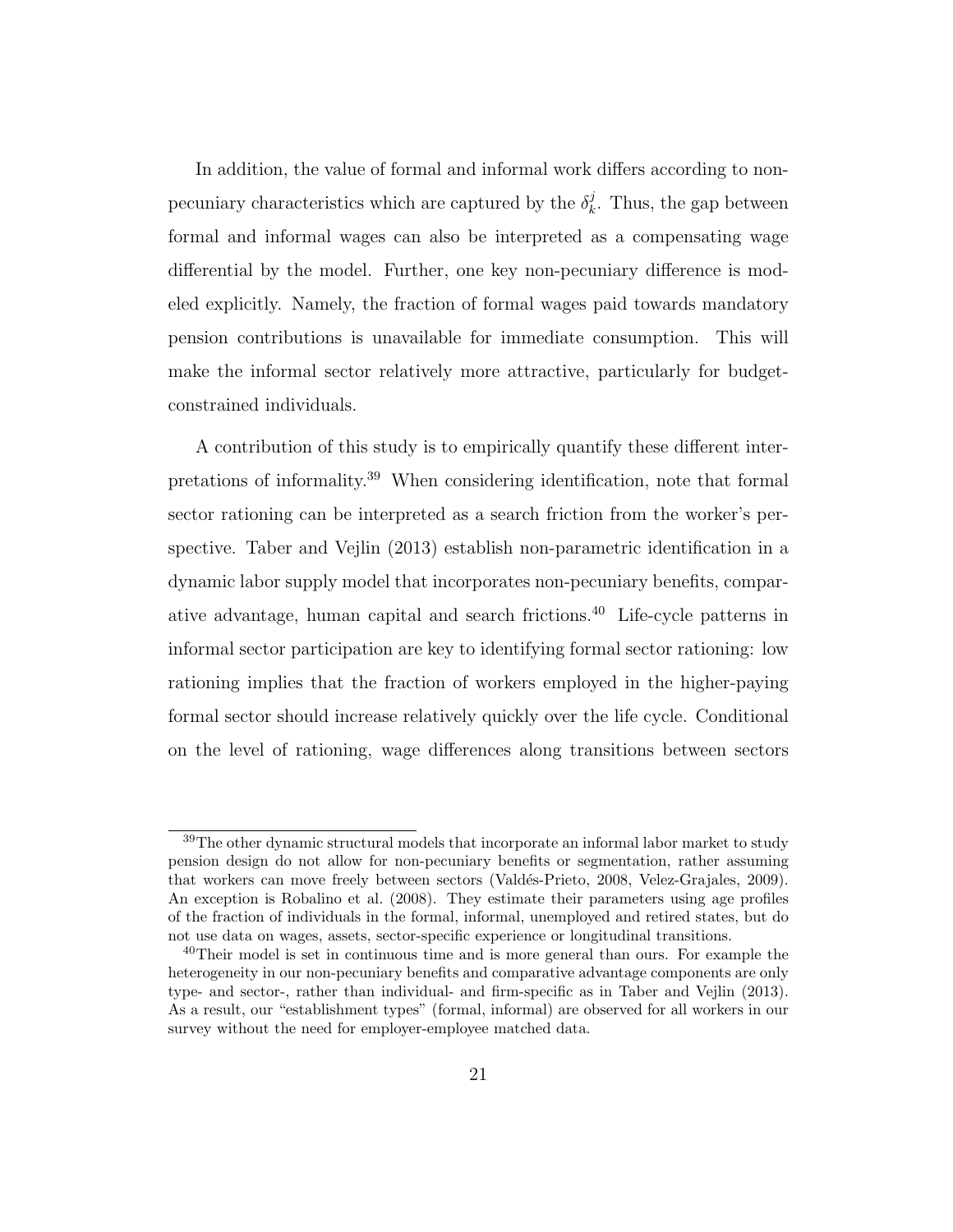In addition, the value of formal and informal work differs according to non-pecuniary characteristics which are captured by the $\delta_k^j$. Thus, the gap between formal and informal wages can also be interpreted as a compensating wage differential by the model. Further, one key non-pecuniary difference is modeled explicitly. Namely, the fraction of formal wages paid towards mandatory pension contributions is unavailable for immediate consumption. This will make the informal sector relatively more attractive, particularly for budget-constrained individuals.

A contribution of this study is to empirically quantify these different interpretations of informality.[39] When considering identification, note that formal sector rationing can be interpreted as a search friction from the worker's perspective. Taber and Vejlin (2013) establish non-parametric identification in a dynamic labor supply model that incorporates non-pecuniary benefits, comparative advantage, human capital and search frictions.[40] Life-cycle patterns in informal sector participation are key to identifying formal sector rationing: low rationing implies that the fraction of workers employed in the higher-paying formal sector should increase relatively quickly over the life cycle. Conditional on the level of rationing, wage differences along transitions between sectors

---

[39] The other dynamic structural models that incorporate an informal labor market to study pension design do not allow for non-pecuniary benefits or segmentation, rather assuming that workers can move freely between sectors (Valdés-Prieto, 2008, Velez-Grajales, 2009). An exception is Robalino et al. (2008). They estimate their parameters using age profiles of the fraction of individuals in the formal, informal, unemployed and retired states, but do not use data on wages, assets, sector-specific experience or longitudinal transitions.

[40] Their model is set in continuous time and is more general than ours. For example the heterogeneity in our non-pecuniary benefits and comparative advantage components are only type- and sector-, rather than individual- and firm-specific as in Taber and Vejlin (2013). As a result, our "establishment types" (formal, informal) are observed for all workers in our survey without the need for employer-employee matched data.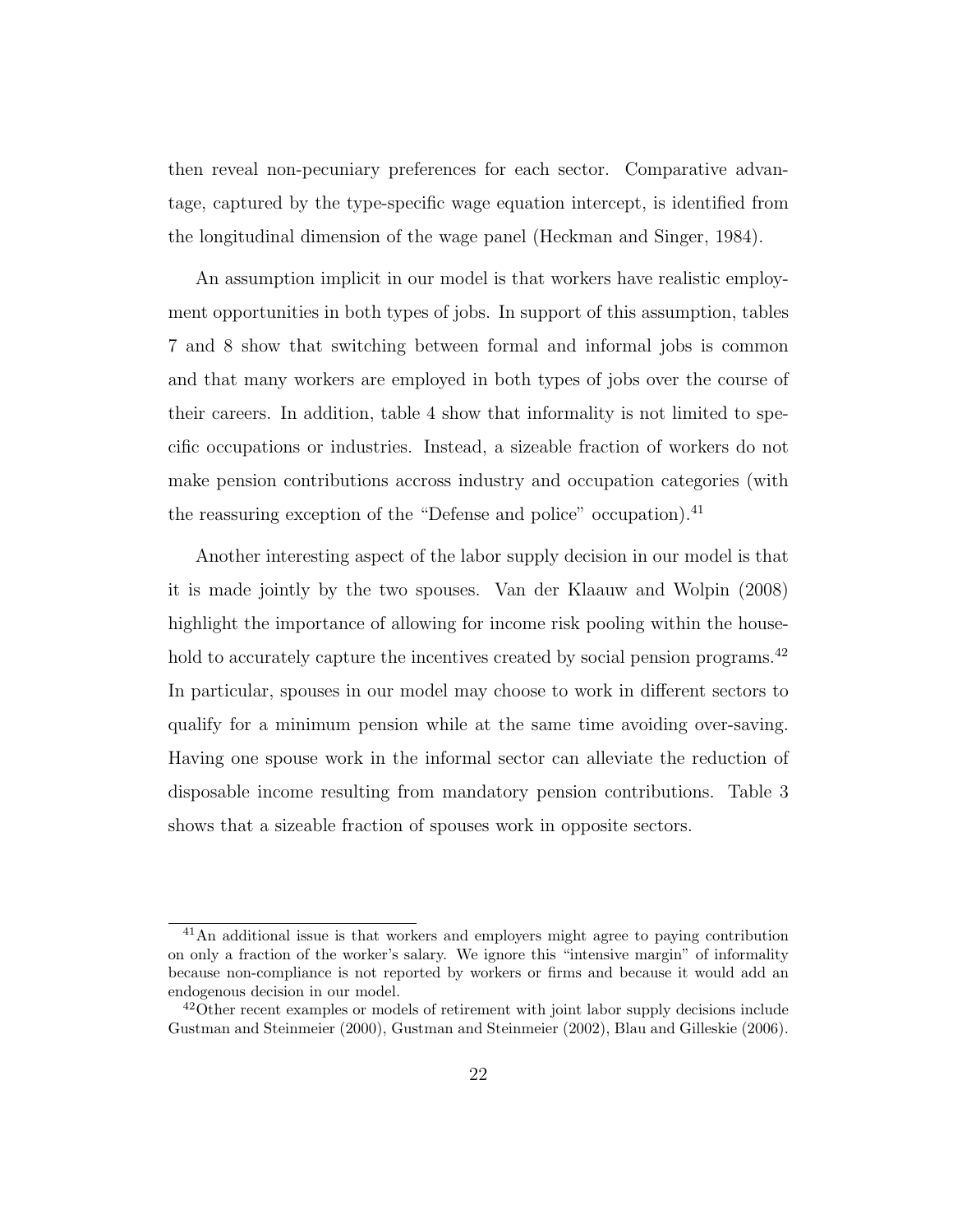then reveal non-pecuniary preferences for each sector. Comparative advantage, captured by the type-specific wage equation intercept, is identified from the longitudinal dimension of the wage panel (Heckman and Singer, 1984).

An assumption implicit in our model is that workers have realistic employment opportunities in both types of jobs. In support of this assumption, tables 7 and 8 show that switching between formal and informal jobs is common and that many workers are employed in both types of jobs over the course of their careers. In addition, table 4 show that informality is not limited to specific occupations or industries. Instead, a sizeable fraction of workers do not make pension contributions accross industry and occupation categories (with the reassuring exception of the "Defense and police" occupation).[41]

Another interesting aspect of the labor supply decision in our model is that it is made jointly by the two spouses. Van der Klaauw and Wolpin (2008) highlight the importance of allowing for income risk pooling within the household to accurately capture the incentives created by social pension programs.[42] In particular, spouses in our model may choose to work in different sectors to qualify for a minimum pension while at the same time avoiding over-saving. Having one spouse work in the informal sector can alleviate the reduction of disposable income resulting from mandatory pension contributions. Table 3 shows that a sizeable fraction of spouses work in opposite sectors.

[41] An additional issue is that workers and employers might agree to paying contribution on only a fraction of the worker's salary. We ignore this "intensive margin" of informality because non-compliance is not reported by workers or firms and because it would add an endogenous decision in our model.

[42] Other recent examples or models of retirement with joint labor supply decisions include Gustman and Steinmeier (2000), Gustman and Steinmeier (2002), Blau and Gilleskie (2006).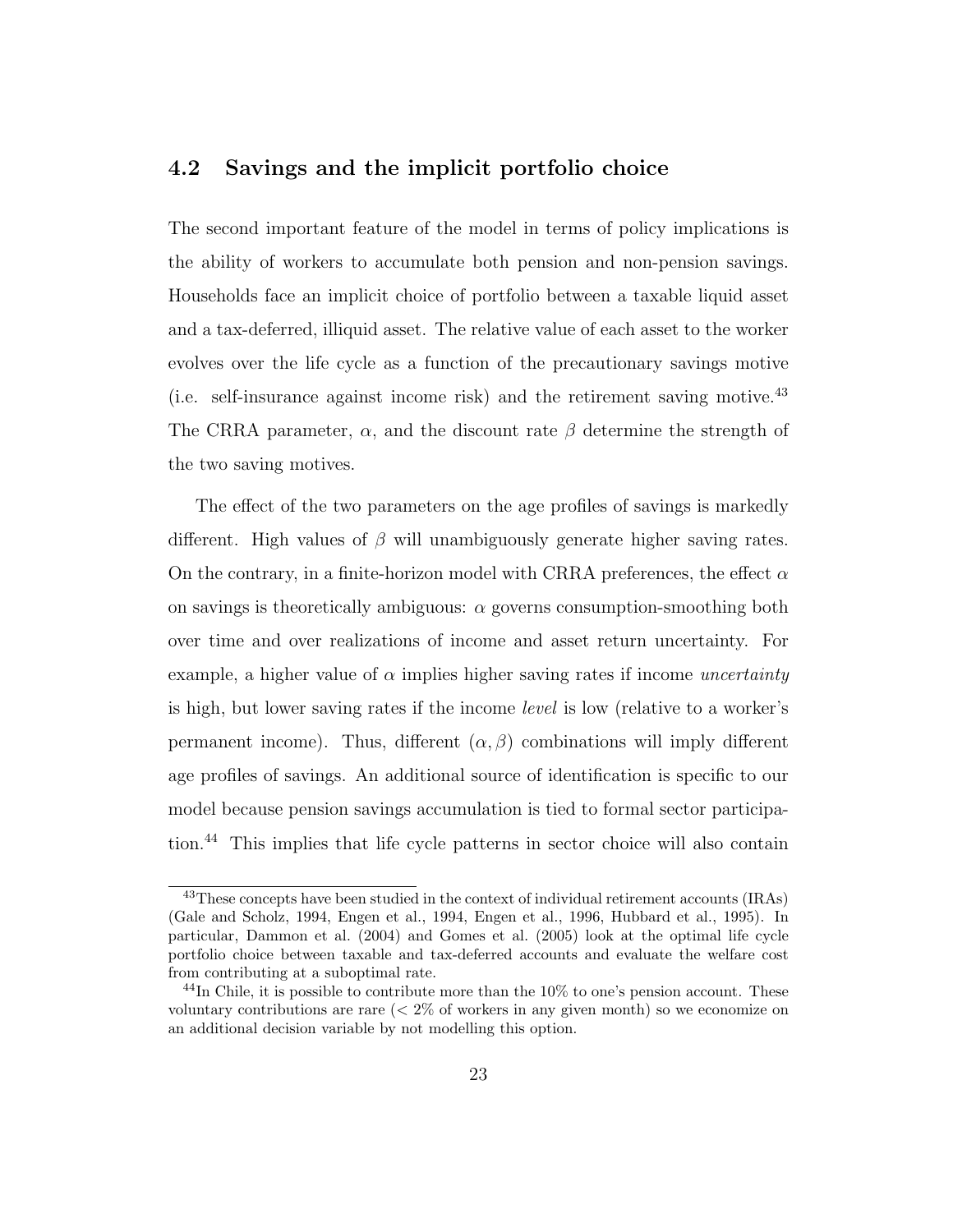## 4.2 Savings and the implicit portfolio choice

The second important feature of the model in terms of policy implications is the ability of workers to accumulate both pension and non-pension savings. Households face an implicit choice of portfolio between a taxable liquid asset and a tax-deferred, illiquid asset. The relative value of each asset to the worker evolves over the life cycle as a function of the precautionary savings motive (i.e. self-insurance against income risk) and the retirement saving motive.[43] The CRRA parameter, $\alpha$, and the discount rate $\beta$ determine the strength of the two saving motives.

The effect of the two parameters on the age profiles of savings is markedly different. High values of $\beta$ will unambiguously generate higher saving rates. On the contrary, in a finite-horizon model with CRRA preferences, the effect $\alpha$ on savings is theoretically ambiguous: $\alpha$ governs consumption-smoothing both over time and over realizations of income and asset return uncertainty. For example, a higher value of $\alpha$ implies higher saving rates if income *uncertainty* is high, but lower saving rates if the income *level* is low (relative to a worker's permanent income). Thus, different $(\alpha, \beta)$ combinations will imply different age profiles of savings. An additional source of identification is specific to our model because pension savings accumulation is tied to formal sector participation.[44] This implies that life cycle patterns in sector choice will also contain

[43] These concepts have been studied in the context of individual retirement accounts (IRAs) (Gale and Scholz, 1994, Engen et al., 1994, Engen et al., 1996, Hubbard et al., 1995). In particular, Dammon et al. (2004) and Gomes et al. (2005) look at the optimal life cycle portfolio choice between taxable and tax-deferred accounts and evaluate the welfare cost from contributing at a suboptimal rate.

[44] In Chile, it is possible to contribute more than the 10% to one's pension account. These voluntary contributions are rare ($<$ 2% of workers in any given month) so we economize on an additional decision variable by not modelling this option.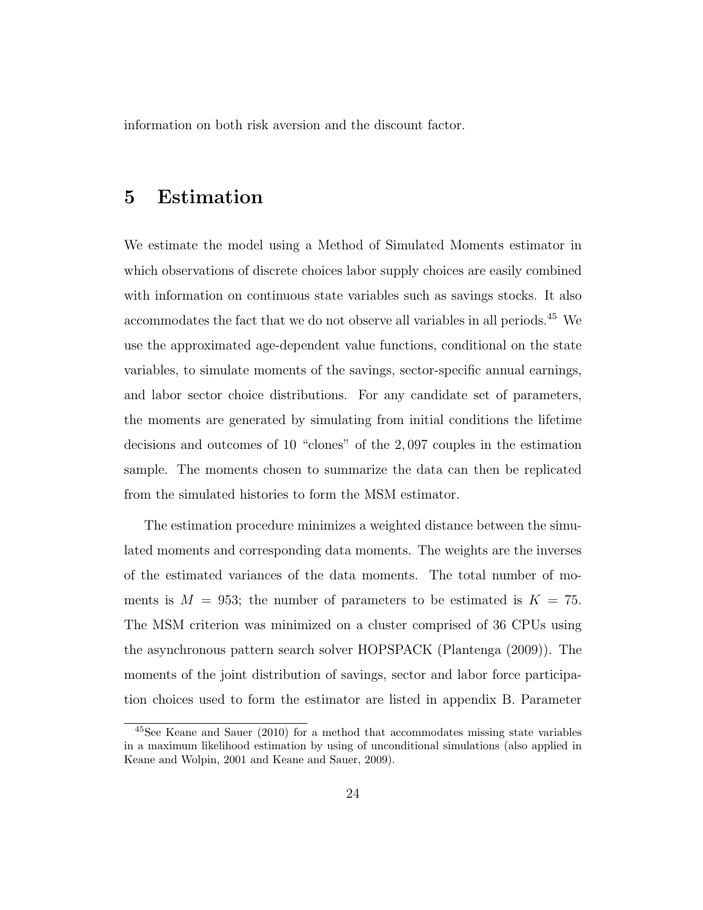information on both risk aversion and the discount factor.

# 5 Estimation

We estimate the model using a Method of Simulated Moments estimator in which observations of discrete choices labor supply choices are easily combined with information on continuous state variables such as savings stocks. It also accommodates the fact that we do not observe all variables in all periods.[45] We use the approximated age-dependent value functions, conditional on the state variables, to simulate moments of the savings, sector-specific annual earnings, and labor sector choice distributions. For any candidate set of parameters, the moments are generated by simulating from initial conditions the lifetime decisions and outcomes of 10 "clones" of the 2,097 couples in the estimation sample. The moments chosen to summarize the data can then be replicated from the simulated histories to form the MSM estimator.

The estimation procedure minimizes a weighted distance between the simulated moments and corresponding data moments. The weights are the inverses of the estimated variances of the data moments. The total number of moments is $M = 953$; the number of parameters to be estimated is $K = 75$. The MSM criterion was minimized on a cluster comprised of 36 CPUs using the asynchronous pattern search solver HOPSPACK (Plantenga (2009)). The moments of the joint distribution of savings, sector and labor force participation choices used to form the estimator are listed in appendix B. Parameter

[45] See Keane and Sauer (2010) for a method that accommodates missing state variables in a maximum likelihood estimation by using of unconditional simulations (also applied in Keane and Wolpin, 2001 and Keane and Sauer, 2009).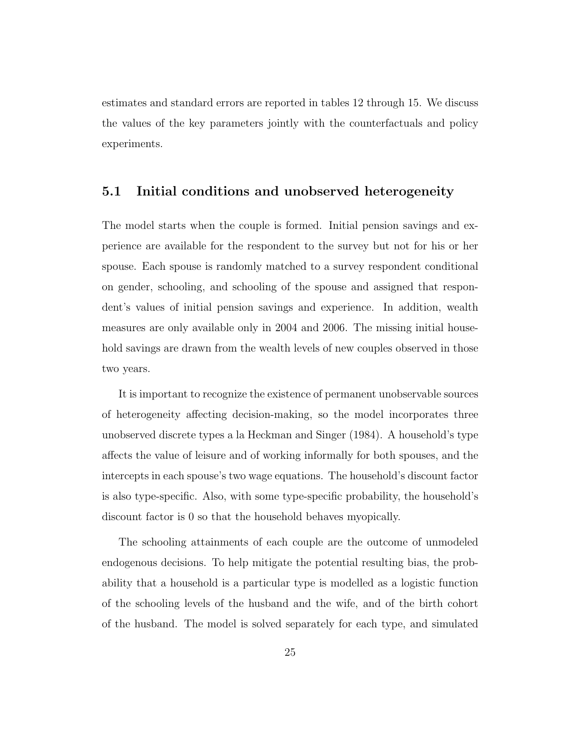estimates and standard errors are reported in tables 12 through 15. We discuss the values of the key parameters jointly with the counterfactuals and policy experiments.

## 5.1 Initial conditions and unobserved heterogeneity

The model starts when the couple is formed. Initial pension savings and experience are available for the respondent to the survey but not for his or her spouse. Each spouse is randomly matched to a survey respondent conditional on gender, schooling, and schooling of the spouse and assigned that respondent's values of initial pension savings and experience. In addition, wealth measures are only available only in 2004 and 2006. The missing initial household savings are drawn from the wealth levels of new couples observed in those two years.

It is important to recognize the existence of permanent unobservable sources of heterogeneity affecting decision-making, so the model incorporates three unobserved discrete types a la Heckman and Singer (1984). A household's type affects the value of leisure and of working informally for both spouses, and the intercepts in each spouse's two wage equations. The household's discount factor is also type-specific. Also, with some type-specific probability, the household's discount factor is 0 so that the household behaves myopically.

The schooling attainments of each couple are the outcome of unmodeled endogenous decisions. To help mitigate the potential resulting bias, the probability that a household is a particular type is modelled as a logistic function of the schooling levels of the husband and the wife, and of the birth cohort of the husband. The model is solved separately for each type, and simulated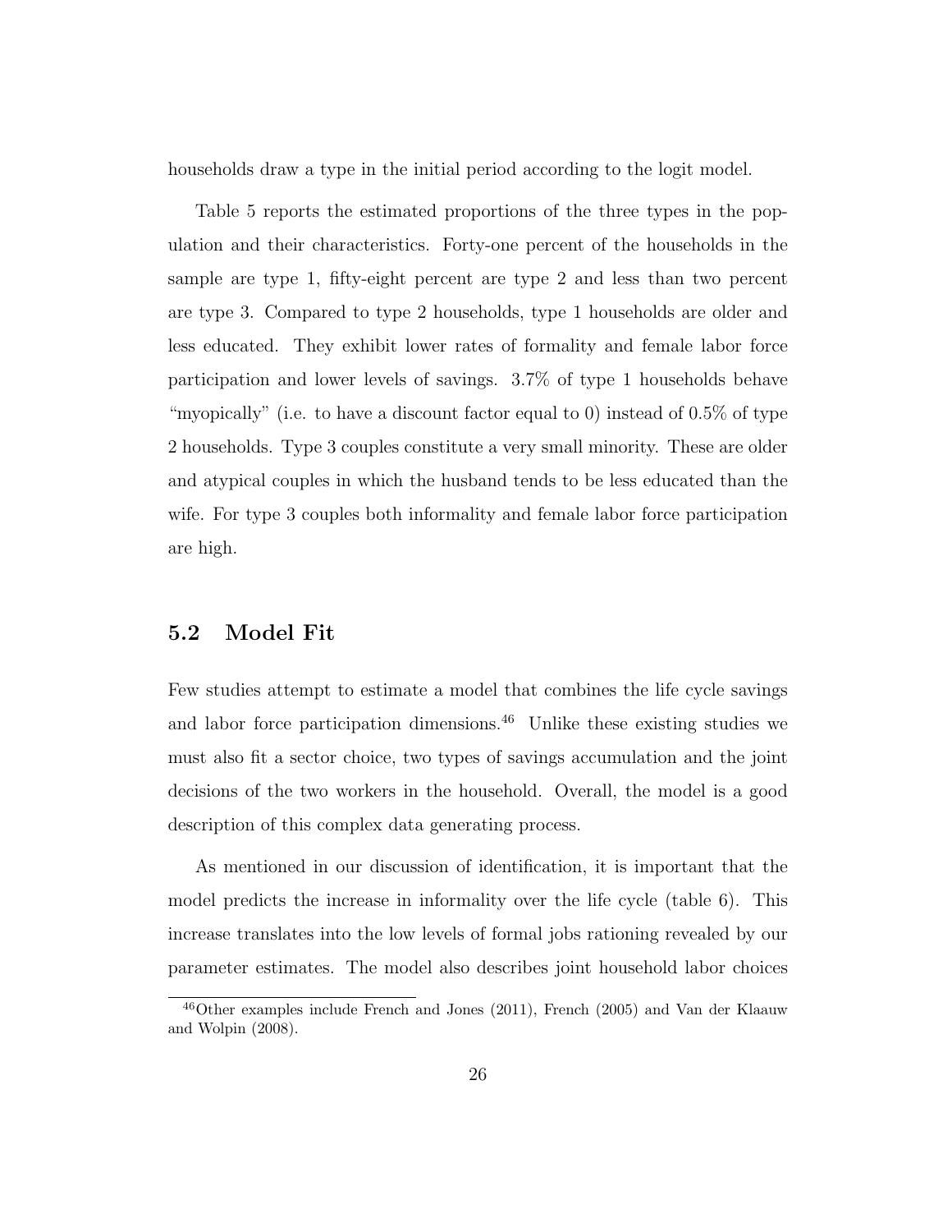households draw a type in the initial period according to the logit model.

Table 5 reports the estimated proportions of the three types in the population and their characteristics. Forty-one percent of the households in the sample are type 1, fifty-eight percent are type 2 and less than two percent are type 3. Compared to type 2 households, type 1 households are older and less educated. They exhibit lower rates of formality and female labor force participation and lower levels of savings. 3.7% of type 1 households behave "myopically" (i.e. to have a discount factor equal to 0) instead of 0.5% of type 2 households. Type 3 couples constitute a very small minority. These are older and atypical couples in which the husband tends to be less educated than the wife. For type 3 couples both informality and female labor force participation are high.

## 5.2 Model Fit

Few studies attempt to estimate a model that combines the life cycle savings and labor force participation dimensions.[46] Unlike these existing studies we must also fit a sector choice, two types of savings accumulation and the joint decisions of the two workers in the household. Overall, the model is a good description of this complex data generating process.

As mentioned in our discussion of identification, it is important that the model predicts the increase in informality over the life cycle (table 6). This increase translates into the low levels of formal jobs rationing revealed by our parameter estimates. The model also describes joint household labor choices

[46] Other examples include French and Jones (2011), French (2005) and Van der Klaauw and Wolpin (2008).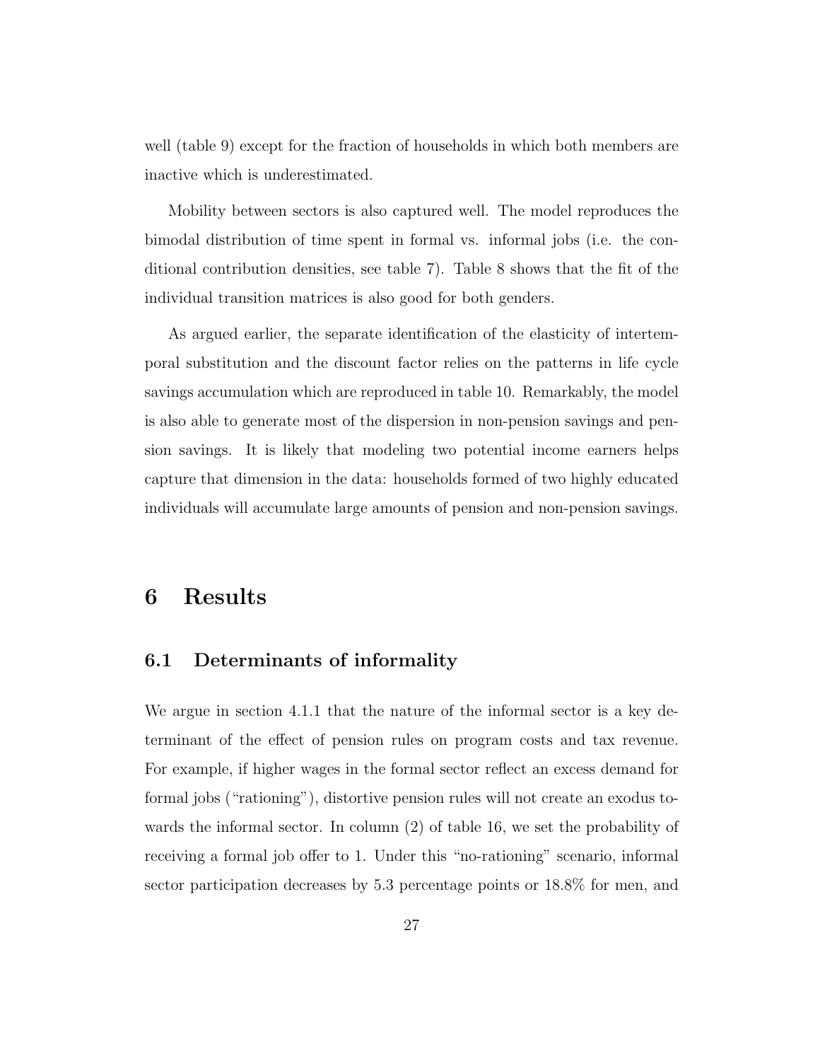well (table 9) except for the fraction of households in which both members are inactive which is underestimated.

Mobility between sectors is also captured well. The model reproduces the bimodal distribution of time spent in formal vs. informal jobs (i.e. the conditional contribution densities, see table 7). Table 8 shows that the fit of the individual transition matrices is also good for both genders.

As argued earlier, the separate identification of the elasticity of intertemporal substitution and the discount factor relies on the patterns in life cycle savings accumulation which are reproduced in table 10. Remarkably, the model is also able to generate most of the dispersion in non-pension savings and pension savings. It is likely that modeling two potential income earners helps capture that dimension in the data: households formed of two highly educated individuals will accumulate large amounts of pension and non-pension savings.

# 6 Results

## 6.1 Determinants of informality

We argue in section 4.1.1 that the nature of the informal sector is a key determinant of the effect of pension rules on program costs and tax revenue. For example, if higher wages in the formal sector reflect an excess demand for formal jobs ("rationing"), distortive pension rules will not create an exodus towards the informal sector. In column (2) of table 16, we set the probability of receiving a formal job offer to 1. Under this "no-rationing" scenario, informal sector participation decreases by 5.3 percentage points or 18.8% for men, and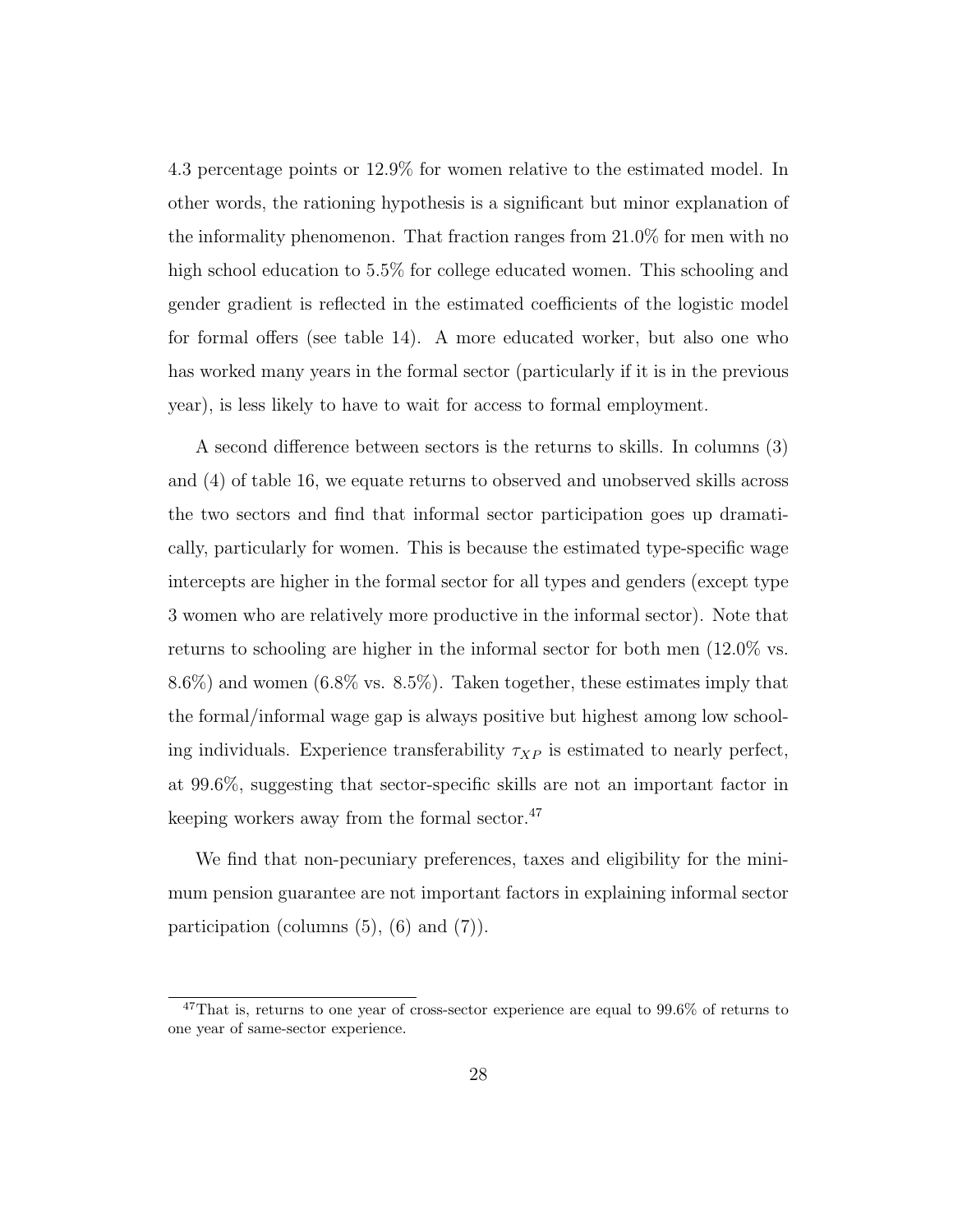4.3 percentage points or 12.9% for women relative to the estimated model. In other words, the rationing hypothesis is a significant but minor explanation of the informality phenomenon. That fraction ranges from 21.0% for men with no high school education to 5.5% for college educated women. This schooling and gender gradient is reflected in the estimated coefficients of the logistic model for formal offers (see table 14). A more educated worker, but also one who has worked many years in the formal sector (particularly if it is in the previous year), is less likely to have to wait for access to formal employment.

A second difference between sectors is the returns to skills. In columns (3) and (4) of table 16, we equate returns to observed and unobserved skills across the two sectors and find that informal sector participation goes up dramatically, particularly for women. This is because the estimated type-specific wage intercepts are higher in the formal sector for all types and genders (except type 3 women who are relatively more productive in the informal sector). Note that returns to schooling are higher in the informal sector for both men (12.0% vs. 8.6%) and women (6.8% vs. 8.5%). Taken together, these estimates imply that the formal/informal wage gap is always positive but highest among low schooling individuals. Experience transferability $\tau_{XP}$ is estimated to nearly perfect, at 99.6%, suggesting that sector-specific skills are not an important factor in keeping workers away from the formal sector.[47]

We find that non-pecuniary preferences, taxes and eligibility for the minimum pension guarantee are not important factors in explaining informal sector participation (columns (5), (6) and (7)).

[47]That is, returns to one year of cross-sector experience are equal to 99.6% of returns to one year of same-sector experience.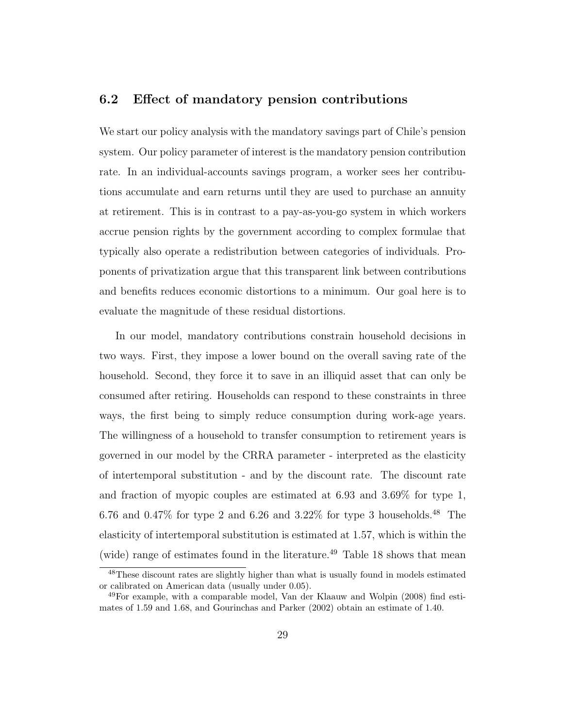## 6.2 Effect of mandatory pension contributions

We start our policy analysis with the mandatory savings part of Chile's pension system. Our policy parameter of interest is the mandatory pension contribution rate. In an individual-accounts savings program, a worker sees her contributions accumulate and earn returns until they are used to purchase an annuity at retirement. This is in contrast to a pay-as-you-go system in which workers accrue pension rights by the government according to complex formulae that typically also operate a redistribution between categories of individuals. Proponents of privatization argue that this transparent link between contributions and benefits reduces economic distortions to a minimum. Our goal here is to evaluate the magnitude of these residual distortions.

In our model, mandatory contributions constrain household decisions in two ways. First, they impose a lower bound on the overall saving rate of the household. Second, they force it to save in an illiquid asset that can only be consumed after retiring. Households can respond to these constraints in three ways, the first being to simply reduce consumption during work-age years. The willingness of a household to transfer consumption to retirement years is governed in our model by the CRRA parameter - interpreted as the elasticity of intertemporal substitution - and by the discount rate. The discount rate and fraction of myopic couples are estimated at 6.93 and 3.69% for type 1, 6.76 and 0.47% for type 2 and 6.26 and 3.22% for type 3 households.[48] The elasticity of intertemporal substitution is estimated at 1.57, which is within the (wide) range of estimates found in the literature.[49] Table 18 shows that mean

[48] These discount rates are slightly higher than what is usually found in models estimated or calibrated on American data (usually under 0.05).

[49] For example, with a comparable model, Van der Klaauw and Wolpin (2008) find estimates of 1.59 and 1.68, and Gourinchas and Parker (2002) obtain an estimate of 1.40.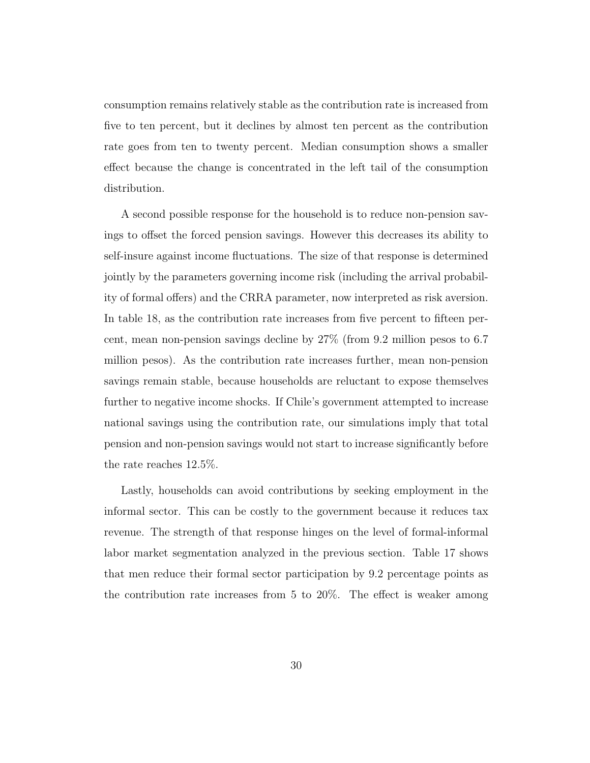consumption remains relatively stable as the contribution rate is increased from five to ten percent, but it declines by almost ten percent as the contribution rate goes from ten to twenty percent. Median consumption shows a smaller effect because the change is concentrated in the left tail of the consumption distribution.

A second possible response for the household is to reduce non-pension savings to offset the forced pension savings. However this decreases its ability to self-insure against income fluctuations. The size of that response is determined jointly by the parameters governing income risk (including the arrival probability of formal offers) and the CRRA parameter, now interpreted as risk aversion. In table 18, as the contribution rate increases from five percent to fifteen percent, mean non-pension savings decline by 27% (from 9.2 million pesos to 6.7 million pesos). As the contribution rate increases further, mean non-pension savings remain stable, because households are reluctant to expose themselves further to negative income shocks. If Chile's government attempted to increase national savings using the contribution rate, our simulations imply that total pension and non-pension savings would not start to increase significantly before the rate reaches 12.5%.

Lastly, households can avoid contributions by seeking employment in the informal sector. This can be costly to the government because it reduces tax revenue. The strength of that response hinges on the level of formal-informal labor market segmentation analyzed in the previous section. Table 17 shows that men reduce their formal sector participation by 9.2 percentage points as the contribution rate increases from 5 to 20%. The effect is weaker among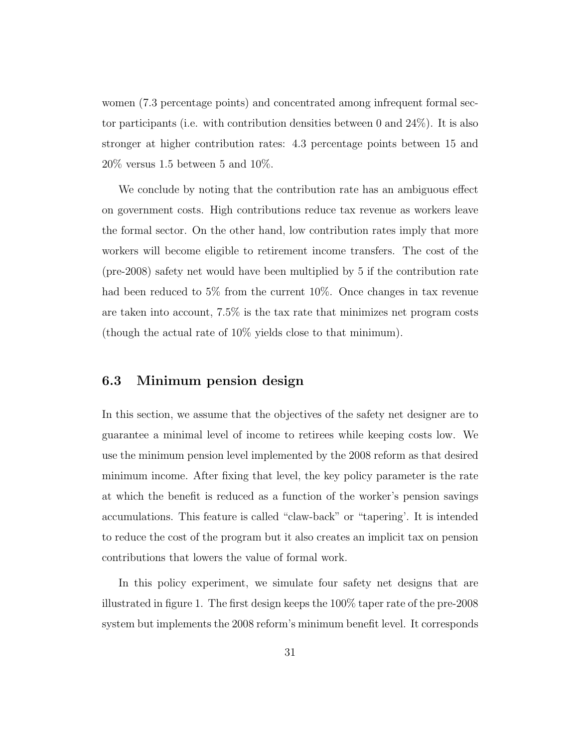women (7.3 percentage points) and concentrated among infrequent formal sector participants (i.e. with contribution densities between 0 and 24%). It is also stronger at higher contribution rates: 4.3 percentage points between 15 and 20% versus 1.5 between 5 and 10%.

We conclude by noting that the contribution rate has an ambiguous effect on government costs. High contributions reduce tax revenue as workers leave the formal sector. On the other hand, low contribution rates imply that more workers will become eligible to retirement income transfers. The cost of the (pre-2008) safety net would have been multiplied by 5 if the contribution rate had been reduced to 5% from the current 10%. Once changes in tax revenue are taken into account, 7.5% is the tax rate that minimizes net program costs (though the actual rate of 10% yields close to that minimum).

### 6.3 Minimum pension design

In this section, we assume that the objectives of the safety net designer are to guarantee a minimal level of income to retirees while keeping costs low. We use the minimum pension level implemented by the 2008 reform as that desired minimum income. After fixing that level, the key policy parameter is the rate at which the benefit is reduced as a function of the worker's pension savings accumulations. This feature is called "claw-back" or "tapering'. It is intended to reduce the cost of the program but it also creates an implicit tax on pension contributions that lowers the value of formal work.

In this policy experiment, we simulate four safety net designs that are illustrated in figure 1. The first design keeps the 100% taper rate of the pre-2008 system but implements the 2008 reform's minimum benefit level. It corresponds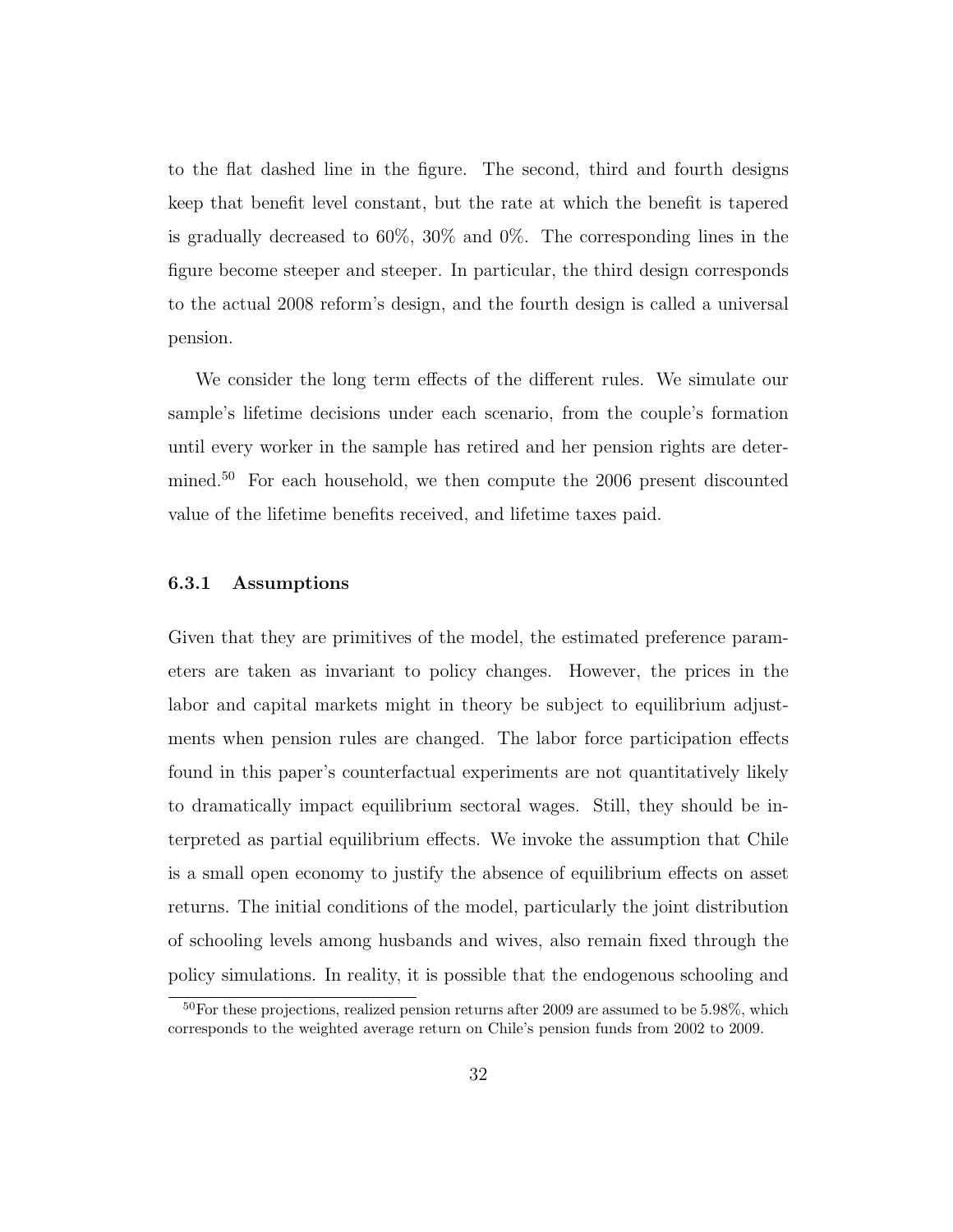to the flat dashed line in the figure. The second, third and fourth designs keep that benefit level constant, but the rate at which the benefit is tapered is gradually decreased to 60%, 30% and 0%. The corresponding lines in the figure become steeper and steeper. In particular, the third design corresponds to the actual 2008 reform's design, and the fourth design is called a universal pension.

We consider the long term effects of the different rules. We simulate our sample's lifetime decisions under each scenario, from the couple's formation until every worker in the sample has retired and her pension rights are determined.[50] For each household, we then compute the 2006 present discounted value of the lifetime benefits received, and lifetime taxes paid.

### 6.3.1 Assumptions

Given that they are primitives of the model, the estimated preference parameters are taken as invariant to policy changes. However, the prices in the labor and capital markets might in theory be subject to equilibrium adjustments when pension rules are changed. The labor force participation effects found in this paper's counterfactual experiments are not quantitatively likely to dramatically impact equilibrium sectoral wages. Still, they should be interpreted as partial equilibrium effects. We invoke the assumption that Chile is a small open economy to justify the absence of equilibrium effects on asset returns. The initial conditions of the model, particularly the joint distribution of schooling levels among husbands and wives, also remain fixed through the policy simulations. In reality, it is possible that the endogenous schooling and

[50] For these projections, realized pension returns after 2009 are assumed to be 5.98%, which corresponds to the weighted average return on Chile's pension funds from 2002 to 2009.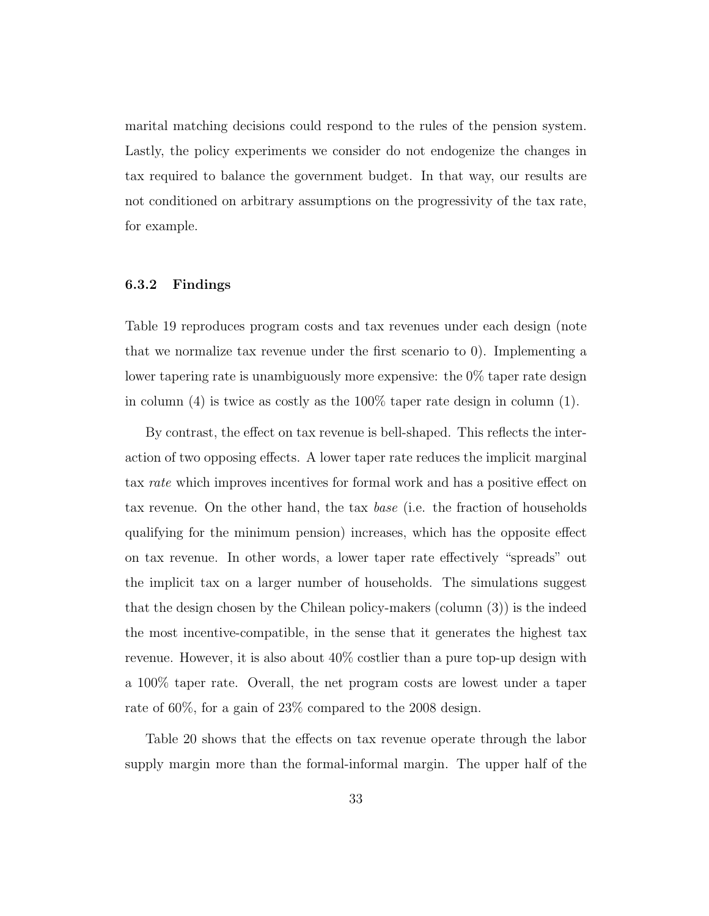marital matching decisions could respond to the rules of the pension system. Lastly, the policy experiments we consider do not endogenize the changes in tax required to balance the government budget. In that way, our results are not conditioned on arbitrary assumptions on the progressivity of the tax rate, for example.

### 6.3.2 Findings

Table 19 reproduces program costs and tax revenues under each design (note that we normalize tax revenue under the first scenario to 0). Implementing a lower tapering rate is unambiguously more expensive: the 0% taper rate design in column (4) is twice as costly as the 100% taper rate design in column (1).

By contrast, the effect on tax revenue is bell-shaped. This reflects the interaction of two opposing effects. A lower taper rate reduces the implicit marginal tax *rate* which improves incentives for formal work and has a positive effect on tax revenue. On the other hand, the tax *base* (i.e. the fraction of households qualifying for the minimum pension) increases, which has the opposite effect on tax revenue. In other words, a lower taper rate effectively "spreads" out the implicit tax on a larger number of households. The simulations suggest that the design chosen by the Chilean policy-makers (column (3)) is the indeed the most incentive-compatible, in the sense that it generates the highest tax revenue. However, it is also about 40% costlier than a pure top-up design with a 100% taper rate. Overall, the net program costs are lowest under a taper rate of 60%, for a gain of 23% compared to the 2008 design.

Table 20 shows that the effects on tax revenue operate through the labor supply margin more than the formal-informal margin. The upper half of the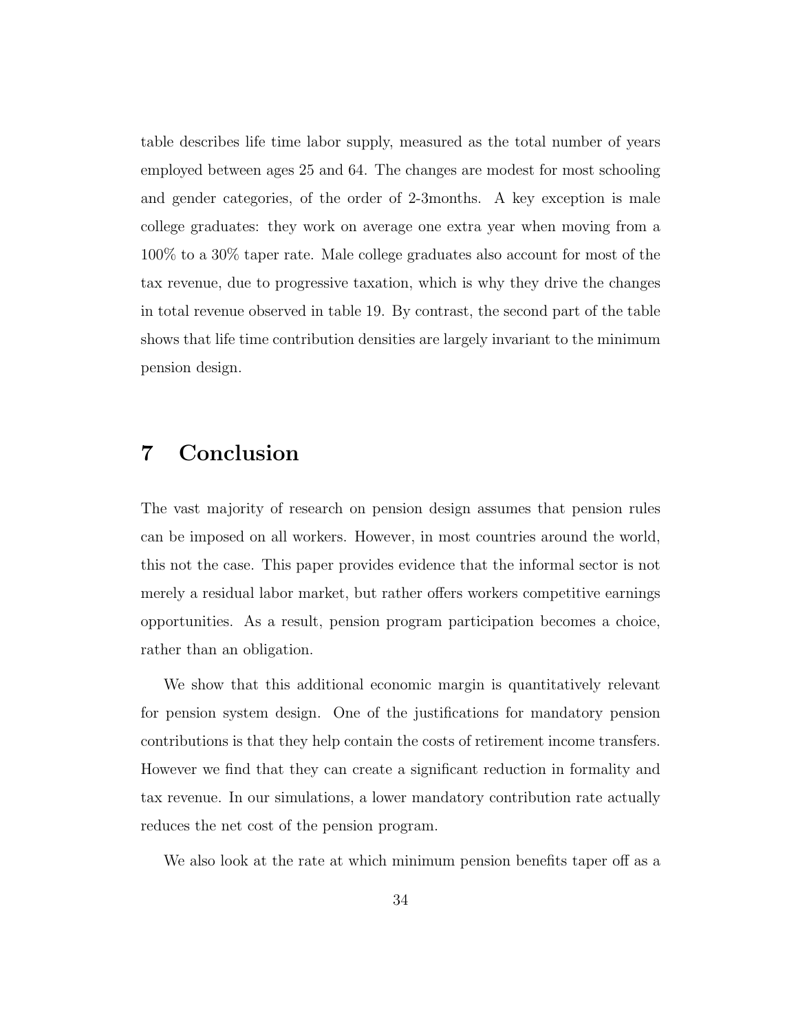table describes life time labor supply, measured as the total number of years employed between ages 25 and 64. The changes are modest for most schooling and gender categories, of the order of 2-3months. A key exception is male college graduates: they work on average one extra year when moving from a 100% to a 30% taper rate. Male college graduates also account for most of the tax revenue, due to progressive taxation, which is why they drive the changes in total revenue observed in table 19. By contrast, the second part of the table shows that life time contribution densities are largely invariant to the minimum pension design.

# 7 Conclusion

The vast majority of research on pension design assumes that pension rules can be imposed on all workers. However, in most countries around the world, this not the case. This paper provides evidence that the informal sector is not merely a residual labor market, but rather offers workers competitive earnings opportunities. As a result, pension program participation becomes a choice, rather than an obligation.

We show that this additional economic margin is quantitatively relevant for pension system design. One of the justifications for mandatory pension contributions is that they help contain the costs of retirement income transfers. However we find that they can create a significant reduction in formality and tax revenue. In our simulations, a lower mandatory contribution rate actually reduces the net cost of the pension program.

We also look at the rate at which minimum pension benefits taper off as a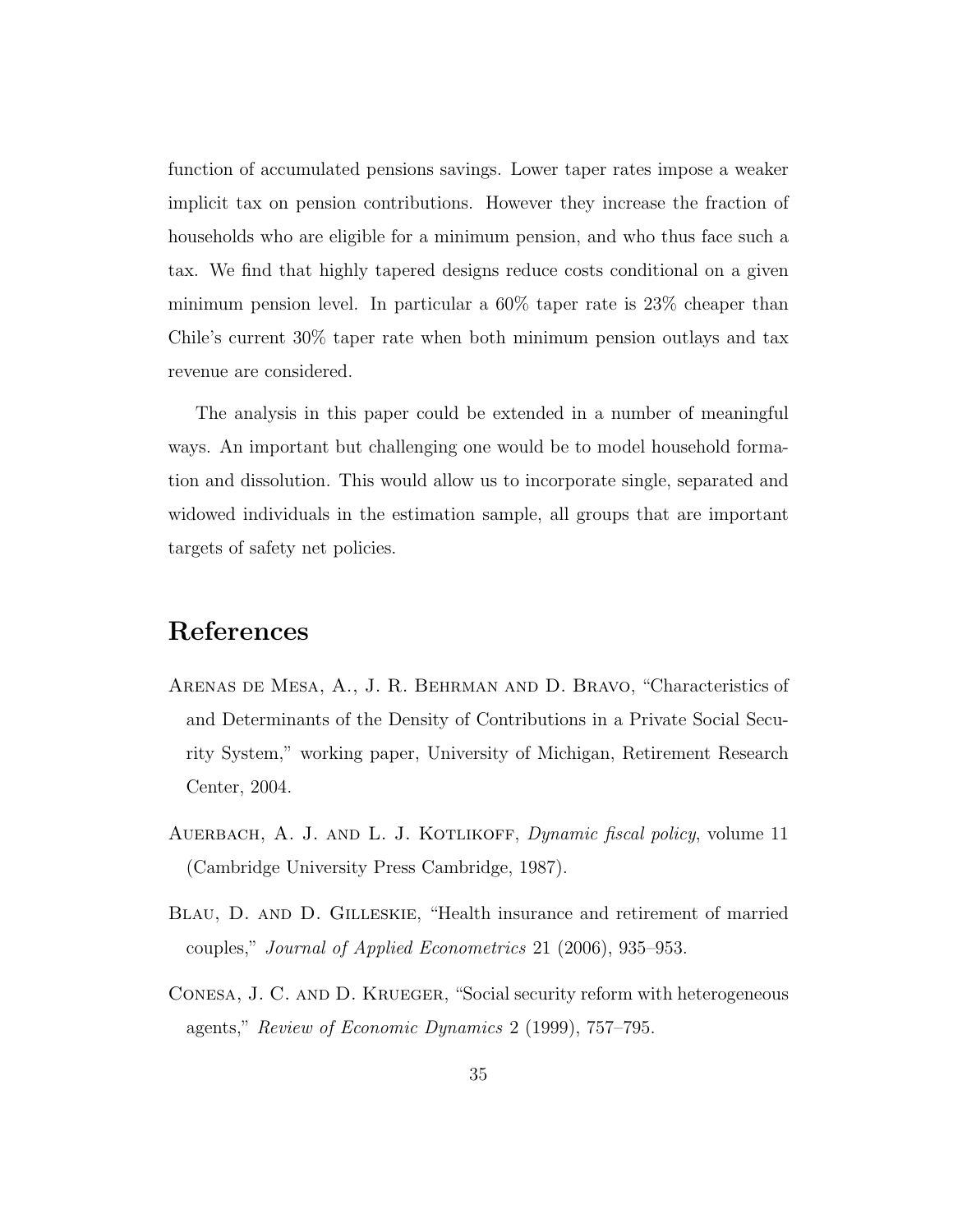function of accumulated pensions savings. Lower taper rates impose a weaker implicit tax on pension contributions. However they increase the fraction of households who are eligible for a minimum pension, and who thus face such a tax. We find that highly tapered designs reduce costs conditional on a given minimum pension level. In particular a 60% taper rate is 23% cheaper than Chile's current 30% taper rate when both minimum pension outlays and tax revenue are considered.

The analysis in this paper could be extended in a number of meaningful ways. An important but challenging one would be to model household formation and dissolution. This would allow us to incorporate single, separated and widowed individuals in the estimation sample, all groups that are important targets of safety net policies.

# References

Arenas de Mesa, A., J. R. Behrman and D. Bravo, "Characteristics of and Determinants of the Density of Contributions in a Private Social Security System," working paper, University of Michigan, Retirement Research Center, 2004.

Auerbach, A. J. and L. J. Kotlikoff, *Dynamic fiscal policy*, volume 11 (Cambridge University Press Cambridge, 1987).

Blau, D. and D. Gilleskie, "Health insurance and retirement of married couples," *Journal of Applied Econometrics* 21 (2006), 935–953.

Conesa, J. C. and D. Krueger, "Social security reform with heterogeneous agents," *Review of Economic Dynamics* 2 (1999), 757–795.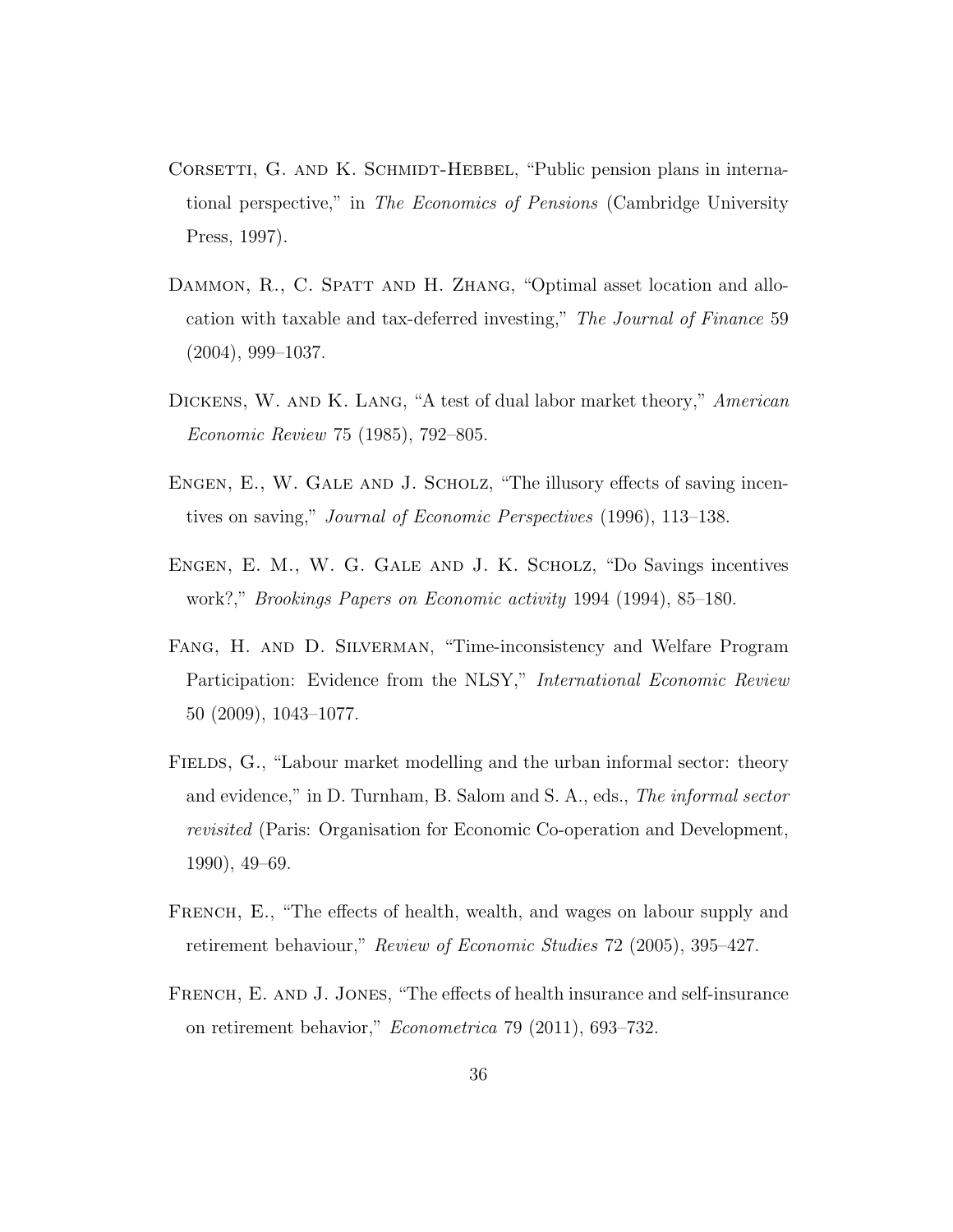Corsetti, G. and K. Schmidt-Hebbel, "Public pension plans in international perspective," in *The Economics of Pensions* (Cambridge University Press, 1997).

Dammon, R., C. Spatt and H. Zhang, "Optimal asset location and allocation with taxable and tax-deferred investing," *The Journal of Finance* 59 (2004), 999–1037.

Dickens, W. and K. Lang, "A test of dual labor market theory," *American Economic Review* 75 (1985), 792–805.

Engen, E., W. Gale and J. Scholz, "The illusory effects of saving incentives on saving," *Journal of Economic Perspectives* (1996), 113–138.

Engen, E. M., W. G. Gale and J. K. Scholz, "Do Savings incentives work?," *Brookings Papers on Economic activity* 1994 (1994), 85–180.

Fang, H. and D. Silverman, "Time-inconsistency and Welfare Program Participation: Evidence from the NLSY," *International Economic Review* 50 (2009), 1043–1077.

Fields, G., "Labour market modelling and the urban informal sector: theory and evidence," in D. Turnham, B. Salom and S. A., eds., *The informal sector revisited* (Paris: Organisation for Economic Co-operation and Development, 1990), 49–69.

French, E., "The effects of health, wealth, and wages on labour supply and retirement behaviour," *Review of Economic Studies* 72 (2005), 395–427.

French, E. and J. Jones, "The effects of health insurance and self-insurance on retirement behavior," *Econometrica* 79 (2011), 693–732.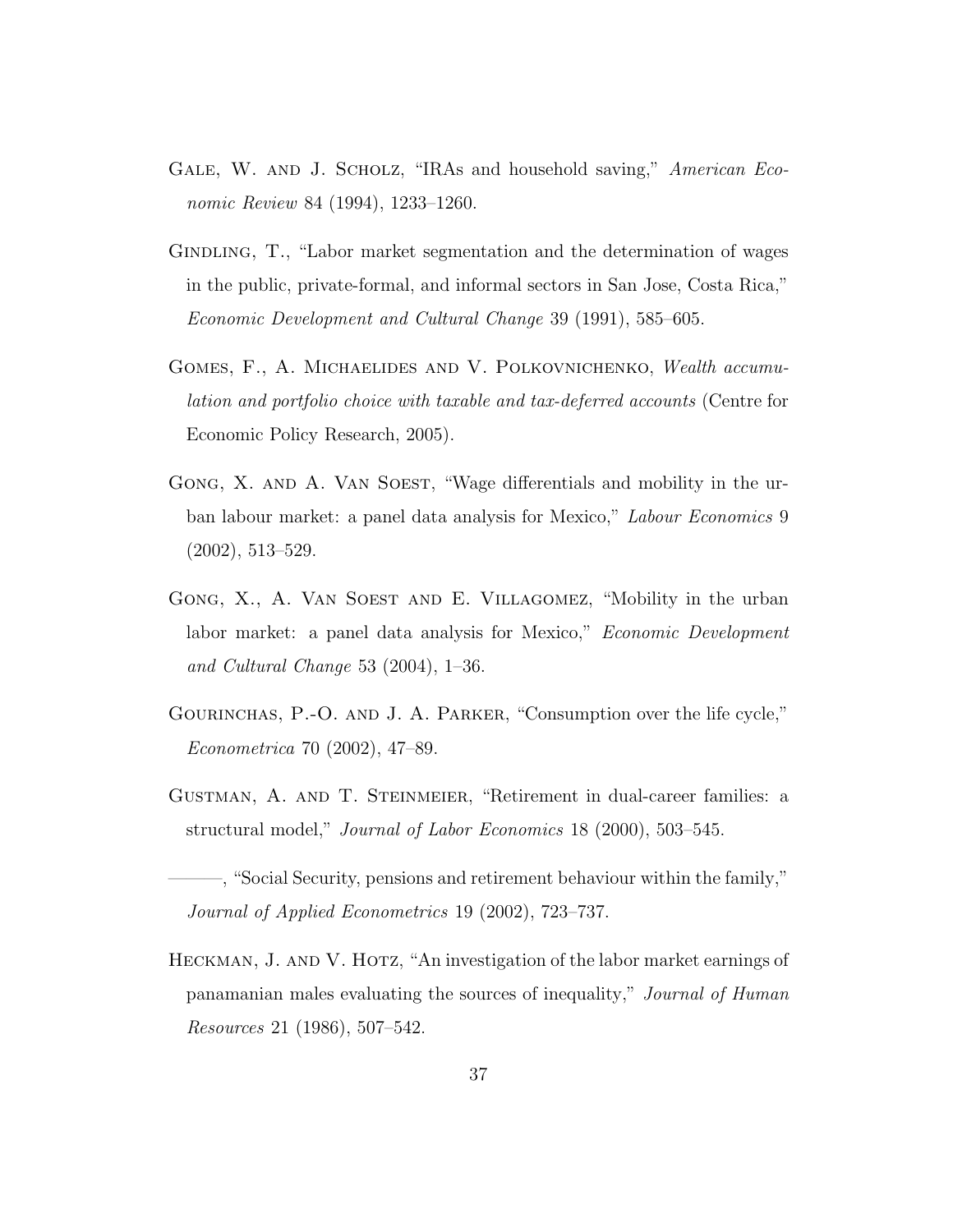Gale, W. and J. Scholz, "IRAs and household saving," *American Economic Review* 84 (1994), 1233–1260.

Gindling, T., "Labor market segmentation and the determination of wages in the public, private-formal, and informal sectors in San Jose, Costa Rica," *Economic Development and Cultural Change* 39 (1991), 585–605.

Gomes, F., A. Michaelides and V. Polkovnichenko, *Wealth accumulation and portfolio choice with taxable and tax-deferred accounts* (Centre for Economic Policy Research, 2005).

Gong, X. and A. Van Soest, "Wage differentials and mobility in the urban labour market: a panel data analysis for Mexico," *Labour Economics* 9 (2002), 513–529.

Gong, X., A. Van Soest and E. Villagomez, "Mobility in the urban labor market: a panel data analysis for Mexico," *Economic Development and Cultural Change* 53 (2004), 1–36.

Gourinchas, P.-O. and J. A. Parker, "Consumption over the life cycle," *Econometrica* 70 (2002), 47–89.

Gustman, A. and T. Steinmeier, "Retirement in dual-career families: a structural model," *Journal of Labor Economics* 18 (2000), 503–545.

———, "Social Security, pensions and retirement behaviour within the family," *Journal of Applied Econometrics* 19 (2002), 723–737.

Heckman, J. and V. Hotz, "An investigation of the labor market earnings of panamanian males evaluating the sources of inequality," *Journal of Human Resources* 21 (1986), 507–542.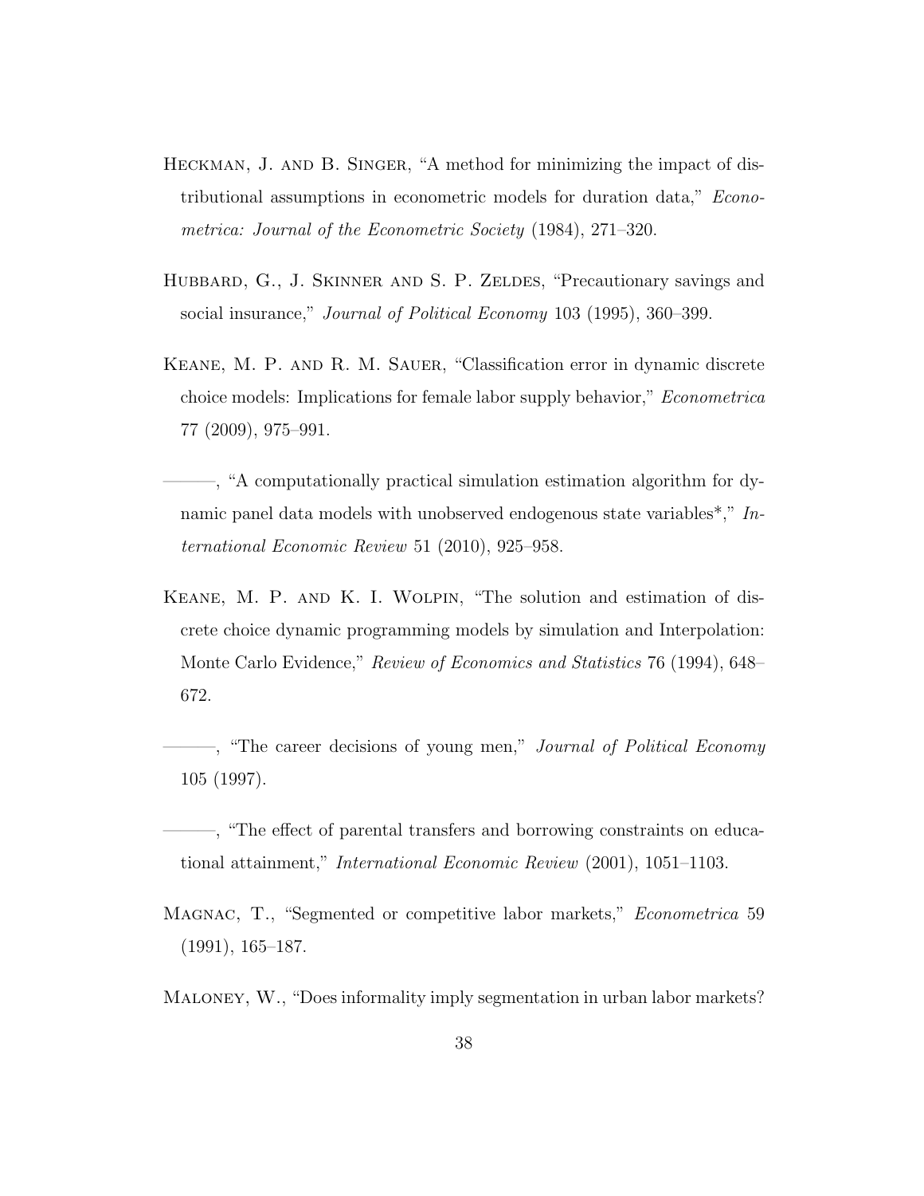Heckman, J. and B. Singer, "A method for minimizing the impact of distributional assumptions in econometric models for duration data," *Econometrica: Journal of the Econometric Society* (1984), 271–320.

Hubbard, G., J. Skinner and S. P. Zeldes, "Precautionary savings and social insurance," *Journal of Political Economy* 103 (1995), 360–399.

Keane, M. P. and R. M. Sauer, "Classification error in dynamic discrete choice models: Implications for female labor supply behavior," *Econometrica* 77 (2009), 975–991.

———, "A computationally practical simulation estimation algorithm for dynamic panel data models with unobserved endogenous state variables*," *International Economic Review* 51 (2010), 925–958.

Keane, M. P. and K. I. Wolpin, "The solution and estimation of discrete choice dynamic programming models by simulation and Interpolation: Monte Carlo Evidence," *Review of Economics and Statistics* 76 (1994), 648–672.

———, "The career decisions of young men," *Journal of Political Economy* 105 (1997).

———, "The effect of parental transfers and borrowing constraints on educational attainment," *International Economic Review* (2001), 1051–1103.

Magnac, T., "Segmented or competitive labor markets," *Econometrica* 59 (1991), 165–187.

Maloney, W., "Does informality imply segmentation in urban labor markets?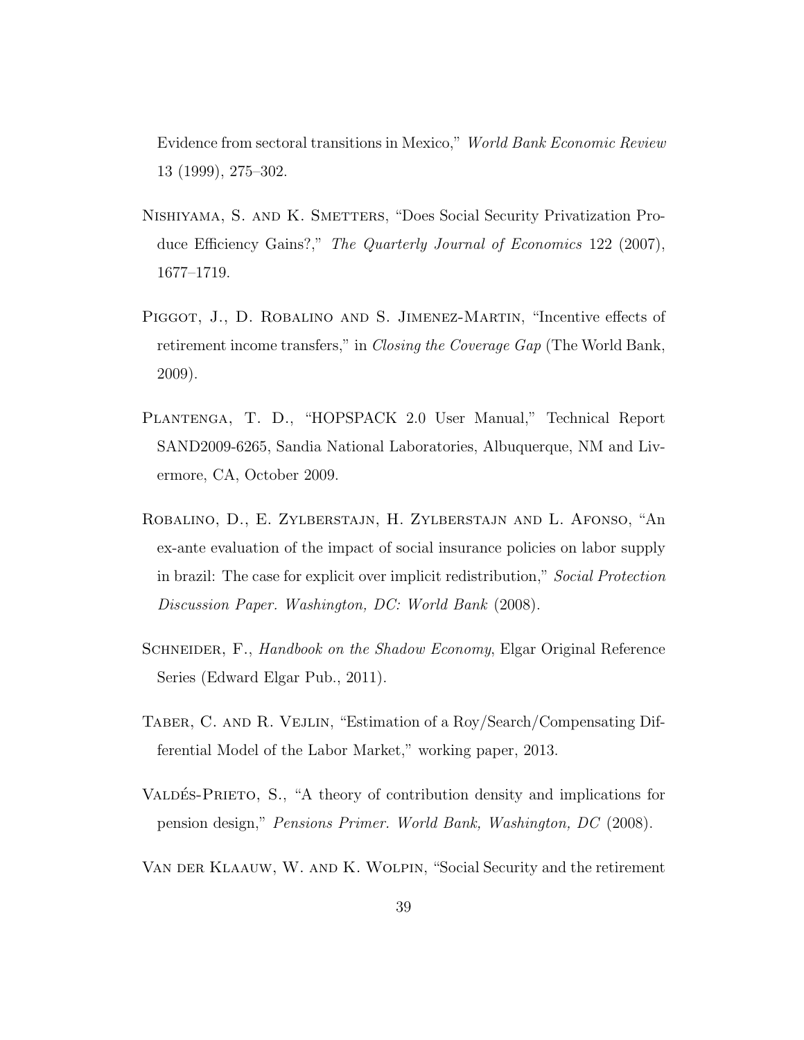Evidence from sectoral transitions in Mexico," *World Bank Economic Review* 13 (1999), 275–302.

Nishiyama, S. and K. Smetters, "Does Social Security Privatization Produce Efficiency Gains?," *The Quarterly Journal of Economics* 122 (2007), 1677–1719.

Piggot, J., D. Robalino and S. Jimenez-Martin, "Incentive effects of retirement income transfers," in *Closing the Coverage Gap* (The World Bank, 2009).

Plantenga, T. D., "HOPSPACK 2.0 User Manual," Technical Report SAND2009-6265, Sandia National Laboratories, Albuquerque, NM and Livermore, CA, October 2009.

Robalino, D., E. Zylberstajn, H. Zylberstajn and L. Afonso, "An ex-ante evaluation of the impact of social insurance policies on labor supply in brazil: The case for explicit over implicit redistribution," *Social Protection Discussion Paper. Washington, DC: World Bank* (2008).

Schneider, F., *Handbook on the Shadow Economy*, Elgar Original Reference Series (Edward Elgar Pub., 2011).

Taber, C. and R. Vejlin, "Estimation of a Roy/Search/Compensating Differential Model of the Labor Market," working paper, 2013.

Valdés-Prieto, S., "A theory of contribution density and implications for pension design," *Pensions Primer. World Bank, Washington, DC* (2008).

Van der Klaauw, W. and K. Wolpin, "Social Security and the retirement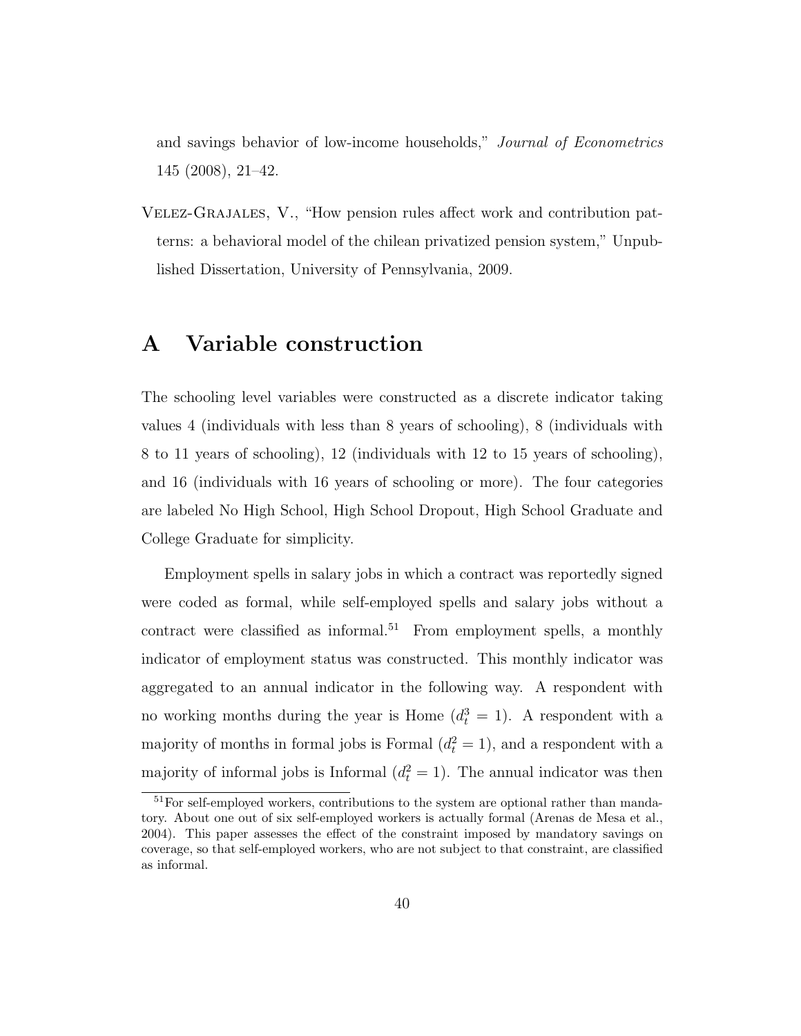and savings behavior of low-income households," *Journal of Econometrics* 145 (2008), 21–42.

Velez-Grajales, V., "How pension rules affect work and contribution patterns: a behavioral model of the chilean privatized pension system," Unpublished Dissertation, University of Pennsylvania, 2009.

# A Variable construction

The schooling level variables were constructed as a discrete indicator taking values 4 (individuals with less than 8 years of schooling), 8 (individuals with 8 to 11 years of schooling), 12 (individuals with 12 to 15 years of schooling), and 16 (individuals with 16 years of schooling or more). The four categories are labeled No High School, High School Dropout, High School Graduate and College Graduate for simplicity.

Employment spells in salary jobs in which a contract was reportedly signed were coded as formal, while self-employed spells and salary jobs without a contract were classified as informal.[51] From employment spells, a monthly indicator of employment status was constructed. This monthly indicator was aggregated to an annual indicator in the following way. A respondent with no working months during the year is Home ($d_t^3 = 1$). A respondent with a majority of months in formal jobs is Formal ($d_t^2 = 1$), and a respondent with a majority of informal jobs is Informal ($d_t^2 = 1$). The annual indicator was then

[51]For self-employed workers, contributions to the system are optional rather than mandatory. About one out of six self-employed workers is actually formal (Arenas de Mesa et al., 2004). This paper assesses the effect of the constraint imposed by mandatory savings on coverage, so that self-employed workers, who are not subject to that constraint, are classified as informal.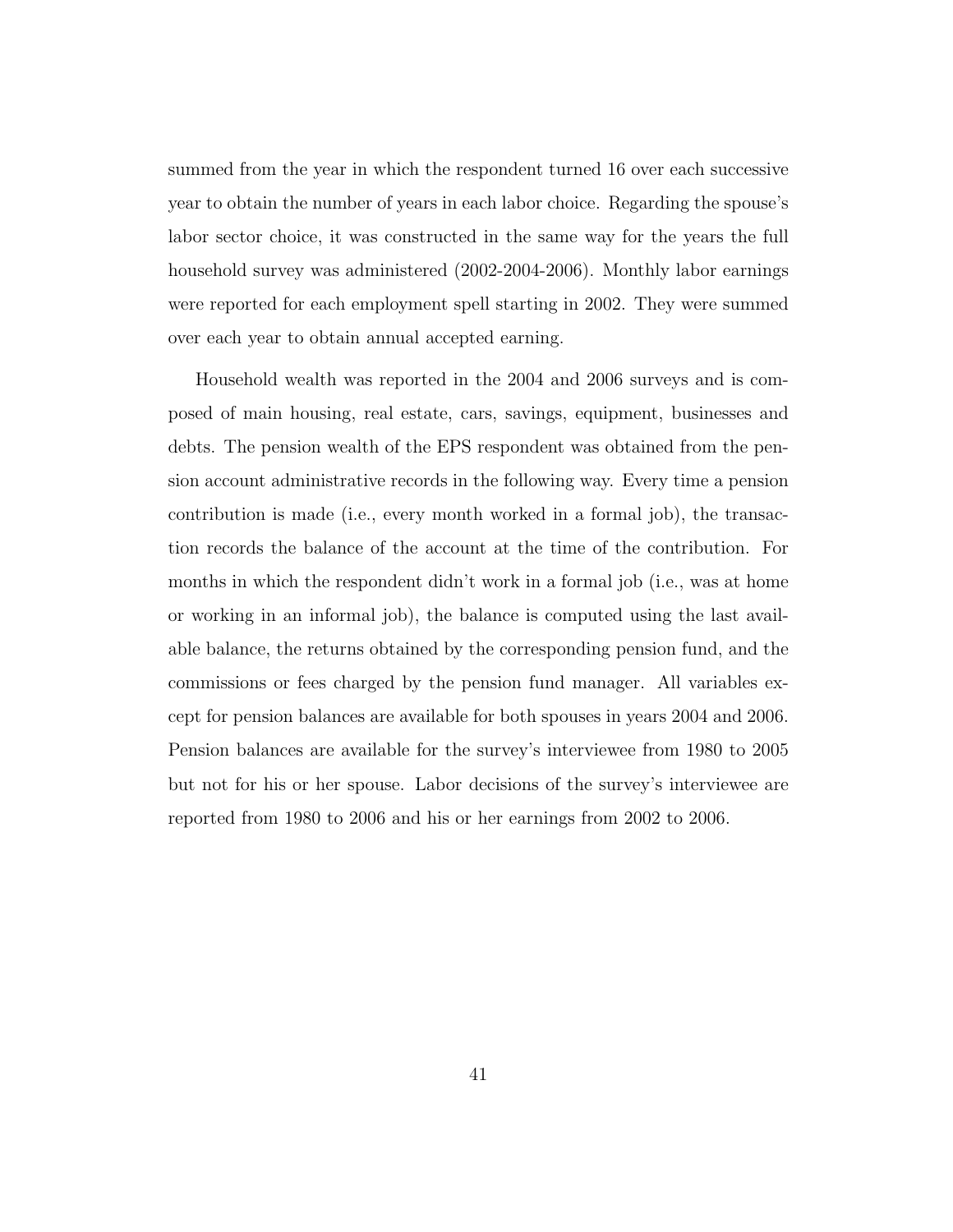summed from the year in which the respondent turned 16 over each successive year to obtain the number of years in each labor choice. Regarding the spouse's labor sector choice, it was constructed in the same way for the years the full household survey was administered (2002-2004-2006). Monthly labor earnings were reported for each employment spell starting in 2002. They were summed over each year to obtain annual accepted earning.

Household wealth was reported in the 2004 and 2006 surveys and is composed of main housing, real estate, cars, savings, equipment, businesses and debts. The pension wealth of the EPS respondent was obtained from the pension account administrative records in the following way. Every time a pension contribution is made (i.e., every month worked in a formal job), the transaction records the balance of the account at the time of the contribution. For months in which the respondent didn't work in a formal job (i.e., was at home or working in an informal job), the balance is computed using the last available balance, the returns obtained by the corresponding pension fund, and the commissions or fees charged by the pension fund manager. All variables except for pension balances are available for both spouses in years 2004 and 2006. Pension balances are available for the survey's interviewee from 1980 to 2005 but not for his or her spouse. Labor decisions of the survey's interviewee are reported from 1980 to 2006 and his or her earnings from 2002 to 2006.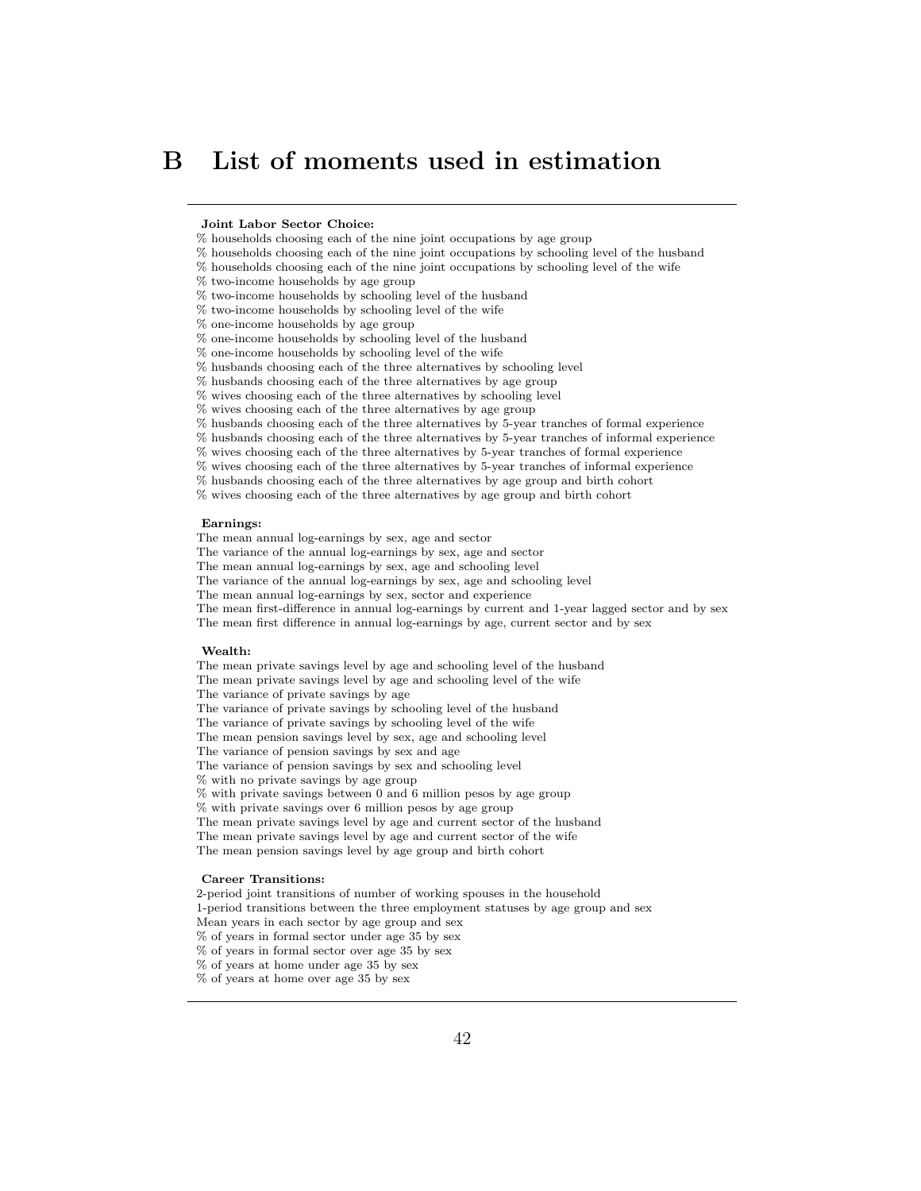# B List of moments used in estimation

**Joint Labor Sector Choice:**

% households choosing each of the nine joint occupations by age group
% households choosing each of the nine joint occupations by schooling level of the husband
% households choosing each of the nine joint occupations by schooling level of the wife
% two-income households by age group
% two-income households by schooling level of the husband
% two-income households by schooling level of the wife
% one-income households by age group
% one-income households by schooling level of the husband
% one-income households by schooling level of the wife
% husbands choosing each of the three alternatives by schooling level
% husbands choosing each of the three alternatives by age group
% wives choosing each of the three alternatives by schooling level
% wives choosing each of the three alternatives by age group
% husbands choosing each of the three alternatives by 5-year tranches of formal experience
% husbands choosing each of the three alternatives by 5-year tranches of informal experience
% wives choosing each of the three alternatives by 5-year tranches of formal experience
% wives choosing each of the three alternatives by 5-year tranches of informal experience
% husbands choosing each of the three alternatives by age group and birth cohort
% wives choosing each of the three alternatives by age group and birth cohort

**Earnings:**

The mean annual log-earnings by sex, age and sector
The variance of the annual log-earnings by sex, age and sector
The mean annual log-earnings by sex, age and schooling level
The variance of the annual log-earnings by sex, age and schooling level
The mean annual log-earnings by sex, sector and experience
The mean first-difference in annual log-earnings by current and 1-year lagged sector and by sex
The mean first difference in annual log-earnings by age, current sector and by sex

**Wealth:**

The mean private savings level by age and schooling level of the husband
The mean private savings level by age and schooling level of the wife
The variance of private savings by age
The variance of private savings by schooling level of the husband
The variance of private savings by schooling level of the wife
The mean pension savings level by sex, age and schooling level
The variance of pension savings by sex and age
The variance of pension savings by sex and schooling level
% with no private savings by age group
% with private savings between 0 and 6 million pesos by age group
% with private savings over 6 million pesos by age group
The mean private savings level by age and current sector of the husband
The mean private savings level by age and current sector of the wife
The mean pension savings level by age group and birth cohort

**Career Transitions:**

2-period joint transitions of number of working spouses in the household
1-period transitions between the three employment statuses by age group and sex
Mean years in each sector by age group and sex
% of years in formal sector under age 35 by sex
% of years in formal sector over age 35 by sex
% of years at home under age 35 by sex
% of years at home over age 35 by sex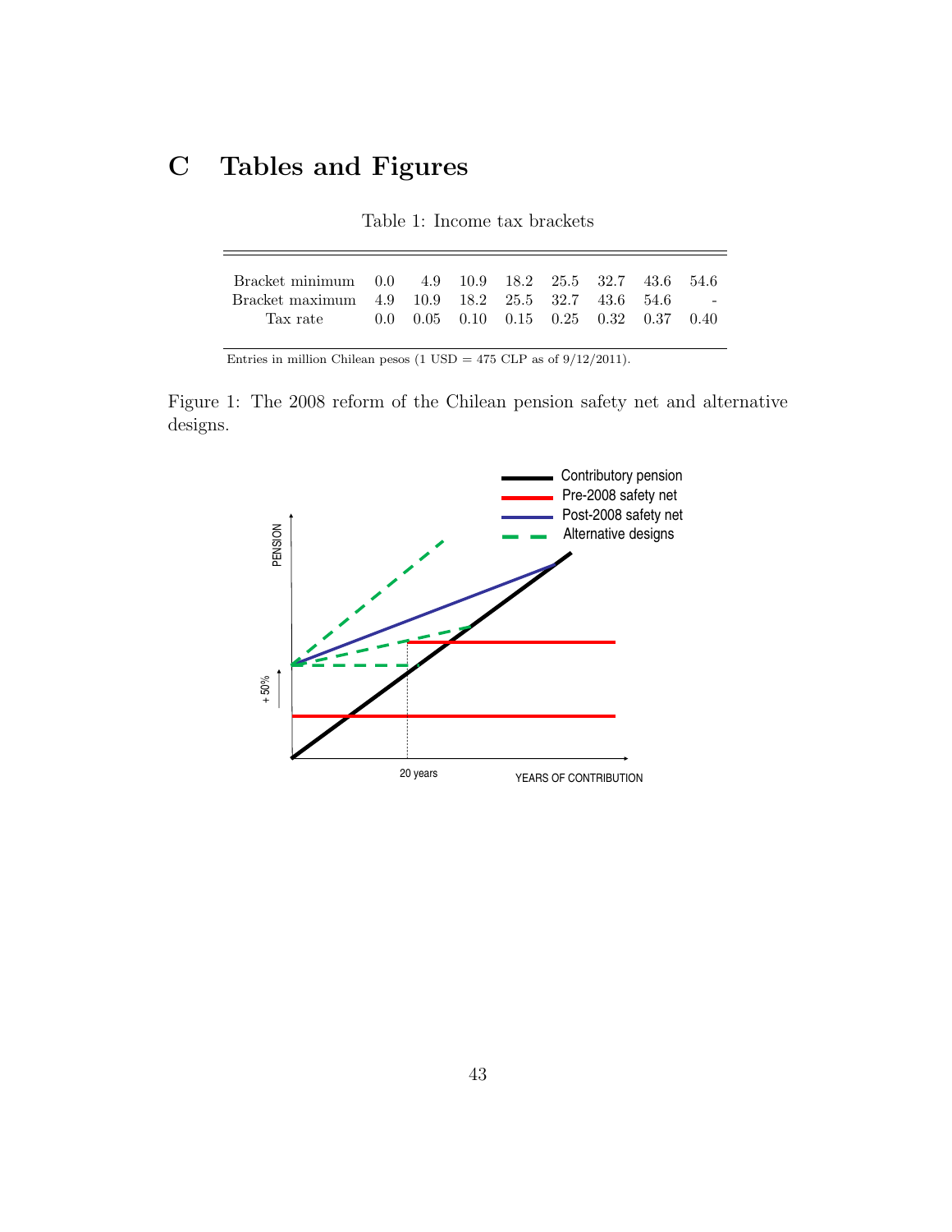# C Tables and Figures

Table 1: Income tax brackets

| Bracket minimum | 0.0 | 4.9 | 10.9 | 18.2 | 25.5 | 32.7 | 43.6 | 54.6 |
|---|---|---|---|---|---|---|---|---|
| Bracket maximum | 4.9 | 10.9 | 18.2 | 25.5 | 32.7 | 43.6 | 54.6 | - |
| Tax rate | 0.0 | 0.05 | 0.10 | 0.15 | 0.25 | 0.32 | 0.37 | 0.40 |

Entries in million Chilean pesos (1 USD = 475 CLP as of 9/12/2011).

Figure 1: The 2008 reform of the Chilean pension safety net and alternative designs.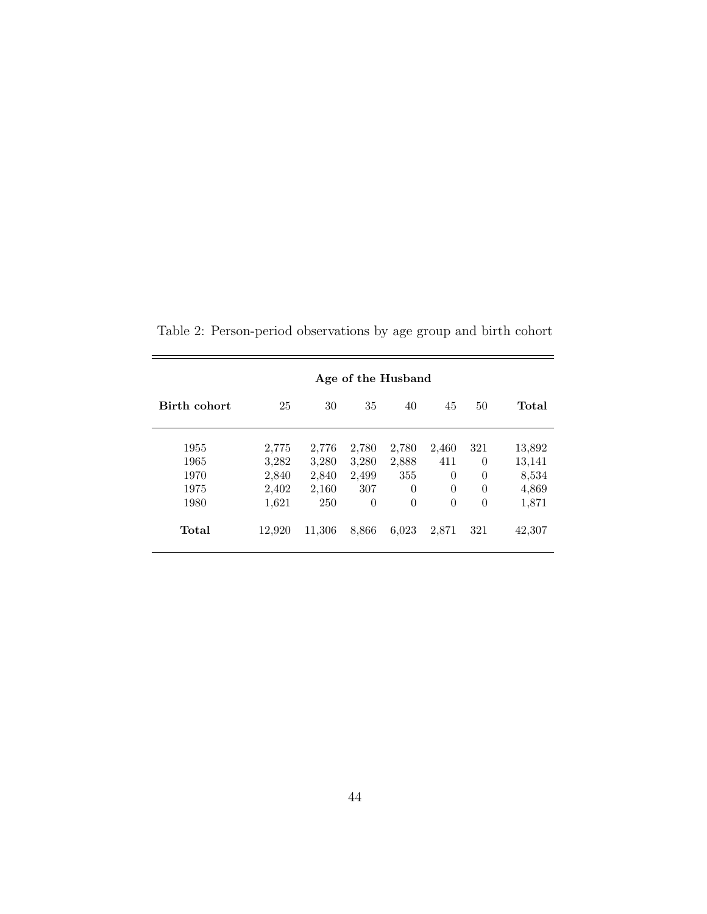Table 2: Person-period observations by age group and birth cohort

| | Age of the Husband | | | | | | |
|---|---|---|---|---|---|---|---|
| **Birth cohort** | 25 | 30 | 35 | 40 | 45 | 50 | **Total** |
| 1955 | 2,775 | 2,776 | 2,780 | 2,780 | 2,460 | 321 | 13,892 |
| 1965 | 3,282 | 3,280 | 3,280 | 2,888 | 411 | 0 | 13,141 |
| 1970 | 2,840 | 2,840 | 2,499 | 355 | 0 | 0 | 8,534 |
| 1975 | 2,402 | 2,160 | 307 | 0 | 0 | 0 | 4,869 |
| 1980 | 1,621 | 250 | 0 | 0 | 0 | 0 | 1,871 |
| **Total** | 12,920 | 11,306 | 8,866 | 6,023 | 2,871 | 321 | 42,307 |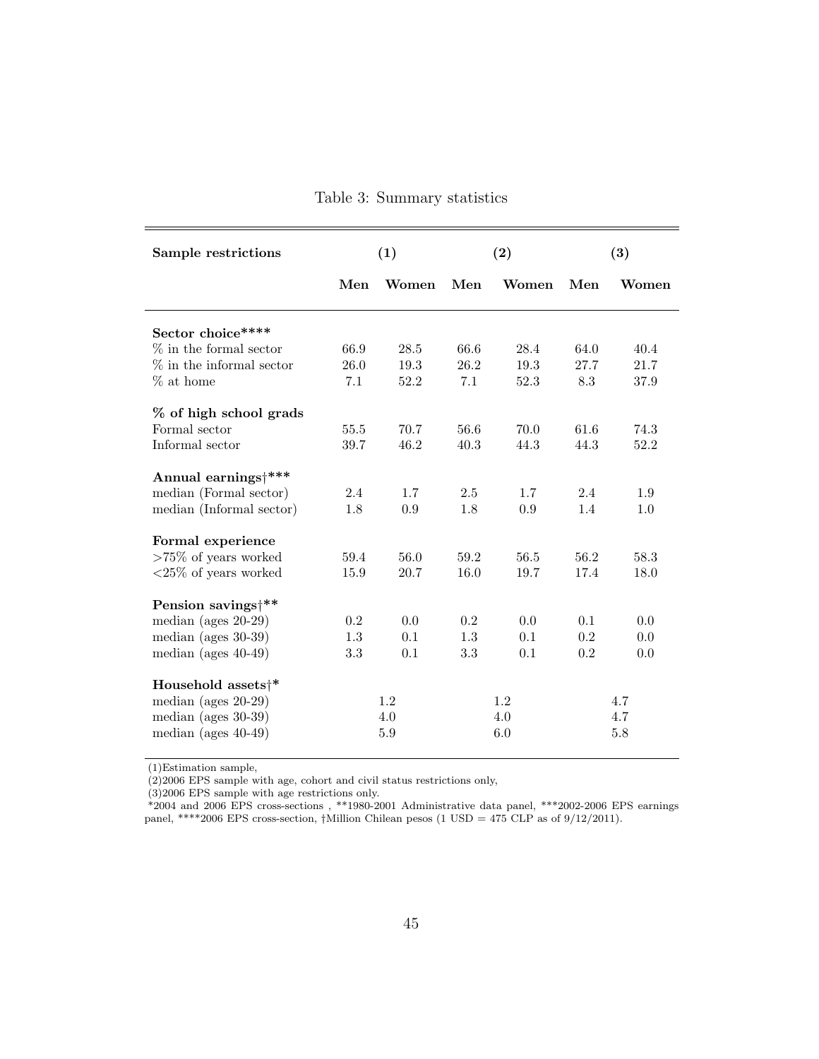Table 3: Summary statistics

| Sample restrictions | (1) | | (2) | | (3) | |
|---|---|---|---|---|---|---|
| | Men | Women | Men | Women | Men | Women |
| **Sector choice\*\*\*\*** | | | | | | |
| % in the formal sector | 66.9 | 28.5 | 66.6 | 28.4 | 64.0 | 40.4 |
| % in the informal sector | 26.0 | 19.3 | 26.2 | 19.3 | 27.7 | 21.7 |
| % at home | 7.1 | 52.2 | 7.1 | 52.3 | 8.3 | 37.9 |
| **% of high school grads** | | | | | | |
| Formal sector | 55.5 | 70.7 | 56.6 | 70.0 | 61.6 | 74.3 |
| Informal sector | 39.7 | 46.2 | 40.3 | 44.3 | 44.3 | 52.2 |
| **Annual earnings†\*\*\*** | | | | | | |
| median (Formal sector) | 2.4 | 1.7 | 2.5 | 1.7 | 2.4 | 1.9 |
| median (Informal sector) | 1.8 | 0.9 | 1.8 | 0.9 | 1.4 | 1.0 |
| **Formal experience** | | | | | | |
| >75% of years worked | 59.4 | 56.0 | 59.2 | 56.5 | 56.2 | 58.3 |
| <25% of years worked | 15.9 | 20.7 | 16.0 | 19.7 | 17.4 | 18.0 |
| **Pension savings†\*\*** | | | | | | |
| median (ages 20-29) | 0.2 | 0.0 | 0.2 | 0.0 | 0.1 | 0.0 |
| median (ages 30-39) | 1.3 | 0.1 | 1.3 | 0.1 | 0.2 | 0.0 |
| median (ages 40-49) | 3.3 | 0.1 | 3.3 | 0.1 | 0.2 | 0.0 |
| **Household assets†\*** | | | | | | |
| median (ages 20-29) | 1.2 | | 1.2 | | 4.7 | |
| median (ages 30-39) | 4.0 | | 4.0 | | 4.7 | |
| median (ages 40-49) | 5.9 | | 6.0 | | 5.8 | |

(1)Estimation sample,
(2)2006 EPS sample with age, cohort and civil status restrictions only,
(3)2006 EPS sample with age restrictions only.
*2004 and 2006 EPS cross-sections , **1980-2001 Administrative data panel, ***2002-2006 EPS earnings panel, ****2006 EPS cross-section, †Million Chilean pesos (1 USD = 475 CLP as of 9/12/2011).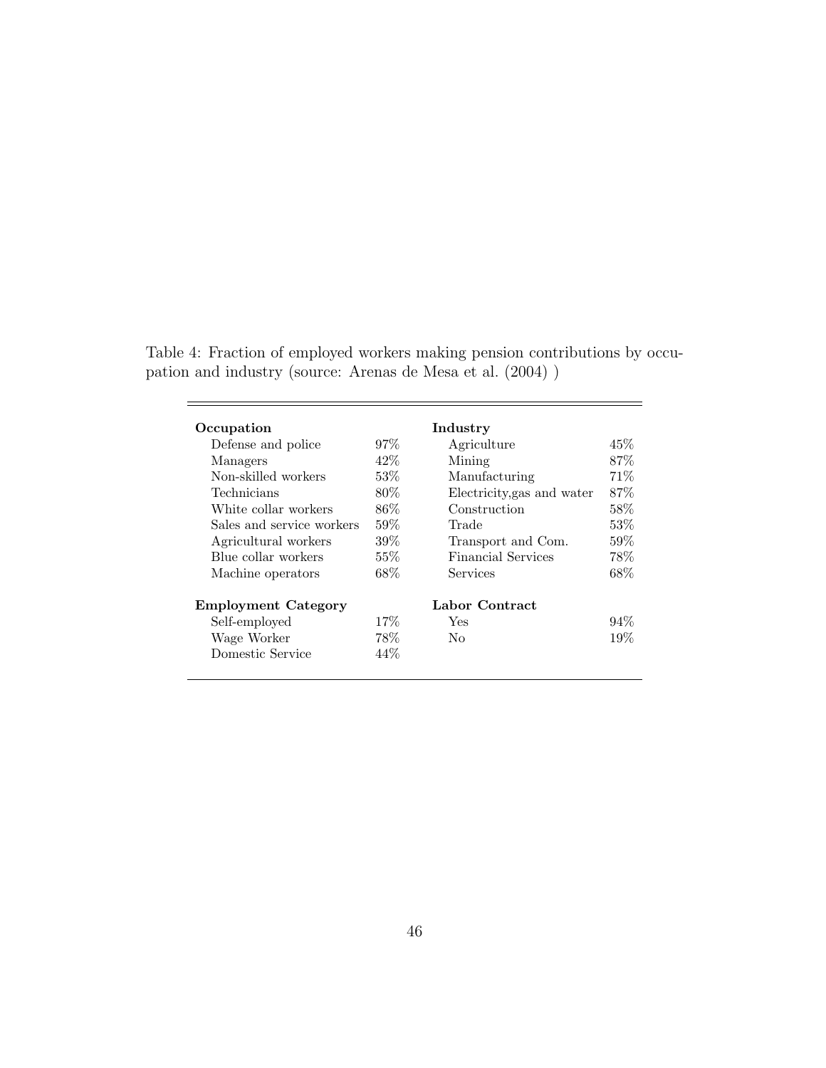Table 4: Fraction of employed workers making pension contributions by occupation and industry (source: Arenas de Mesa et al. (2004) )

| **Occupation** | | **Industry** | |
|---|---|---|---|
| Defense and police | 97% | Agriculture | 45% |
| Managers | 42% | Mining | 87% |
| Non-skilled workers | 53% | Manufacturing | 71% |
| Technicians | 80% | Electricity,gas and water | 87% |
| White collar workers | 86% | Construction | 58% |
| Sales and service workers | 59% | Trade | 53% |
| Agricultural workers | 39% | Transport and Com. | 59% |
| Blue collar workers | 55% | Financial Services | 78% |
| Machine operators | 68% | Services | 68% |
| **Employment Category** | | **Labor Contract** | |
| Self-employed | 17% | Yes | 94% |
| Wage Worker | 78% | No | 19% |
| Domestic Service | 44% | | |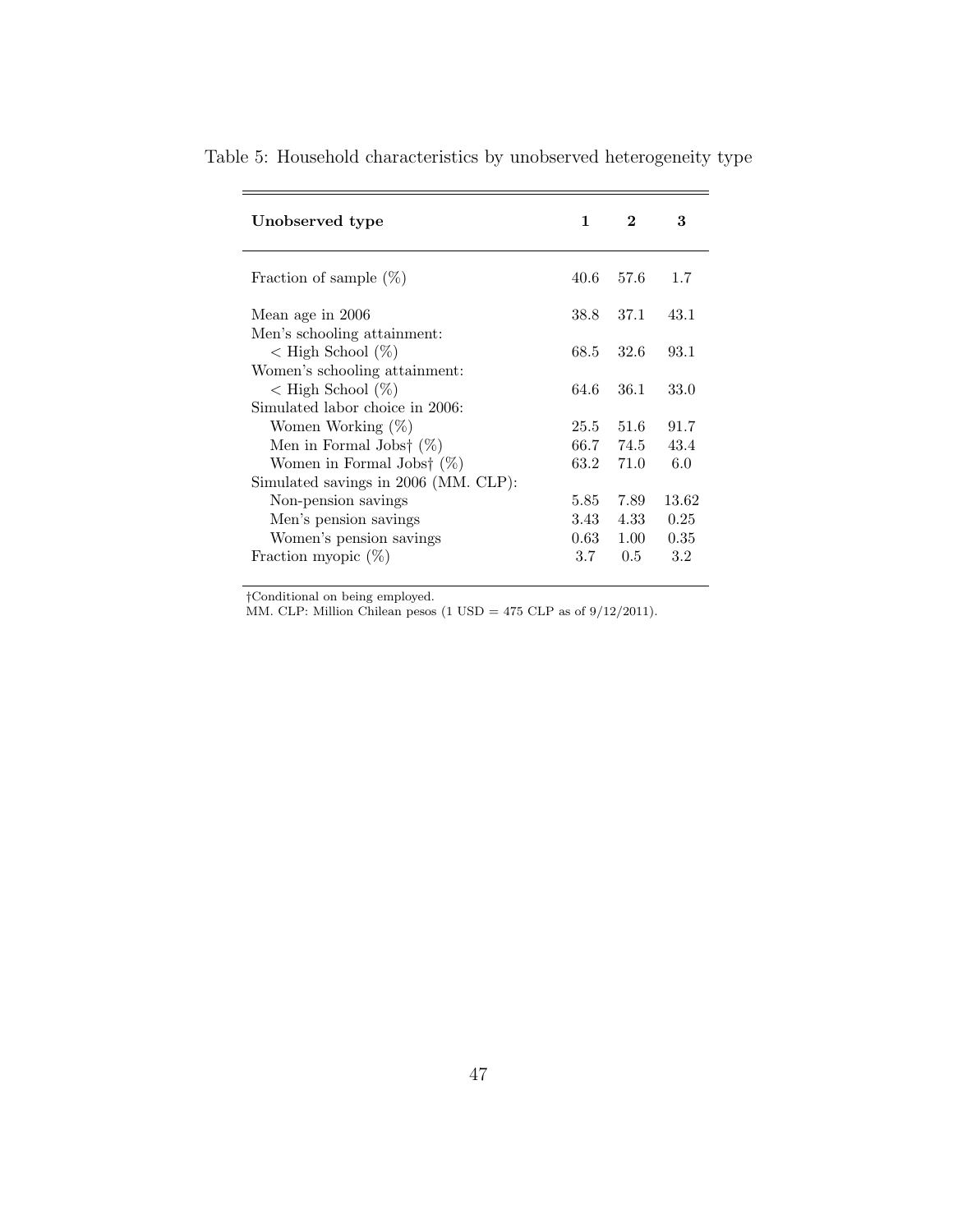Table 5: Household characteristics by unobserved heterogeneity type

| **Unobserved type** | **1** | **2** | **3** |
|---|---|---|---|
| Fraction of sample (%) | 40.6 | 57.6 | 1.7 |
| Mean age in 2006 | 38.8 | 37.1 | 43.1 |
| Men's schooling attainment: | | | |
| < High School (%) | 68.5 | 32.6 | 93.1 |
| Women's schooling attainment: | | | |
| < High School (%) | 64.6 | 36.1 | 33.0 |
| Simulated labor choice in 2006: | | | |
| Women Working (%) | 25.5 | 51.6 | 91.7 |
| Men in Formal Jobs† (%) | 66.7 | 74.5 | 43.4 |
| Women in Formal Jobs† (%) | 63.2 | 71.0 | 6.0 |
| Simulated savings in 2006 (MM. CLP): | | | |
| Non-pension savings | 5.85 | 7.89 | 13.62 |
| Men's pension savings | 3.43 | 4.33 | 0.25 |
| Women's pension savings | 0.63 | 1.00 | 0.35 |
| Fraction myopic (%) | 3.7 | 0.5 | 3.2 |

†Conditional on being employed.
MM. CLP: Million Chilean pesos (1 USD = 475 CLP as of 9/12/2011).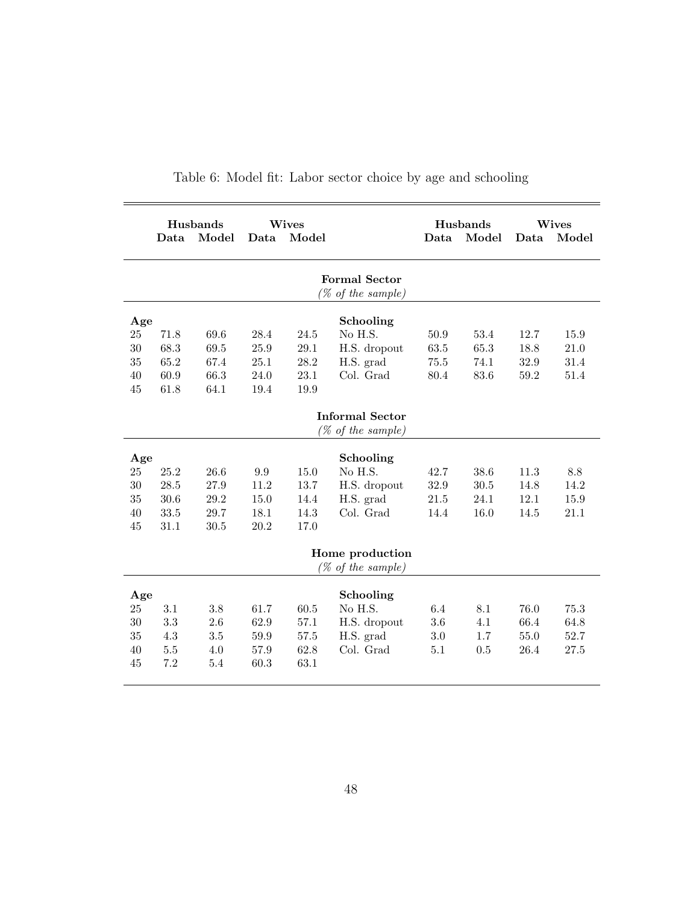Table 6: Model fit: Labor sector choice by age and schooling

| | Husbands | | Wives | | | Husbands | | Wives | |
|---|---|---|---|---|---|---|---|---|---|
| | Data | Model | Data | Model | | Data | Model | Data | Model |
| | | | | | **Formal Sector** *(% of the sample)* | | | | |
| **Age** | | | | | **Schooling** | | | | |
| 25 | 71.8 | 69.6 | 28.4 | 24.5 | No H.S. | 50.9 | 53.4 | 12.7 | 15.9 |
| 30 | 68.3 | 69.5 | 25.9 | 29.1 | H.S. dropout | 63.5 | 65.3 | 18.8 | 21.0 |
| 35 | 65.2 | 67.4 | 25.1 | 28.2 | H.S. grad | 75.5 | 74.1 | 32.9 | 31.4 |
| 40 | 60.9 | 66.3 | 24.0 | 23.1 | Col. Grad | 80.4 | 83.6 | 59.2 | 51.4 |
| 45 | 61.8 | 64.1 | 19.4 | 19.9 | | | | | |
| | | | | | **Informal Sector** *(% of the sample)* | | | | |
| **Age** | | | | | **Schooling** | | | | |
| 25 | 25.2 | 26.6 | 9.9 | 15.0 | No H.S. | 42.7 | 38.6 | 11.3 | 8.8 |
| 30 | 28.5 | 27.9 | 11.2 | 13.7 | H.S. dropout | 32.9 | 30.5 | 14.8 | 14.2 |
| 35 | 30.6 | 29.2 | 15.0 | 14.4 | H.S. grad | 21.5 | 24.1 | 12.1 | 15.9 |
| 40 | 33.5 | 29.7 | 18.1 | 14.3 | Col. Grad | 14.4 | 16.0 | 14.5 | 21.1 |
| 45 | 31.1 | 30.5 | 20.2 | 17.0 | | | | | |
| | | | | | **Home production** *(% of the sample)* | | | | |
| **Age** | | | | | **Schooling** | | | | |
| 25 | 3.1 | 3.8 | 61.7 | 60.5 | No H.S. | 6.4 | 8.1 | 76.0 | 75.3 |
| 30 | 3.3 | 2.6 | 62.9 | 57.1 | H.S. dropout | 3.6 | 4.1 | 66.4 | 64.8 |
| 35 | 4.3 | 3.5 | 59.9 | 57.5 | H.S. grad | 3.0 | 1.7 | 55.0 | 52.7 |
| 40 | 5.5 | 4.0 | 57.9 | 62.8 | Col. Grad | 5.1 | 0.5 | 26.4 | 27.5 |
| 45 | 7.2 | 5.4 | 60.3 | 63.1 | | | | | |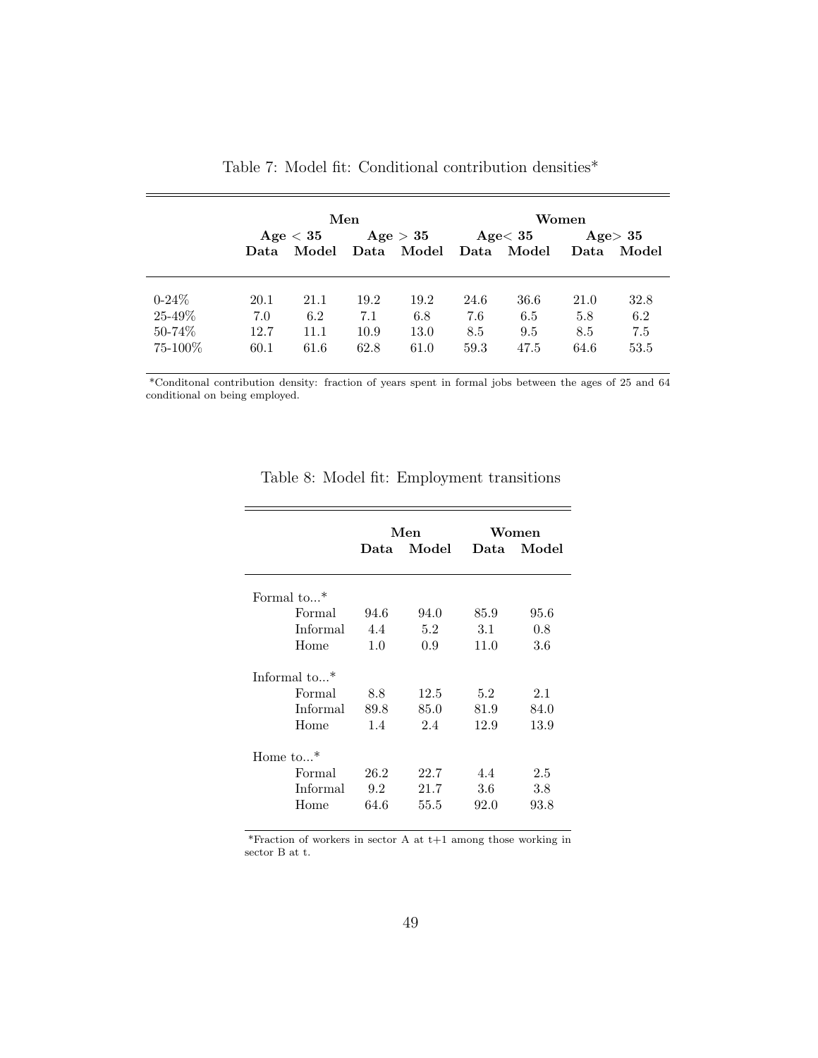Table 7: Model fit: Conditional contribution densities*

| | Men | | | | Women | | | |
|---|---|---|---|---|---|---|---|---|
| | **Age < 35** | | **Age > 35** | | **Age< 35** | | **Age> 35** | |
| | **Data** | **Model** | **Data** | **Model** | **Data** | **Model** | **Data** | **Model** |
| 0-24% | 20.1 | 21.1 | 19.2 | 19.2 | 24.6 | 36.6 | 21.0 | 32.8 |
| 25-49% | 7.0 | 6.2 | 7.1 | 6.8 | 7.6 | 6.5 | 5.8 | 6.2 |
| 50-74% | 12.7 | 11.1 | 10.9 | 13.0 | 8.5 | 9.5 | 8.5 | 7.5 |
| 75-100% | 60.1 | 61.6 | 62.8 | 61.0 | 59.3 | 47.5 | 64.6 | 53.5 |

*Conditonal contribution density: fraction of years spent in formal jobs between the ages of 25 and 64 conditional on being employed.

Table 8: Model fit: Employment transitions

| | Men | | Women | |
|---|---|---|---|---|
| | **Data** | **Model** | **Data** | **Model** |
| Formal to...* | | | | |
| Formal | 94.6 | 94.0 | 85.9 | 95.6 |
| Informal | 4.4 | 5.2 | 3.1 | 0.8 |
| Home | 1.0 | 0.9 | 11.0 | 3.6 |
| Informal to...* | | | | |
| Formal | 8.8 | 12.5 | 5.2 | 2.1 |
| Informal | 89.8 | 85.0 | 81.9 | 84.0 |
| Home | 1.4 | 2.4 | 12.9 | 13.9 |
| Home to...* | | | | |
| Formal | 26.2 | 22.7 | 4.4 | 2.5 |
| Informal | 9.2 | 21.7 | 3.6 | 3.8 |
| Home | 64.6 | 55.5 | 92.0 | 93.8 |

*Fraction of workers in sector A at t+1 among those working in sector B at t.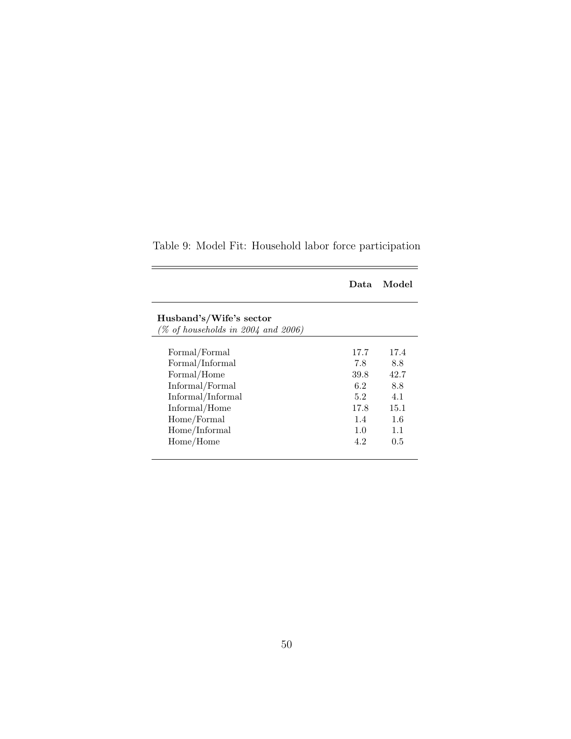Table 9: Model Fit: Household labor force participation

| | **Data** | **Model** |
|---|---|---|
| **Husband's/Wife's sector** *(% of households in 2004 and 2006)* | | |
| Formal/Formal | 17.7 | 17.4 |
| Formal/Informal | 7.8 | 8.8 |
| Formal/Home | 39.8 | 42.7 |
| Informal/Formal | 6.2 | 8.8 |
| Informal/Informal | 5.2 | 4.1 |
| Informal/Home | 17.8 | 15.1 |
| Home/Formal | 1.4 | 1.6 |
| Home/Informal | 1.0 | 1.1 |
| Home/Home | 4.2 | 0.5 |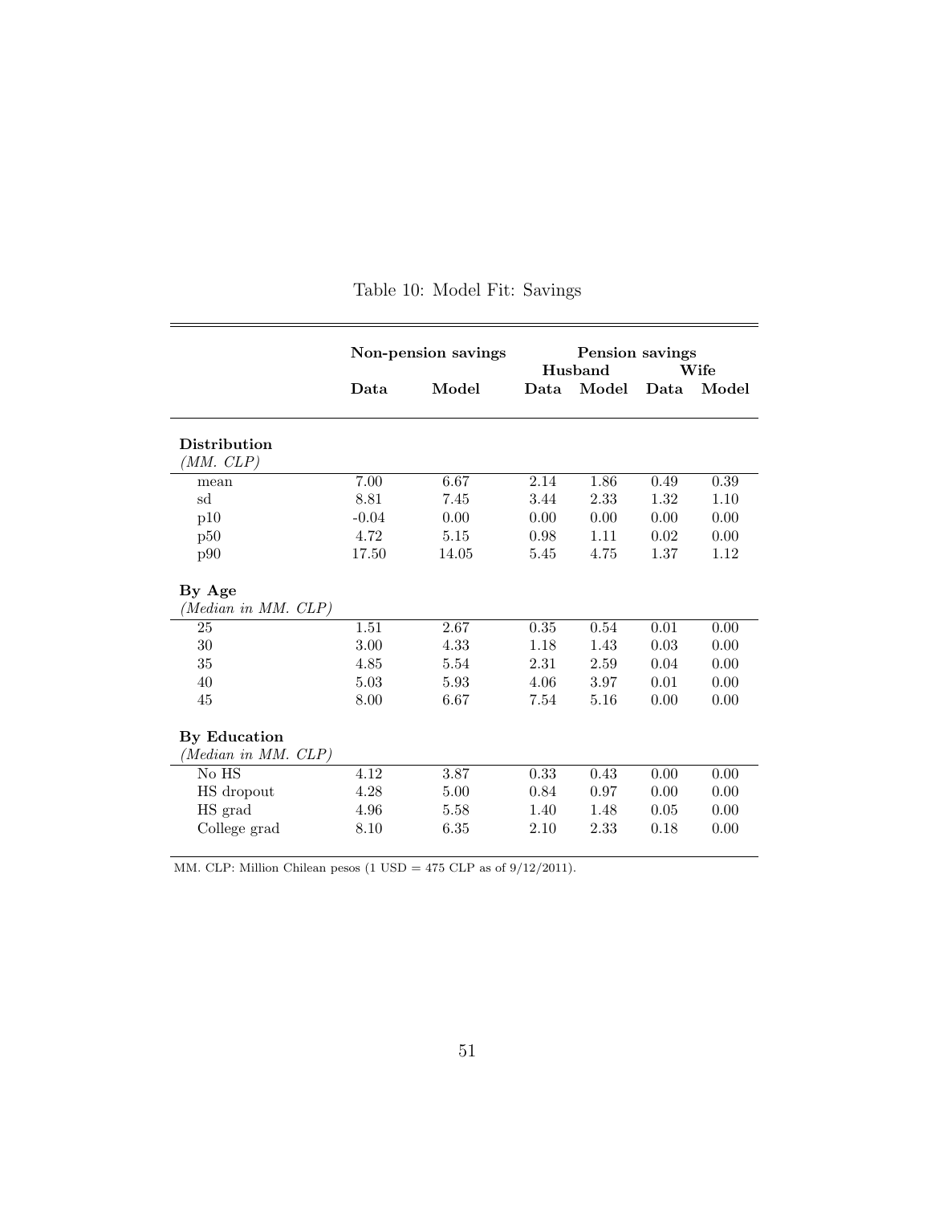Table 10: Model Fit: Savings

| | Non-pension savings | | Pension savings | | | |
|---|---|---|---|---|---|---|
| | | | Husband | | Wife | |
| | Data | Model | Data | Model | Data | Model |
| **Distribution** *(MM. CLP)* | | | | | | |
| mean | 7.00 | 6.67 | 2.14 | 1.86 | 0.49 | 0.39 |
| sd | 8.81 | 7.45 | 3.44 | 2.33 | 1.32 | 1.10 |
| p10 | -0.04 | 0.00 | 0.00 | 0.00 | 0.00 | 0.00 |
| p50 | 4.72 | 5.15 | 0.98 | 1.11 | 0.02 | 0.00 |
| p90 | 17.50 | 14.05 | 5.45 | 4.75 | 1.37 | 1.12 |
| **By Age** *(Median in MM. CLP)* | | | | | | |
| 25 | 1.51 | 2.67 | 0.35 | 0.54 | 0.01 | 0.00 |
| 30 | 3.00 | 4.33 | 1.18 | 1.43 | 0.03 | 0.00 |
| 35 | 4.85 | 5.54 | 2.31 | 2.59 | 0.04 | 0.00 |
| 40 | 5.03 | 5.93 | 4.06 | 3.97 | 0.01 | 0.00 |
| 45 | 8.00 | 6.67 | 7.54 | 5.16 | 0.00 | 0.00 |
| **By Education** *(Median in MM. CLP)* | | | | | | |
| No HS | 4.12 | 3.87 | 0.33 | 0.43 | 0.00 | 0.00 |
| HS dropout | 4.28 | 5.00 | 0.84 | 0.97 | 0.00 | 0.00 |
| HS grad | 4.96 | 5.58 | 1.40 | 1.48 | 0.05 | 0.00 |
| College grad | 8.10 | 6.35 | 2.10 | 2.33 | 0.18 | 0.00 |

MM. CLP: Million Chilean pesos (1 USD = 475 CLP as of 9/12/2011).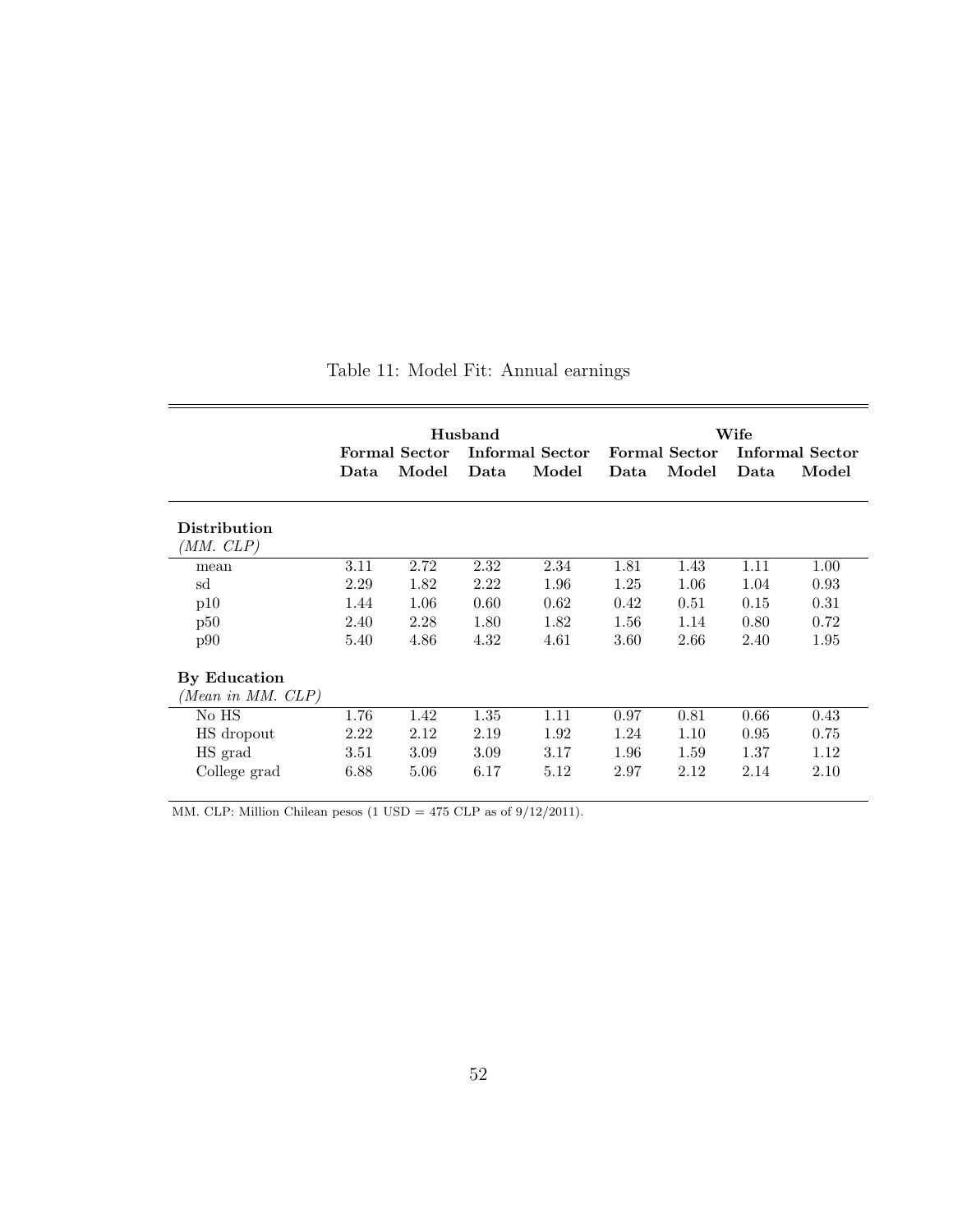Table 11: Model Fit: Annual earnings

| | Husband | | | | Wife | | | |
|---|---|---|---|---|---|---|---|---|
| | Formal Sector | | Informal Sector | | Formal Sector | | Informal Sector | |
| | **Data** | **Model** | **Data** | **Model** | **Data** | **Model** | **Data** | **Model** |
| **Distribution** *(MM. CLP)* | | | | | | | | |
| mean | 3.11 | 2.72 | 2.32 | 2.34 | 1.81 | 1.43 | 1.11 | 1.00 |
| sd | 2.29 | 1.82 | 2.22 | 1.96 | 1.25 | 1.06 | 1.04 | 0.93 |
| p10 | 1.44 | 1.06 | 0.60 | 0.62 | 0.42 | 0.51 | 0.15 | 0.31 |
| p50 | 2.40 | 2.28 | 1.80 | 1.82 | 1.56 | 1.14 | 0.80 | 0.72 |
| p90 | 5.40 | 4.86 | 4.32 | 4.61 | 3.60 | 2.66 | 2.40 | 1.95 |
| **By Education** *(Mean in MM. CLP)* | | | | | | | | |
| No HS | 1.76 | 1.42 | 1.35 | 1.11 | 0.97 | 0.81 | 0.66 | 0.43 |
| HS dropout | 2.22 | 2.12 | 2.19 | 1.92 | 1.24 | 1.10 | 0.95 | 0.75 |
| HS grad | 3.51 | 3.09 | 3.09 | 3.17 | 1.96 | 1.59 | 1.37 | 1.12 |
| College grad | 6.88 | 5.06 | 6.17 | 5.12 | 2.97 | 2.12 | 2.14 | 2.10 |

MM. CLP: Million Chilean pesos (1 USD = 475 CLP as of 9/12/2011).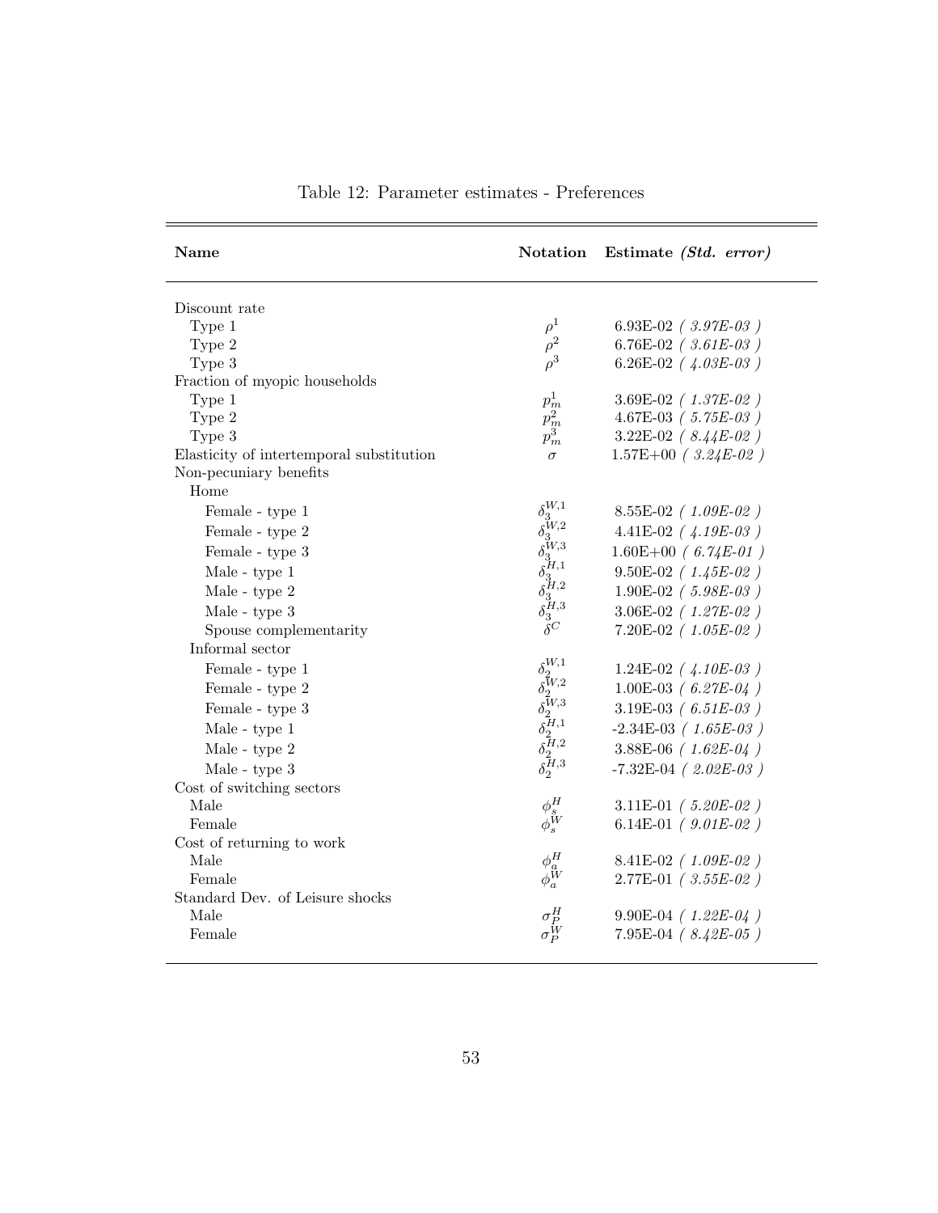Table 12: Parameter estimates - Preferences

| **Name** | **Notation** | **Estimate *(Std. error)*** |
|---|---|---|
| Discount rate | | |
| Type 1 | $\rho^1$ | 6.93E-02 *( 3.97E-03 )* |
| Type 2 | $\rho^2$ | 6.76E-02 *( 3.61E-03 )* |
| Type 3 | $\rho^3$ | 6.26E-02 *( 4.03E-03 )* |
| Fraction of myopic households | | |
| Type 1 | $p_m^1$ | 3.69E-02 *( 1.37E-02 )* |
| Type 2 | $p_m^2$ | 4.67E-03 *( 5.75E-03 )* |
| Type 3 | $p_m^3$ | 3.22E-02 *( 8.44E-02 )* |
| Elasticity of intertemporal substitution | $\sigma$ | 1.57E+00 *( 3.24E-02 )* |
| Non-pecuniary benefits | | |
| Home | | |
| Female - type 1 | $\delta_3^{W,1}$ | 8.55E-02 *( 1.09E-02 )* |
| Female - type 2 | $\delta_3^{W,2}$ | 4.41E-02 *( 4.19E-03 )* |
| Female - type 3 | $\delta_3^{W,3}$ | 1.60E+00 *( 6.74E-01 )* |
| Male - type 1 | $\delta_3^{H,1}$ | 9.50E-02 *( 1.45E-02 )* |
| Male - type 2 | $\delta_3^{H,2}$ | 1.90E-02 *( 5.98E-03 )* |
| Male - type 3 | $\delta_3^{H,3}$ | 3.06E-02 *( 1.27E-02 )* |
| Spouse complementarity | $\delta^C$ | 7.20E-02 *( 1.05E-02 )* |
| Informal sector | | |
| Female - type 1 | $\delta_2^{W,1}$ | 1.24E-02 *( 4.10E-03 )* |
| Female - type 2 | $\delta_2^{W,2}$ | 1.00E-03 *( 6.27E-04 )* |
| Female - type 3 | $\delta_2^{W,3}$ | 3.19E-03 *( 6.51E-03 )* |
| Male - type 1 | $\delta_2^{H,1}$ | -2.34E-03 *( 1.65E-03 )* |
| Male - type 2 | $\delta_2^{H,2}$ | 3.88E-06 *( 1.62E-04 )* |
| Male - type 3 | $\delta_2^{H,3}$ | -7.32E-04 *( 2.02E-03 )* |
| Cost of switching sectors | | |
| Male | $\phi_s^H$ | 3.11E-01 *( 5.20E-02 )* |
| Female | $\phi_s^W$ | 6.14E-01 *( 9.01E-02 )* |
| Cost of returning to work | | |
| Male | $\phi_a^H$ | 8.41E-02 *( 1.09E-02 )* |
| Female | $\phi_a^W$ | 2.77E-01 *( 3.55E-02 )* |
| Standard Dev. of Leisure shocks | | |
| Male | $\sigma_P^H$ | 9.90E-04 *( 1.22E-04 )* |
| Female | $\sigma_P^W$ | 7.95E-04 *( 8.42E-05 )* |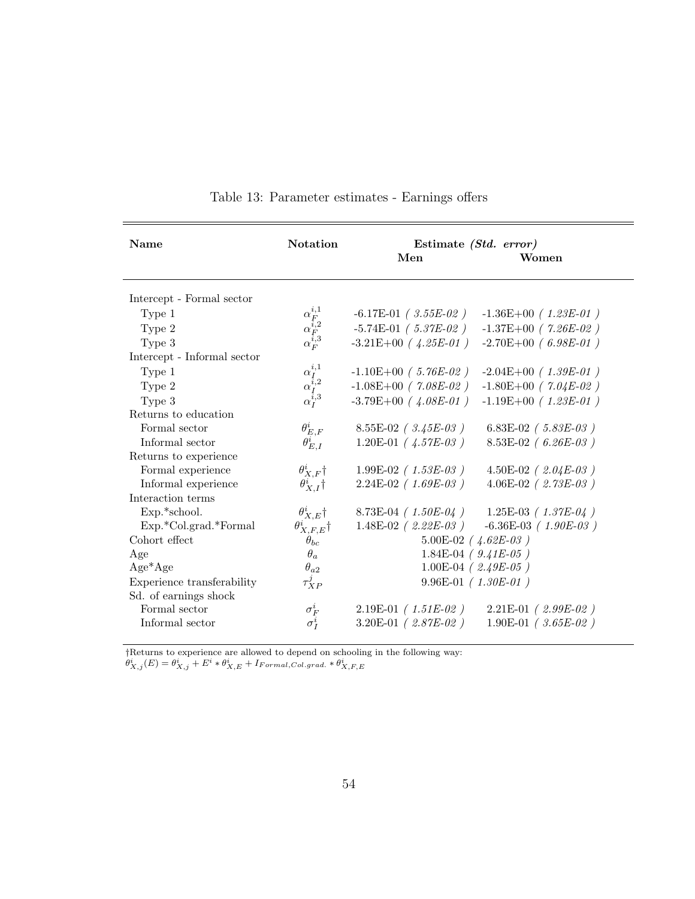Table 13: Parameter estimates - Earnings offers

| **Name** | **Notation** | **Estimate *(Std. error)*** | |
|---|---|---|---|
| | | **Men** | **Women** |
| Intercept - Formal sector | | | |
| Type 1 | $\alpha_F^{i,1}$ | -6.17E-01 *( 3.55E-02 )* | -1.36E+00 *( 1.23E-01 )* |
| Type 2 | $\alpha_F^{i,2}$ | -5.74E-01 *( 5.37E-02 )* | -1.37E+00 *( 7.26E-02 )* |
| Type 3 | $\alpha_F^{i,3}$ | -3.21E+00 *( 4.25E-01 )* | -2.70E+00 *( 6.98E-01 )* |
| Intercept - Informal sector | | | |
| Type 1 | $\alpha_I^{i,1}$ | -1.10E+00 *( 5.76E-02 )* | -2.04E+00 *( 1.39E-01 )* |
| Type 2 | $\alpha_I^{i,2}$ | -1.08E+00 *( 7.08E-02 )* | -1.80E+00 *( 7.04E-02 )* |
| Type 3 | $\alpha_I^{i,3}$ | -3.79E+00 *( 4.08E-01 )* | -1.19E+00 *( 1.23E-01 )* |
| Returns to education | | | |
| Formal sector | $\theta_{E,F}^i$ | 8.55E-02 *( 3.45E-03 )* | 6.83E-02 *( 5.83E-03 )* |
| Informal sector | $\theta_{E,I}^i$ | 1.20E-01 *( 4.57E-03 )* | 8.53E-02 *( 6.26E-03 )* |
| Returns to experience | | | |
| Formal experience | $\theta_{X,F}^i$† | 1.99E-02 *( 1.53E-03 )* | 4.50E-02 *( 2.04E-03 )* |
| Informal experience | $\theta_{X,I}^i$† | 2.24E-02 *( 1.69E-03 )* | 4.06E-02 *( 2.73E-03 )* |
| Interaction terms | | | |
| Exp.*school. | $\theta_{X,E}^i$† | 8.73E-04 *( 1.50E-04 )* | 1.25E-03 *( 1.37E-04 )* |
| Exp.*Col.grad.*Formal | $\theta_{X,F,E}^i$† | 1.48E-02 *( 2.22E-03 )* | -6.36E-03 *( 1.90E-03 )* |
| Cohort effect | $\theta_{bc}$ | 5.00E-02 *( 4.62E-03 )* | |
| Age | $\theta_a$ | 1.84E-04 *( 9.41E-05 )* | |
| Age*Age | $\theta_{a2}$ | 1.00E-04 *( 2.49E-05 )* | |
| Experience transferability | $\tau_{XP}^j$ | 9.96E-01 *( 1.30E-01 )* | |
| Sd. of earnings shock | | | |
| Formal sector | $\sigma_F^i$ | 2.19E-01 *( 1.51E-02 )* | 2.21E-01 *( 2.99E-02 )* |
| Informal sector | $\sigma_I^i$ | 3.20E-01 *( 2.87E-02 )* | 1.90E-01 *( 3.65E-02 )* |

†Returns to experience are allowed to depend on schooling in the following way:
$\theta_{X,j}^i(E) = \theta_{X,j}^i + E^i * \theta_{X,E}^i + I_{Formal,Col.grad.} * \theta_{X,F,E}^i$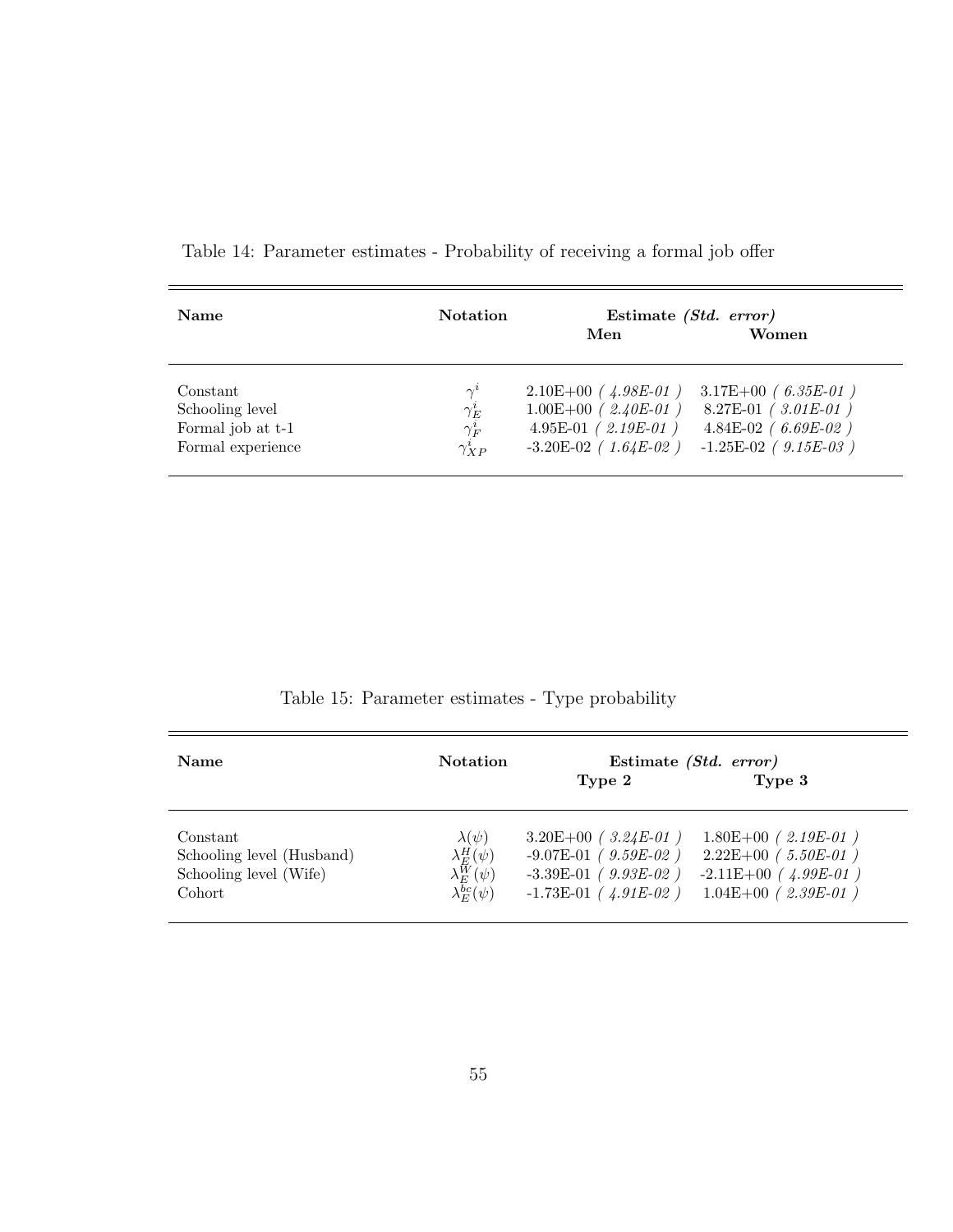Table 14: Parameter estimates - Probability of receiving a formal job offer

| **Name** | **Notation** | **Estimate *(Std. error)*** | |
|---|---|---|---|
| | | **Men** | **Women** |
| Constant | $\gamma^i$ | 2.10E+00 *( 4.98E-01 )* | 3.17E+00 *( 6.35E-01 )* |
| Schooling level | $\gamma^i_E$ | 1.00E+00 *( 2.40E-01 )* | 8.27E-01 *( 3.01E-01 )* |
| Formal job at t-1 | $\gamma^i_F$ | 4.95E-01 *( 2.19E-01 )* | 4.84E-02 *( 6.69E-02 )* |
| Formal experience | $\gamma^i_{XP}$ | -3.20E-02 *( 1.64E-02 )* | -1.25E-02 *( 9.15E-03 )* |

Table 15: Parameter estimates - Type probability

| **Name** | **Notation** | **Estimate *(Std. error)*** | |
|---|---|---|---|
| | | **Type 2** | **Type 3** |
| Constant | $\lambda(\psi)$ | 3.20E+00 *( 3.24E-01 )* | 1.80E+00 *( 2.19E-01 )* |
| Schooling level (Husband) | $\lambda^H_E(\psi)$ | -9.07E-01 *( 9.59E-02 )* | 2.22E+00 *( 5.50E-01 )* |
| Schooling level (Wife) | $\lambda^W_E(\psi)$ | -3.39E-01 *( 9.93E-02 )* | -2.11E+00 *( 4.99E-01 )* |
| Cohort | $\lambda^{bc}_E(\psi)$ | -1.73E-01 *( 4.91E-02 )* | 1.04E+00 *( 2.39E-01 )* |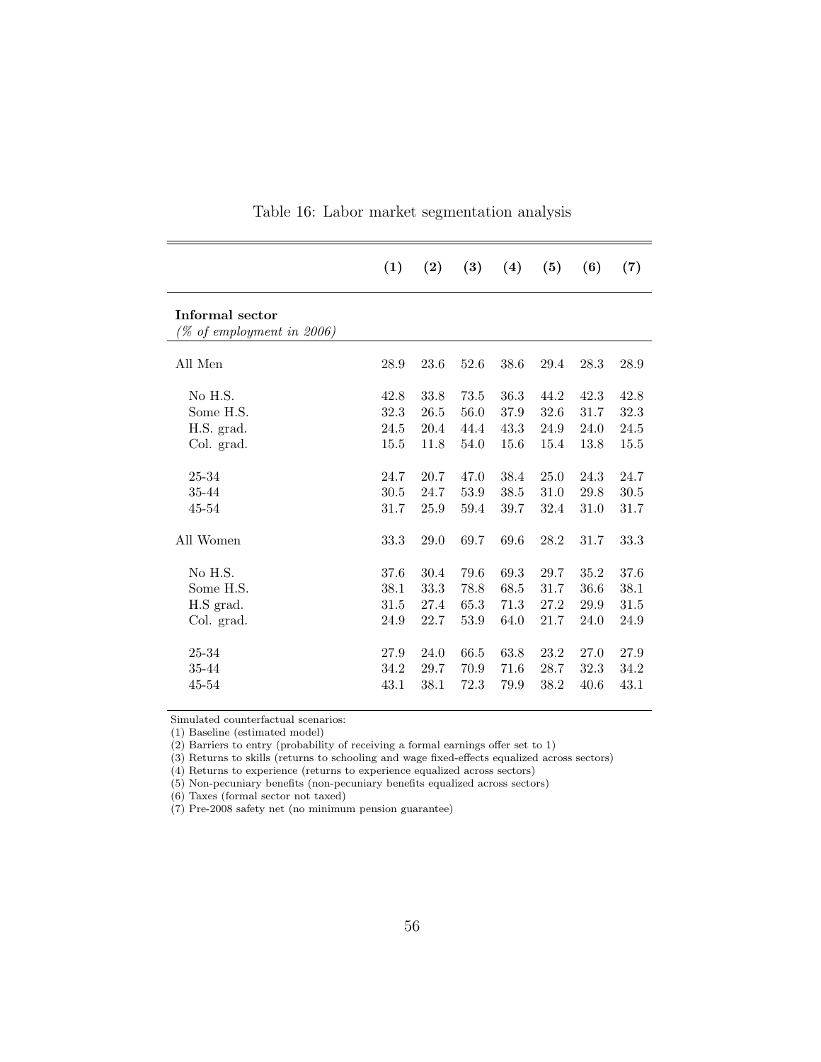Table 16: Labor market segmentation analysis

| | **(1)** | **(2)** | **(3)** | **(4)** | **(5)** | **(6)** | **(7)** |
|---|---|---|---|---|---|---|---|
| **Informal sector** *(% of employment in 2006)* | | | | | | | |
| All Men | 28.9 | 23.6 | 52.6 | 38.6 | 29.4 | 28.3 | 28.9 |
| No H.S. | 42.8 | 33.8 | 73.5 | 36.3 | 44.2 | 42.3 | 42.8 |
| Some H.S. | 32.3 | 26.5 | 56.0 | 37.9 | 32.6 | 31.7 | 32.3 |
| H.S. grad. | 24.5 | 20.4 | 44.4 | 43.3 | 24.9 | 24.0 | 24.5 |
| Col. grad. | 15.5 | 11.8 | 54.0 | 15.6 | 15.4 | 13.8 | 15.5 |
| 25-34 | 24.7 | 20.7 | 47.0 | 38.4 | 25.0 | 24.3 | 24.7 |
| 35-44 | 30.5 | 24.7 | 53.9 | 38.5 | 31.0 | 29.8 | 30.5 |
| 45-54 | 31.7 | 25.9 | 59.4 | 39.7 | 32.4 | 31.0 | 31.7 |
| All Women | 33.3 | 29.0 | 69.7 | 69.6 | 28.2 | 31.7 | 33.3 |
| No H.S. | 37.6 | 30.4 | 79.6 | 69.3 | 29.7 | 35.2 | 37.6 |
| Some H.S. | 38.1 | 33.3 | 78.8 | 68.5 | 31.7 | 36.6 | 38.1 |
| H.S grad. | 31.5 | 27.4 | 65.3 | 71.3 | 27.2 | 29.9 | 31.5 |
| Col. grad. | 24.9 | 22.7 | 53.9 | 64.0 | 21.7 | 24.0 | 24.9 |
| 25-34 | 27.9 | 24.0 | 66.5 | 63.8 | 23.2 | 27.0 | 27.9 |
| 35-44 | 34.2 | 29.7 | 70.9 | 71.6 | 28.7 | 32.3 | 34.2 |
| 45-54 | 43.1 | 38.1 | 72.3 | 79.9 | 38.2 | 40.6 | 43.1 |

Simulated counterfactual scenarios:
(1) Baseline (estimated model)
(2) Barriers to entry (probability of receiving a formal earnings offer set to 1)
(3) Returns to skills (returns to schooling and wage fixed-effects equalized across sectors)
(4) Returns to experience (returns to experience equalized across sectors)
(5) Non-pecuniary benefits (non-pecuniary benefits equalized across sectors)
(6) Taxes (formal sector not taxed)
(7) Pre-2008 safety net (no minimum pension guarantee)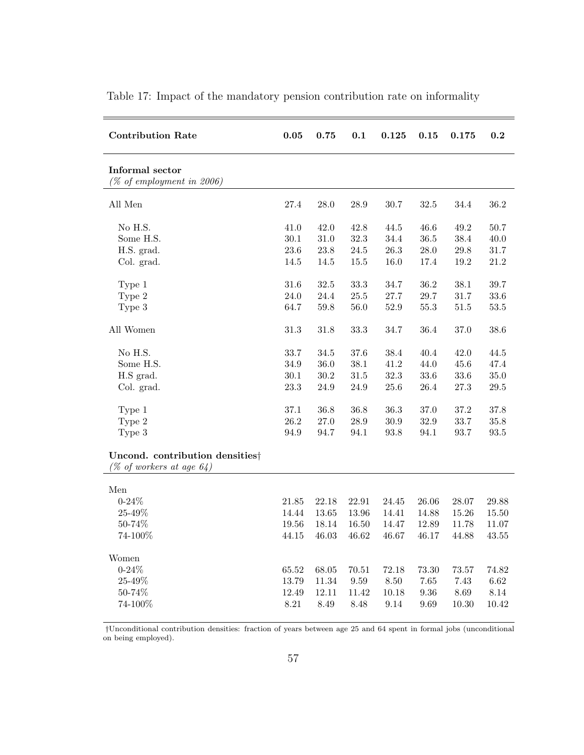Table 17: Impact of the mandatory pension contribution rate on informality

| **Contribution Rate** | **0.05** | **0.75** | **0.1** | **0.125** | **0.15** | **0.175** | **0.2** |
|---|---|---|---|---|---|---|---|
| **Informal sector** *(% of employment in 2006)* | | | | | | | |
| All Men | 27.4 | 28.0 | 28.9 | 30.7 | 32.5 | 34.4 | 36.2 |
| No H.S. | 41.0 | 42.0 | 42.8 | 44.5 | 46.6 | 49.2 | 50.7 |
| Some H.S. | 30.1 | 31.0 | 32.3 | 34.4 | 36.5 | 38.4 | 40.0 |
| H.S. grad. | 23.6 | 23.8 | 24.5 | 26.3 | 28.0 | 29.8 | 31.7 |
| Col. grad. | 14.5 | 14.5 | 15.5 | 16.0 | 17.4 | 19.2 | 21.2 |
| Type 1 | 31.6 | 32.5 | 33.3 | 34.7 | 36.2 | 38.1 | 39.7 |
| Type 2 | 24.0 | 24.4 | 25.5 | 27.7 | 29.7 | 31.7 | 33.6 |
| Type 3 | 64.7 | 59.8 | 56.0 | 52.9 | 55.3 | 51.5 | 53.5 |
| All Women | 31.3 | 31.8 | 33.3 | 34.7 | 36.4 | 37.0 | 38.6 |
| No H.S. | 33.7 | 34.5 | 37.6 | 38.4 | 40.4 | 42.0 | 44.5 |
| Some H.S. | 34.9 | 36.0 | 38.1 | 41.2 | 44.0 | 45.6 | 47.4 |
| H.S grad. | 30.1 | 30.2 | 31.5 | 32.3 | 33.6 | 33.6 | 35.0 |
| Col. grad. | 23.3 | 24.9 | 24.9 | 25.6 | 26.4 | 27.3 | 29.5 |
| Type 1 | 37.1 | 36.8 | 36.8 | 36.3 | 37.0 | 37.2 | 37.8 |
| Type 2 | 26.2 | 27.0 | 28.9 | 30.9 | 32.9 | 33.7 | 35.8 |
| Type 3 | 94.9 | 94.7 | 94.1 | 93.8 | 94.1 | 93.7 | 93.5 |
| **Uncond. contribution densities†** *(% of workers at age 64)* | | | | | | | |
| Men | | | | | | | |
| 0-24% | 21.85 | 22.18 | 22.91 | 24.45 | 26.06 | 28.07 | 29.88 |
| 25-49% | 14.44 | 13.65 | 13.96 | 14.41 | 14.88 | 15.26 | 15.50 |
| 50-74% | 19.56 | 18.14 | 16.50 | 14.47 | 12.89 | 11.78 | 11.07 |
| 74-100% | 44.15 | 46.03 | 46.62 | 46.67 | 46.17 | 44.88 | 43.55 |
| Women | | | | | | | |
| 0-24% | 65.52 | 68.05 | 70.51 | 72.18 | 73.30 | 73.57 | 74.82 |
| 25-49% | 13.79 | 11.34 | 9.59 | 8.50 | 7.65 | 7.43 | 6.62 |
| 50-74% | 12.49 | 12.11 | 11.42 | 10.18 | 9.36 | 8.69 | 8.14 |
| 74-100% | 8.21 | 8.49 | 8.48 | 9.14 | 9.69 | 10.30 | 10.42 |

†Unconditional contribution densities: fraction of years between age 25 and 64 spent in formal jobs (unconditional on being employed).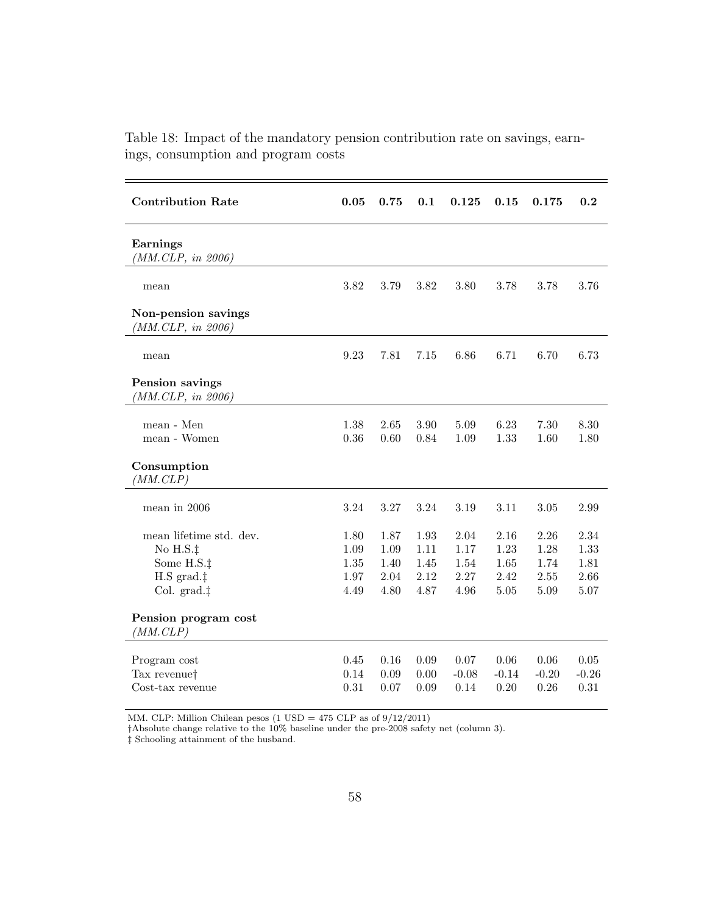Table 18: Impact of the mandatory pension contribution rate on savings, earnings, consumption and program costs

| **Contribution Rate** | **0.05** | **0.75** | **0.1** | **0.125** | **0.15** | **0.175** | **0.2** |
|---|---|---|---|---|---|---|---|
| **Earnings** *(MM.CLP, in 2006)* | | | | | | | |
| mean | 3.82 | 3.79 | 3.82 | 3.80 | 3.78 | 3.78 | 3.76 |
| **Non-pension savings** *(MM.CLP, in 2006)* | | | | | | | |
| mean | 9.23 | 7.81 | 7.15 | 6.86 | 6.71 | 6.70 | 6.73 |
| **Pension savings** *(MM.CLP, in 2006)* | | | | | | | |
| mean - Men | 1.38 | 2.65 | 3.90 | 5.09 | 6.23 | 7.30 | 8.30 |
| mean - Women | 0.36 | 0.60 | 0.84 | 1.09 | 1.33 | 1.60 | 1.80 |
| **Consumption** *(MM.CLP)* | | | | | | | |
| mean in 2006 | 3.24 | 3.27 | 3.24 | 3.19 | 3.11 | 3.05 | 2.99 |
| mean lifetime std. dev. | 1.80 | 1.87 | 1.93 | 2.04 | 2.16 | 2.26 | 2.34 |
| No H.S.‡ | 1.09 | 1.09 | 1.11 | 1.17 | 1.23 | 1.28 | 1.33 |
| Some H.S.‡ | 1.35 | 1.40 | 1.45 | 1.54 | 1.65 | 1.74 | 1.81 |
| H.S grad.‡ | 1.97 | 2.04 | 2.12 | 2.27 | 2.42 | 2.55 | 2.66 |
| Col. grad.‡ | 4.49 | 4.80 | 4.87 | 4.96 | 5.05 | 5.09 | 5.07 |
| **Pension program cost** *(MM.CLP)* | | | | | | | |
| Program cost | 0.45 | 0.16 | 0.09 | 0.07 | 0.06 | 0.06 | 0.05 |
| Tax revenue† | 0.14 | 0.09 | 0.00 | -0.08 | -0.14 | -0.20 | -0.26 |
| Cost-tax revenue | 0.31 | 0.07 | 0.09 | 0.14 | 0.20 | 0.26 | 0.31 |

MM. CLP: Million Chilean pesos (1 USD = 475 CLP as of 9/12/2011)

†Absolute change relative to the 10% baseline under the pre-2008 safety net (column 3).

‡ Schooling attainment of the husband.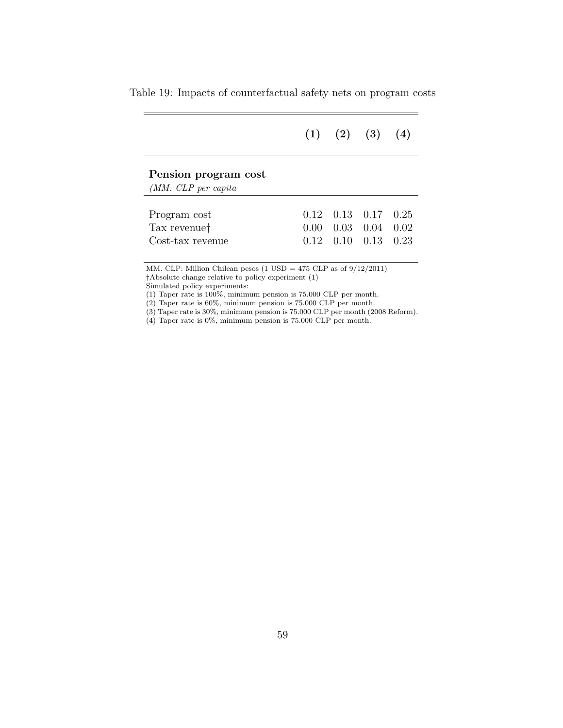Table 19: Impacts of counterfactual safety nets on program costs

| | (1) | (2) | (3) | (4) |
|---|---|---|---|---|
| **Pension program cost** *(MM. CLP per capita* | | | | |
| Program cost | 0.12 | 0.13 | 0.17 | 0.25 |
| Tax revenue† | 0.00 | 0.03 | 0.04 | 0.02 |
| Cost-tax revenue | 0.12 | 0.10 | 0.13 | 0.23 |

MM. CLP: Million Chilean pesos (1 USD = 475 CLP as of 9/12/2011)
†Absolute change relative to policy experiment (1)
Simulated policy experiments:
(1) Taper rate is 100%, minimum pension is 75.000 CLP per month.
(2) Taper rate is 60%, minimum pension is 75.000 CLP per month.
(3) Taper rate is 30%, minimum pension is 75.000 CLP per month (2008 Reform).
(4) Taper rate is 0%, minimum pension is 75.000 CLP per month.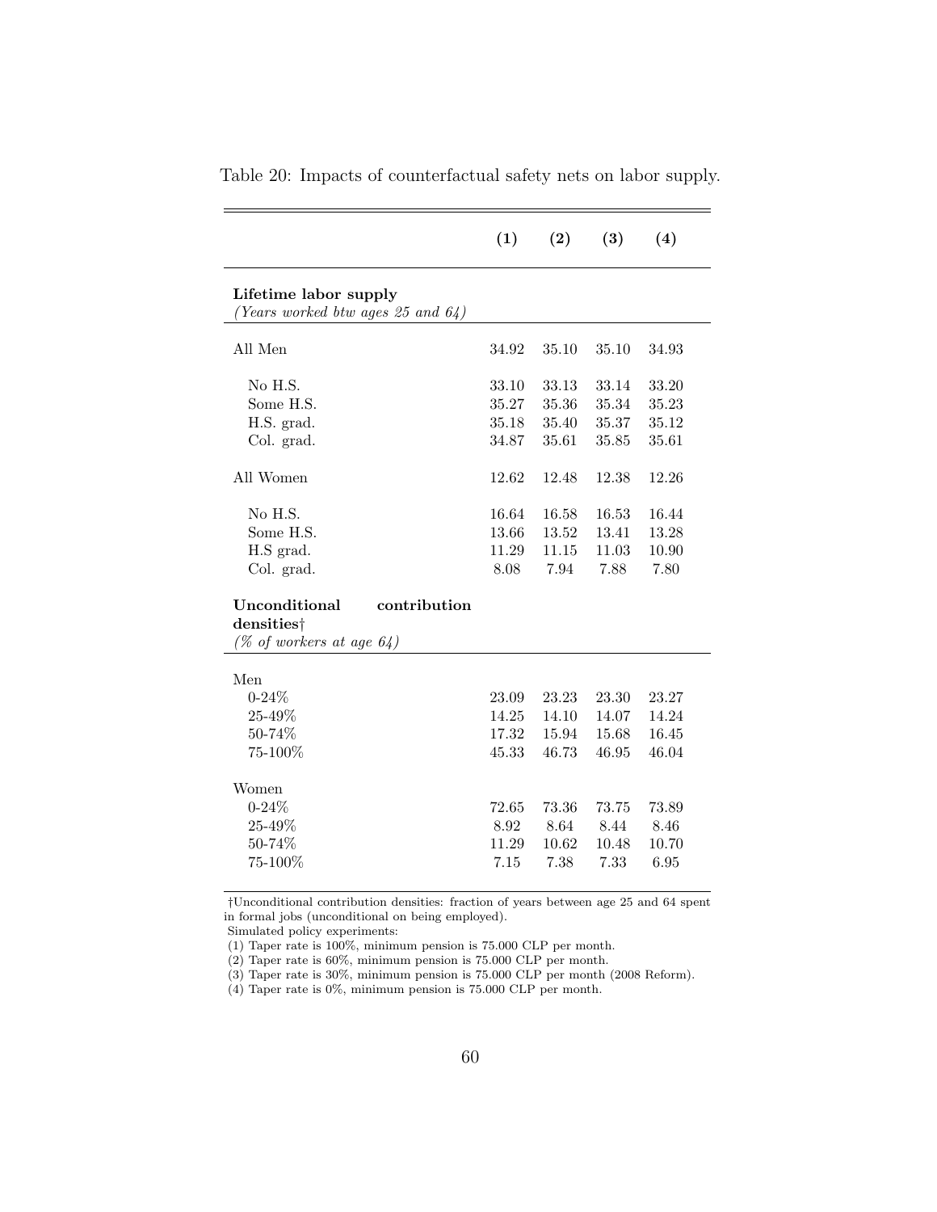Table 20: Impacts of counterfactual safety nets on labor supply.

| | (1) | (2) | (3) | (4) |
|---|---|---|---|---|
| **Lifetime labor supply** *(Years worked btw ages 25 and 64)* | | | | |
| All Men | 34.92 | 35.10 | 35.10 | 34.93 |
| No H.S. | 33.10 | 33.13 | 33.14 | 33.20 |
| Some H.S. | 35.27 | 35.36 | 35.34 | 35.23 |
| H.S. grad. | 35.18 | 35.40 | 35.37 | 35.12 |
| Col. grad. | 34.87 | 35.61 | 35.85 | 35.61 |
| All Women | 12.62 | 12.48 | 12.38 | 12.26 |
| No H.S. | 16.64 | 16.58 | 16.53 | 16.44 |
| Some H.S. | 13.66 | 13.52 | 13.41 | 13.28 |
| H.S grad. | 11.29 | 11.15 | 11.03 | 10.90 |
| Col. grad. | 8.08 | 7.94 | 7.88 | 7.80 |
| **Unconditional contribution densities†** *(% of workers at age 64)* | | | | |
| Men | | | | |
| 0-24% | 23.09 | 23.23 | 23.30 | 23.27 |
| 25-49% | 14.25 | 14.10 | 14.07 | 14.24 |
| 50-74% | 17.32 | 15.94 | 15.68 | 16.45 |
| 75-100% | 45.33 | 46.73 | 46.95 | 46.04 |
| Women | | | | |
| 0-24% | 72.65 | 73.36 | 73.75 | 73.89 |
| 25-49% | 8.92 | 8.64 | 8.44 | 8.46 |
| 50-74% | 11.29 | 10.62 | 10.48 | 10.70 |
| 75-100% | 7.15 | 7.38 | 7.33 | 6.95 |

†Unconditional contribution densities: fraction of years between age 25 and 64 spent in formal jobs (unconditional on being employed).

Simulated policy experiments:

(1) Taper rate is 100%, minimum pension is 75.000 CLP per month.

(2) Taper rate is 60%, minimum pension is 75.000 CLP per month.

(3) Taper rate is 30%, minimum pension is 75.000 CLP per month (2008 Reform).

(4) Taper rate is 0%, minimum pension is 75.000 CLP per month.